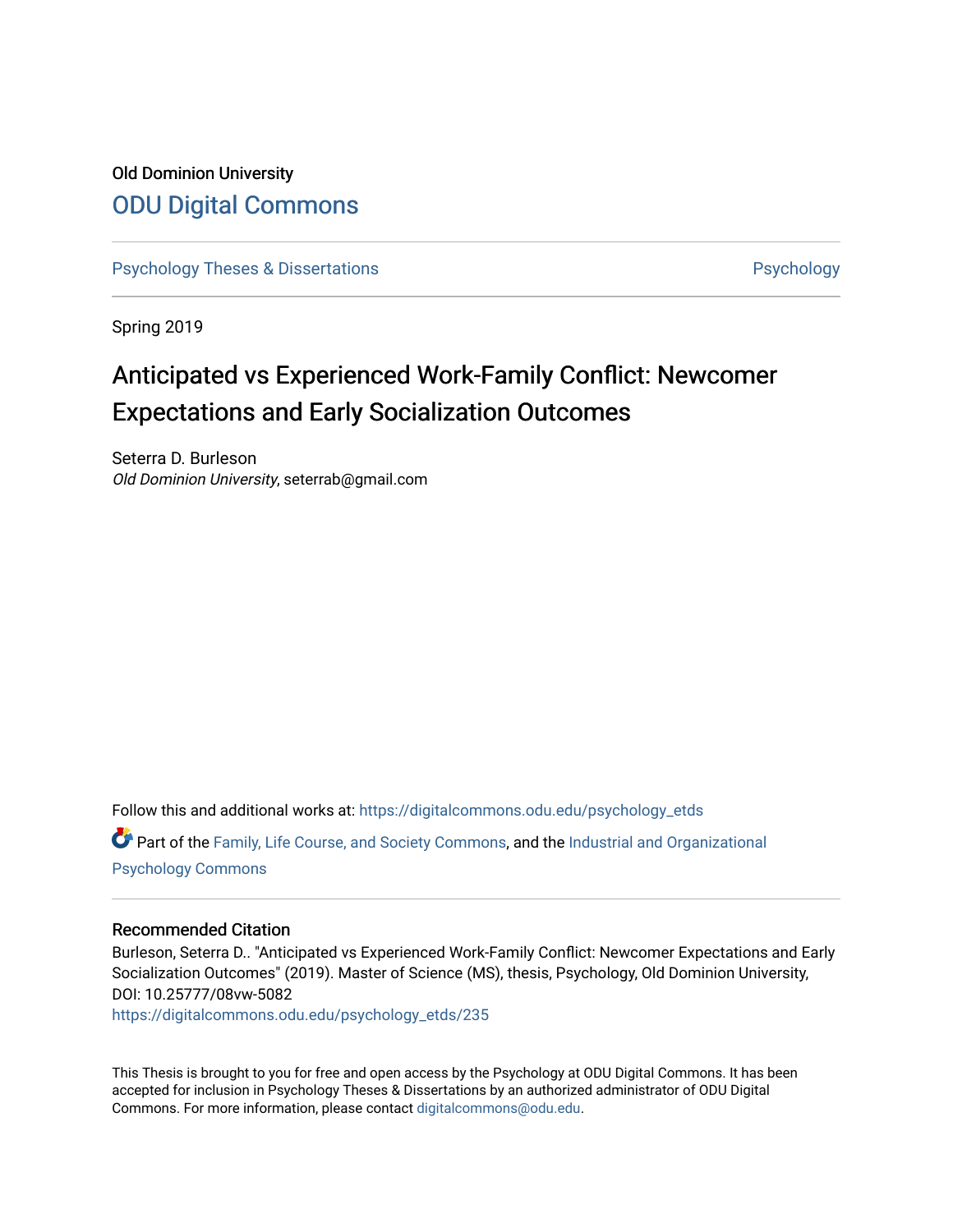Old Dominion University

# ODU Digital Commons

Psychology Theses & Dissertations | Psychology

Spring 2019

# Anticipated vs Experienced Work-Family Conflict: Newcomer Expectations and Early Socialization Outcomes

Seterra D. Burleson
*Old Dominion University*, seterrab@gmail.com

Follow this and additional works at: https://digitalcommons.odu.edu/psychology_etds

Part of the Family, Life Course, and Society Commons, and the Industrial and Organizational Psychology Commons

## Recommended Citation

Burleson, Seterra D.. "Anticipated vs Experienced Work-Family Conflict: Newcomer Expectations and Early Socialization Outcomes" (2019). Master of Science (MS), thesis, Psychology, Old Dominion University, DOI: 10.25777/08vw-5082
https://digitalcommons.odu.edu/psychology_etds/235

This Thesis is brought to you for free and open access by the Psychology at ODU Digital Commons. It has been accepted for inclusion in Psychology Theses & Dissertations by an authorized administrator of ODU Digital Commons. For more information, please contact digitalcommons@odu.edu.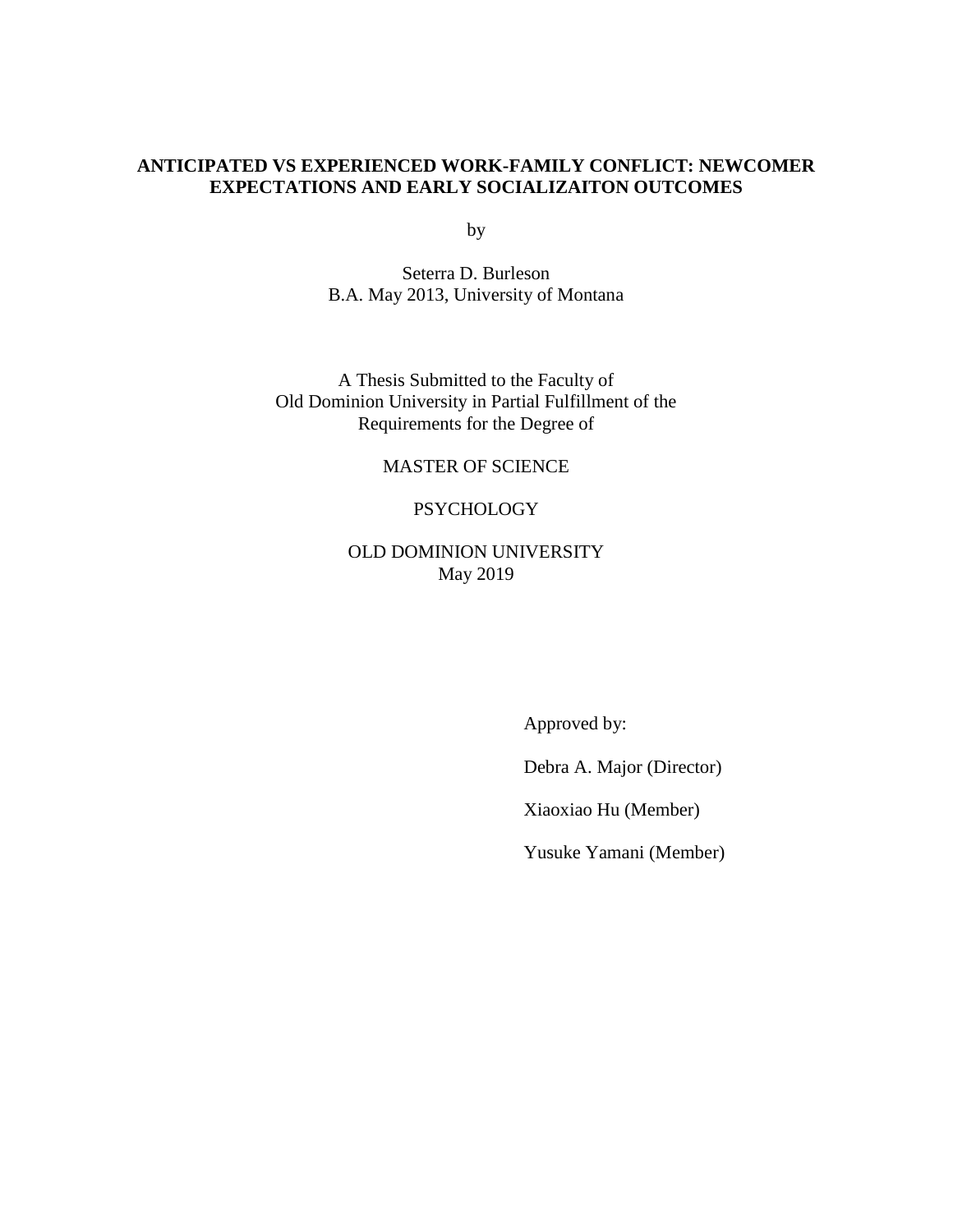**ANTICIPATED VS EXPERIENCED WORK-FAMILY CONFLICT: NEWCOMER EXPECTATIONS AND EARLY SOCIALIZAITON OUTCOMES**

by

Seterra D. Burleson
B.A. May 2013, University of Montana

A Thesis Submitted to the Faculty of
Old Dominion University in Partial Fulfillment of the
Requirements for the Degree of

MASTER OF SCIENCE

PSYCHOLOGY

OLD DOMINION UNIVERSITY
May 2019

Approved by:

Debra A. Major (Director)

Xiaoxiao Hu (Member)

Yusuke Yamani (Member)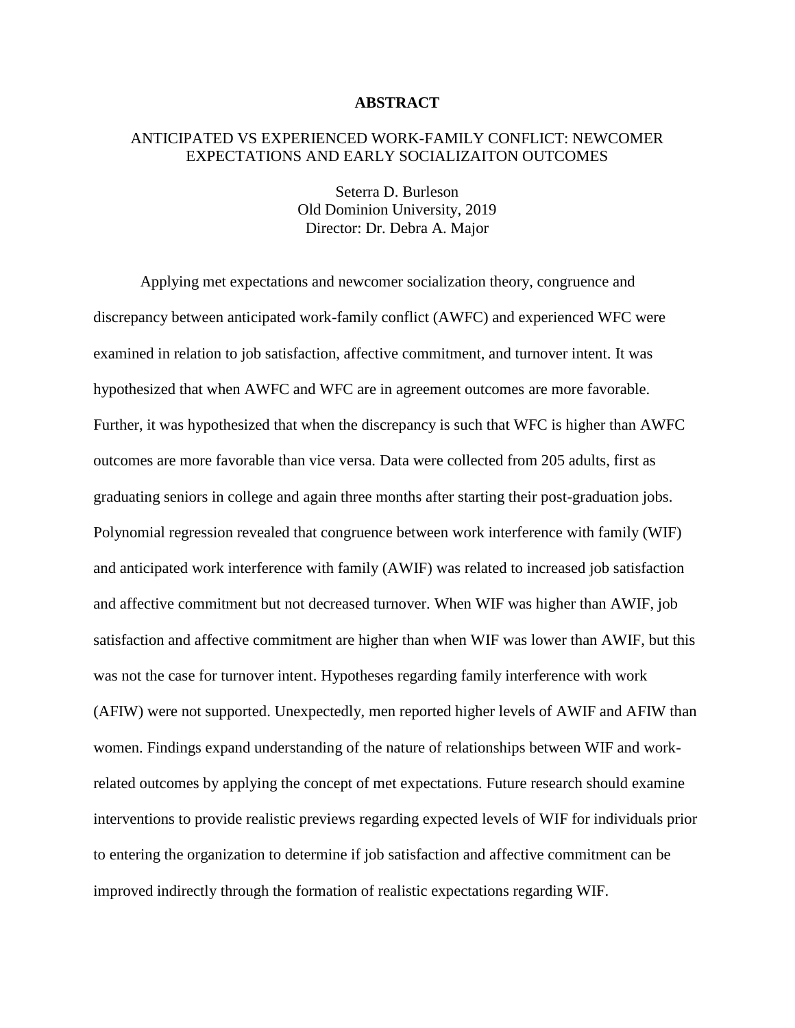# ABSTRACT

ANTICIPATED VS EXPERIENCED WORK-FAMILY CONFLICT: NEWCOMER EXPECTATIONS AND EARLY SOCIALIZAITON OUTCOMES

Seterra D. Burleson
Old Dominion University, 2019
Director: Dr. Debra A. Major

Applying met expectations and newcomer socialization theory, congruence and discrepancy between anticipated work-family conflict (AWFC) and experienced WFC were examined in relation to job satisfaction, affective commitment, and turnover intent. It was hypothesized that when AWFC and WFC are in agreement outcomes are more favorable. Further, it was hypothesized that when the discrepancy is such that WFC is higher than AWFC outcomes are more favorable than vice versa. Data were collected from 205 adults, first as graduating seniors in college and again three months after starting their post-graduation jobs. Polynomial regression revealed that congruence between work interference with family (WIF) and anticipated work interference with family (AWIF) was related to increased job satisfaction and affective commitment but not decreased turnover. When WIF was higher than AWIF, job satisfaction and affective commitment are higher than when WIF was lower than AWIF, but this was not the case for turnover intent. Hypotheses regarding family interference with work (AFIW) were not supported. Unexpectedly, men reported higher levels of AWIF and AFIW than women. Findings expand understanding of the nature of relationships between WIF and work-related outcomes by applying the concept of met expectations. Future research should examine interventions to provide realistic previews regarding expected levels of WIF for individuals prior to entering the organization to determine if job satisfaction and affective commitment can be improved indirectly through the formation of realistic expectations regarding WIF.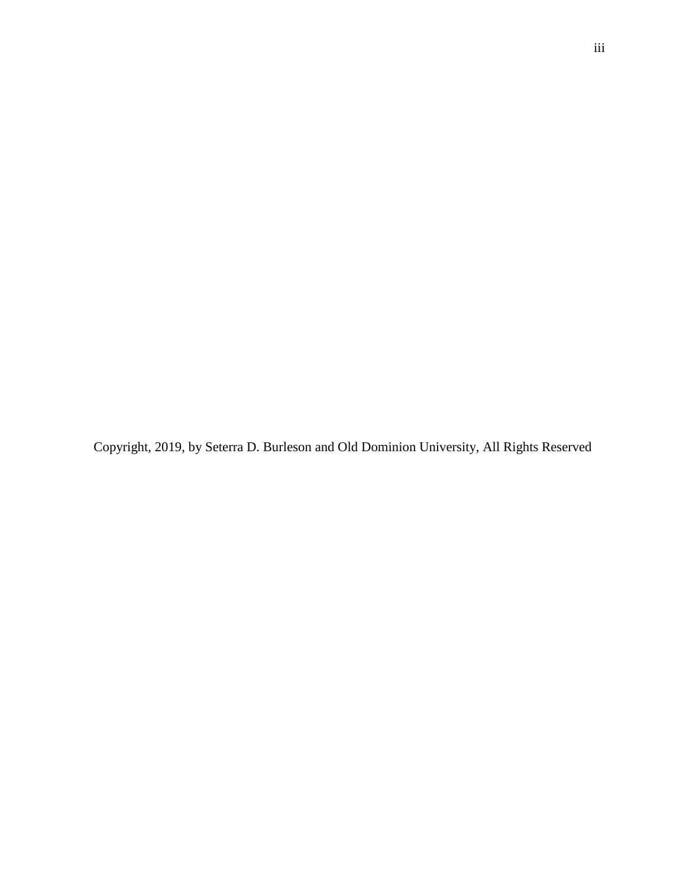Copyright, 2019, by Seterra D. Burleson and Old Dominion University, All Rights Reserved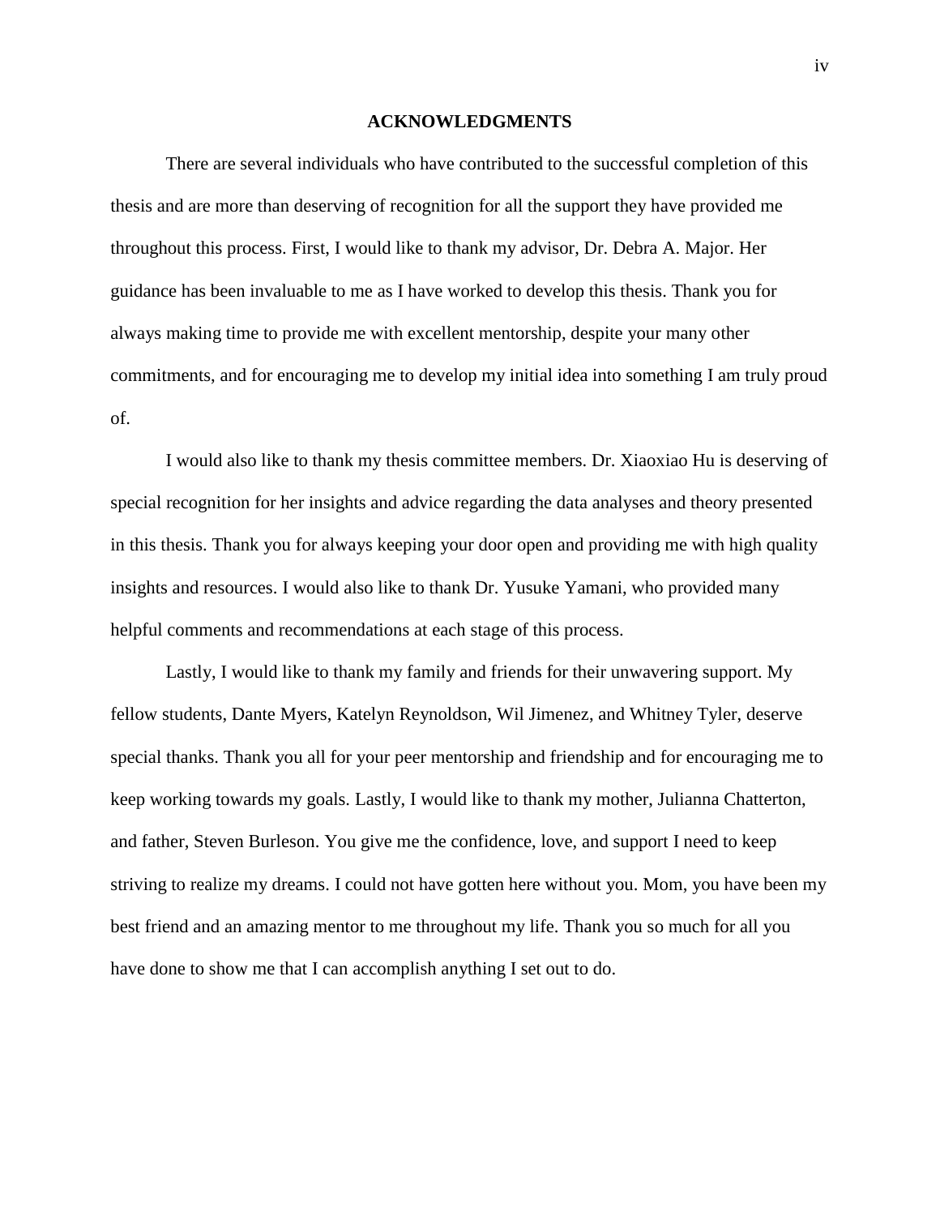# ACKNOWLEDGMENTS

There are several individuals who have contributed to the successful completion of this thesis and are more than deserving of recognition for all the support they have provided me throughout this process. First, I would like to thank my advisor, Dr. Debra A. Major. Her guidance has been invaluable to me as I have worked to develop this thesis. Thank you for always making time to provide me with excellent mentorship, despite your many other commitments, and for encouraging me to develop my initial idea into something I am truly proud of.

I would also like to thank my thesis committee members. Dr. Xiaoxiao Hu is deserving of special recognition for her insights and advice regarding the data analyses and theory presented in this thesis. Thank you for always keeping your door open and providing me with high quality insights and resources. I would also like to thank Dr. Yusuke Yamani, who provided many helpful comments and recommendations at each stage of this process.

Lastly, I would like to thank my family and friends for their unwavering support. My fellow students, Dante Myers, Katelyn Reynoldson, Wil Jimenez, and Whitney Tyler, deserve special thanks. Thank you all for your peer mentorship and friendship and for encouraging me to keep working towards my goals. Lastly, I would like to thank my mother, Julianna Chatterton, and father, Steven Burleson. You give me the confidence, love, and support I need to keep striving to realize my dreams. I could not have gotten here without you. Mom, you have been my best friend and an amazing mentor to me throughout my life. Thank you so much for all you have done to show me that I can accomplish anything I set out to do.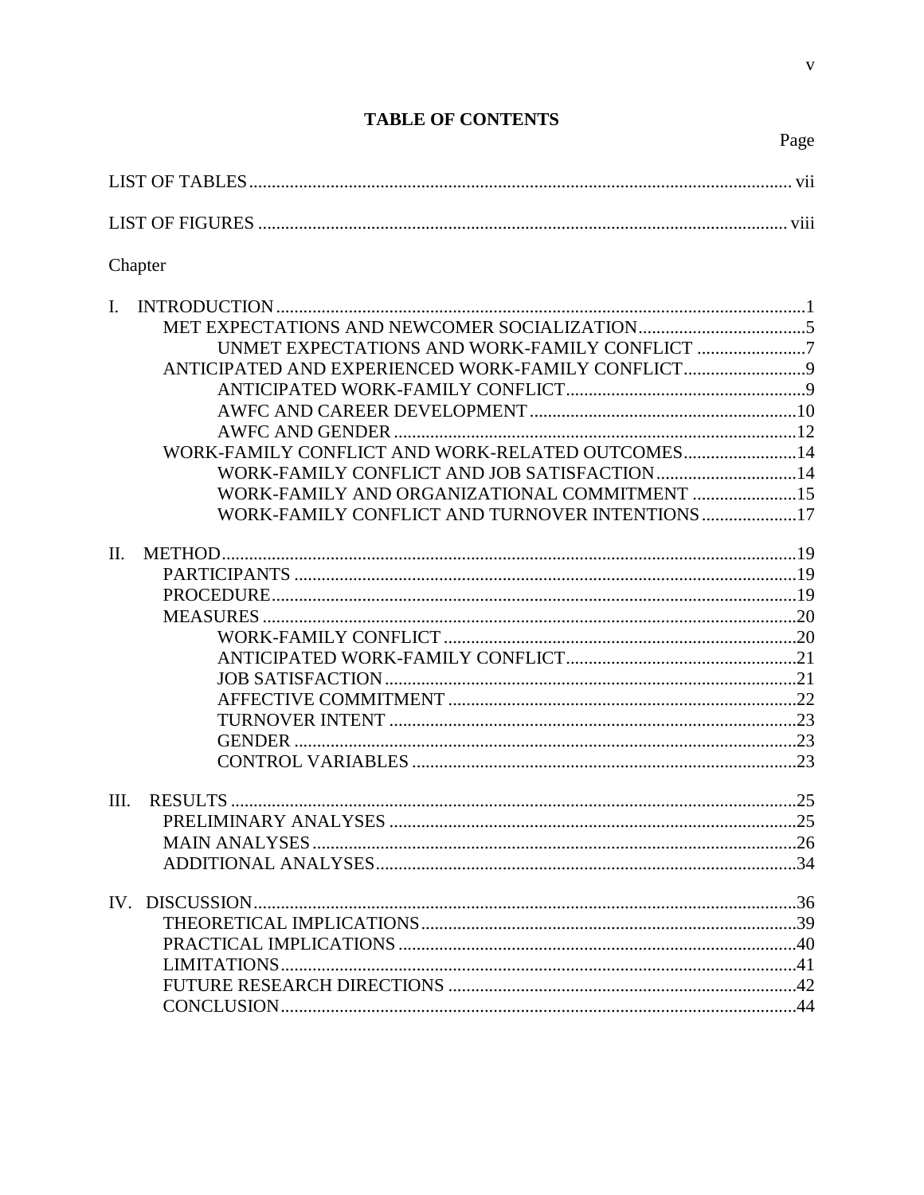# TABLE OF CONTENTS

Page

LIST OF TABLES ........................................................................................................ vii

LIST OF FIGURES ..................................................................................................... viii

Chapter

I. INTRODUCTION ....................................................................................................1
   - MET EXPECTATIONS AND NEWCOMER SOCIALIZATION.....................................5
     - UNMET EXPECTATIONS AND WORK-FAMILY CONFLICT ........................7
   - ANTICIPATED AND EXPERIENCED WORK-FAMILY CONFLICT...........................9
     - ANTICIPATED WORK-FAMILY CONFLICT.....................................................9
     - AWFC AND CAREER DEVELOPMENT ...........................................................10
     - AWFC AND GENDER .........................................................................................12
   - WORK-FAMILY CONFLICT AND WORK-RELATED OUTCOMES.........................14
     - WORK-FAMILY CONFLICT AND JOB SATISFACTION...............................14
     - WORK-FAMILY AND ORGANIZATIONAL COMMITMENT .......................15
     - WORK-FAMILY CONFLICT AND TURNOVER INTENTIONS.....................17

II. METHOD...............................................................................................................19
   - PARTICIPANTS ..............................................................................................19
   - PROCEDURE...................................................................................................19
   - MEASURES .....................................................................................................20
     - WORK-FAMILY CONFLICT .............................................................................20
     - ANTICIPATED WORK-FAMILY CONFLICT...................................................21
     - JOB SATISFACTION...........................................................................................21
     - AFFECTIVE COMMITMENT .............................................................................22
     - TURNOVER INTENT ..........................................................................................23
     - GENDER ...............................................................................................................23
     - CONTROL VARIABLES .....................................................................................23

III. RESULTS ............................................................................................................25
   - PRELIMINARY ANALYSES ..........................................................................25
   - MAIN ANALYSES...........................................................................................26
   - ADDITIONAL ANALYSES.............................................................................34

IV. DISCUSSION.......................................................................................................36
   - THEORETICAL IMPLICATIONS..................................................................39
   - PRACTICAL IMPLICATIONS........................................................................40
   - LIMITATIONS.................................................................................................41
   - FUTURE RESEARCH DIRECTIONS .............................................................42
   - CONCLUSION.................................................................................................44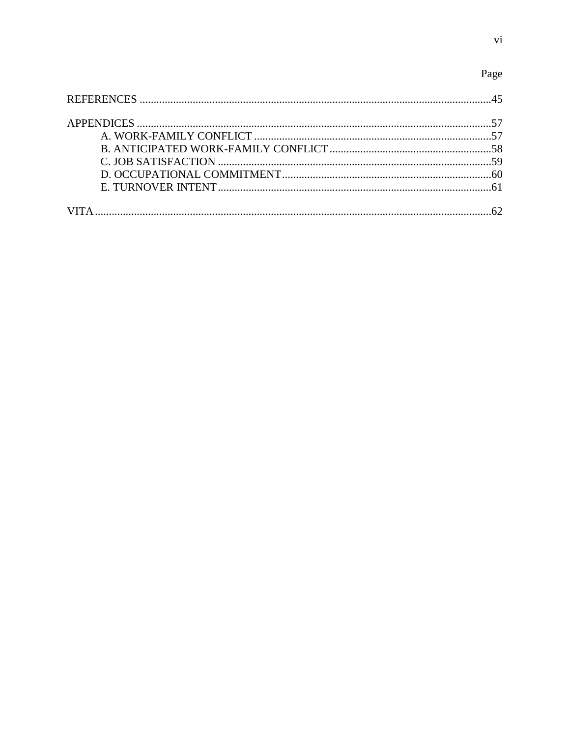Page

REFERENCES ..........................................................................................................................45

APPENDICES ..........................................................................................................................57
    A. WORK-FAMILY CONFLICT ....................................................................................57
    B. ANTICIPATED WORK-FAMILY CONFLICT ..........................................................58
    C. JOB SATISFACTION .................................................................................................59
    D. OCCUPATIONAL COMMITMENT ..........................................................................60
    E. TURNOVER INTENT .................................................................................................61

VITA .........................................................................................................................................62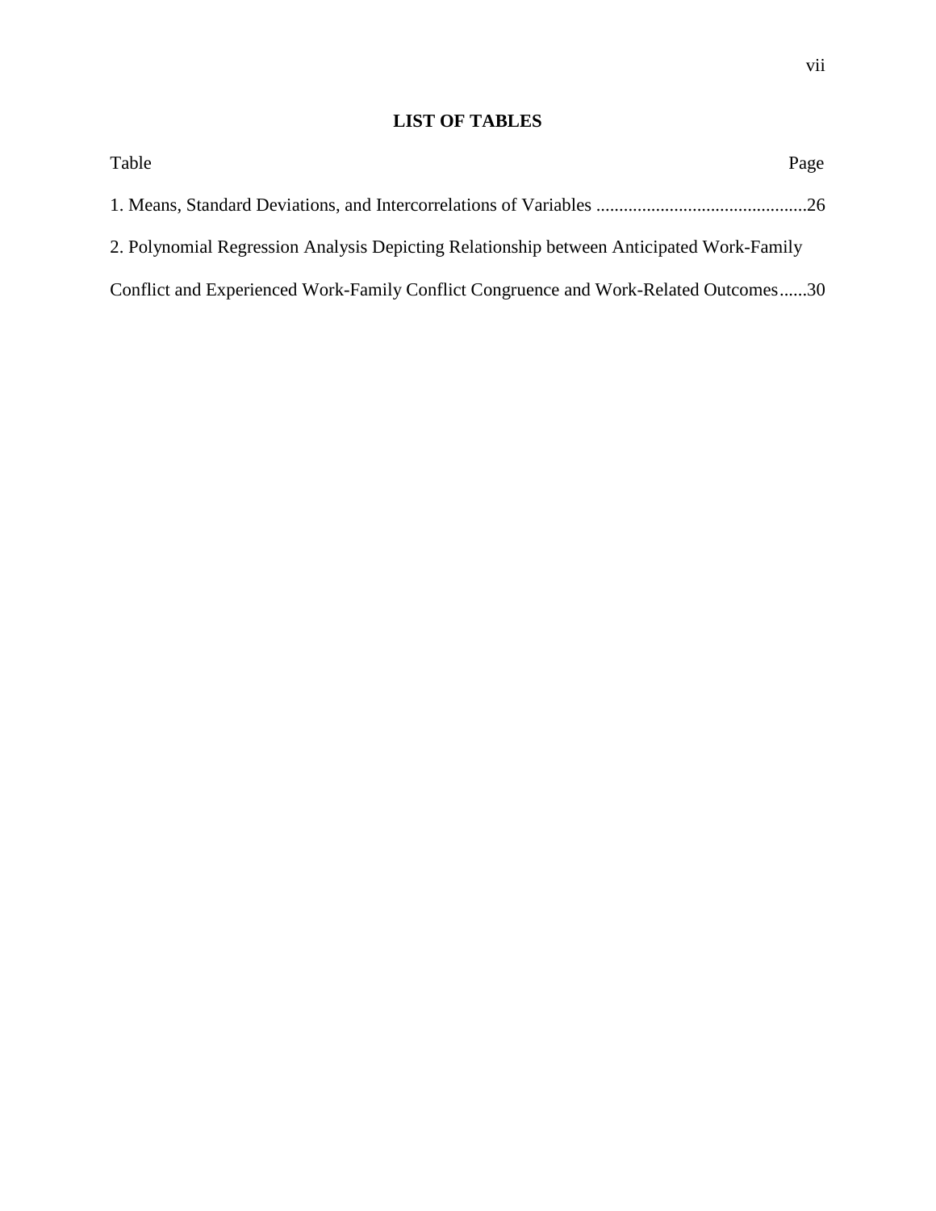# LIST OF TABLES

Table Page

1. Means, Standard Deviations, and Intercorrelations of Variables .............................................26

2. Polynomial Regression Analysis Depicting Relationship between Anticipated Work-Family Conflict and Experienced Work-Family Conflict Congruence and Work-Related Outcomes......30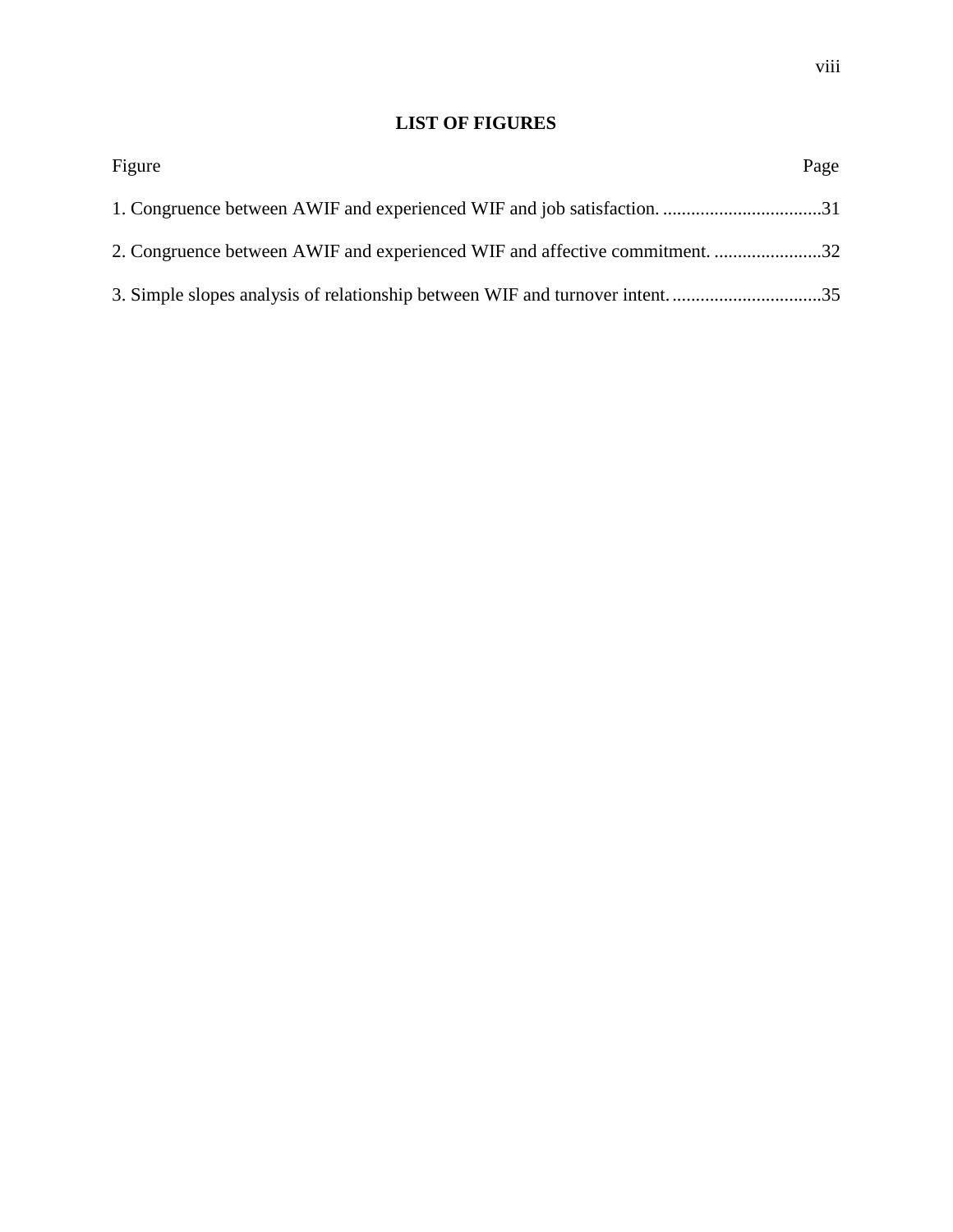## LIST OF FIGURES

| Figure | Page |
| --- | --- |
| 1. Congruence between AWIF and experienced WIF and job satisfaction. | 31 |
| 2. Congruence between AWIF and experienced WIF and affective commitment. | 32 |
| 3. Simple slopes analysis of relationship between WIF and turnover intent. | 35 |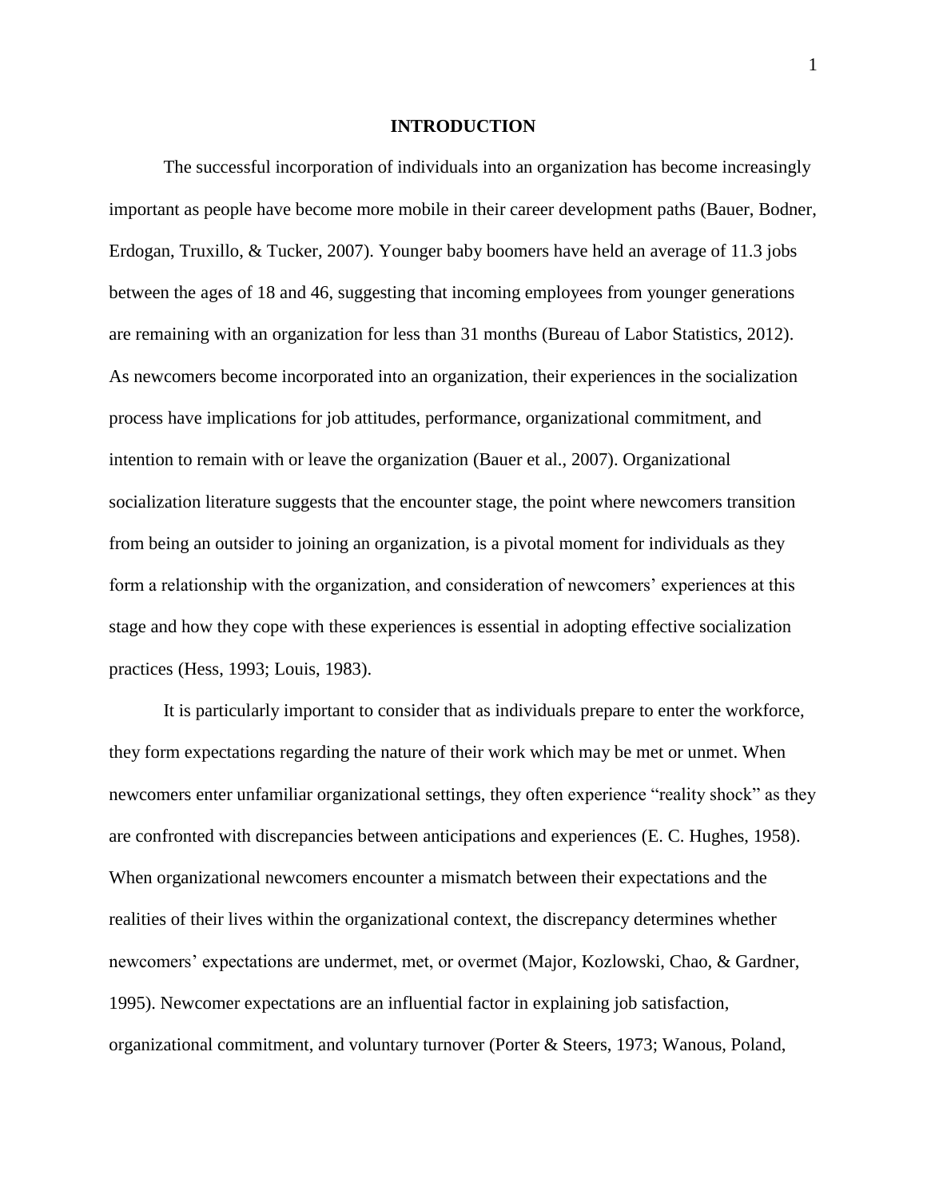# INTRODUCTION

The successful incorporation of individuals into an organization has become increasingly important as people have become more mobile in their career development paths (Bauer, Bodner, Erdogan, Truxillo, & Tucker, 2007). Younger baby boomers have held an average of 11.3 jobs between the ages of 18 and 46, suggesting that incoming employees from younger generations are remaining with an organization for less than 31 months (Bureau of Labor Statistics, 2012). As newcomers become incorporated into an organization, their experiences in the socialization process have implications for job attitudes, performance, organizational commitment, and intention to remain with or leave the organization (Bauer et al., 2007). Organizational socialization literature suggests that the encounter stage, the point where newcomers transition from being an outsider to joining an organization, is a pivotal moment for individuals as they form a relationship with the organization, and consideration of newcomers' experiences at this stage and how they cope with these experiences is essential in adopting effective socialization practices (Hess, 1993; Louis, 1983).

It is particularly important to consider that as individuals prepare to enter the workforce, they form expectations regarding the nature of their work which may be met or unmet. When newcomers enter unfamiliar organizational settings, they often experience "reality shock" as they are confronted with discrepancies between anticipations and experiences (E. C. Hughes, 1958). When organizational newcomers encounter a mismatch between their expectations and the realities of their lives within the organizational context, the discrepancy determines whether newcomers' expectations are undermet, met, or overmet (Major, Kozlowski, Chao, & Gardner, 1995). Newcomer expectations are an influential factor in explaining job satisfaction, organizational commitment, and voluntary turnover (Porter & Steers, 1973; Wanous, Poland,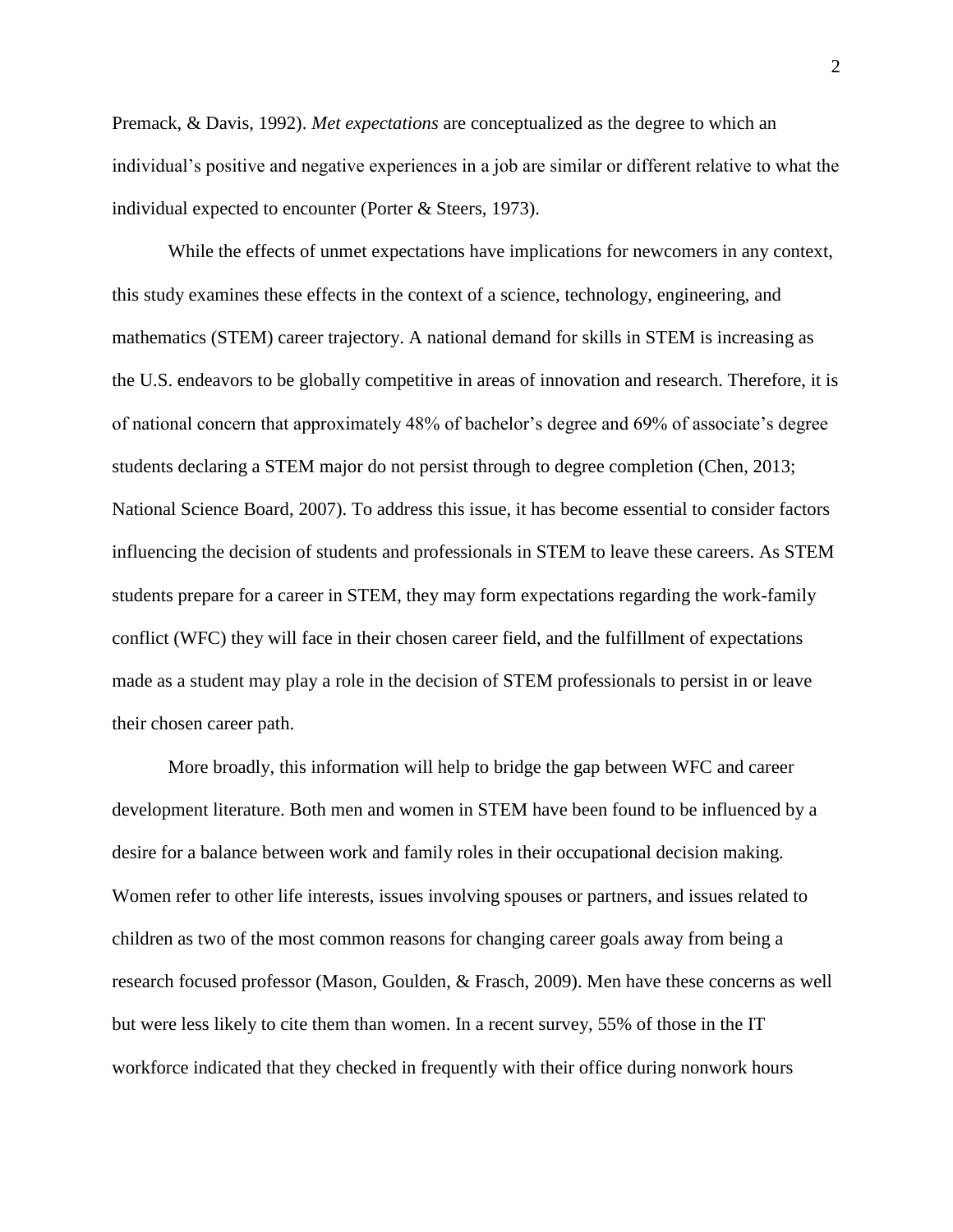Premack, & Davis, 1992). *Met expectations* are conceptualized as the degree to which an individual's positive and negative experiences in a job are similar or different relative to what the individual expected to encounter (Porter & Steers, 1973).

While the effects of unmet expectations have implications for newcomers in any context, this study examines these effects in the context of a science, technology, engineering, and mathematics (STEM) career trajectory. A national demand for skills in STEM is increasing as the U.S. endeavors to be globally competitive in areas of innovation and research. Therefore, it is of national concern that approximately 48% of bachelor's degree and 69% of associate's degree students declaring a STEM major do not persist through to degree completion (Chen, 2013; National Science Board, 2007). To address this issue, it has become essential to consider factors influencing the decision of students and professionals in STEM to leave these careers. As STEM students prepare for a career in STEM, they may form expectations regarding the work-family conflict (WFC) they will face in their chosen career field, and the fulfillment of expectations made as a student may play a role in the decision of STEM professionals to persist in or leave their chosen career path.

More broadly, this information will help to bridge the gap between WFC and career development literature. Both men and women in STEM have been found to be influenced by a desire for a balance between work and family roles in their occupational decision making. Women refer to other life interests, issues involving spouses or partners, and issues related to children as two of the most common reasons for changing career goals away from being a research focused professor (Mason, Goulden, & Frasch, 2009). Men have these concerns as well but were less likely to cite them than women. In a recent survey, 55% of those in the IT workforce indicated that they checked in frequently with their office during nonwork hours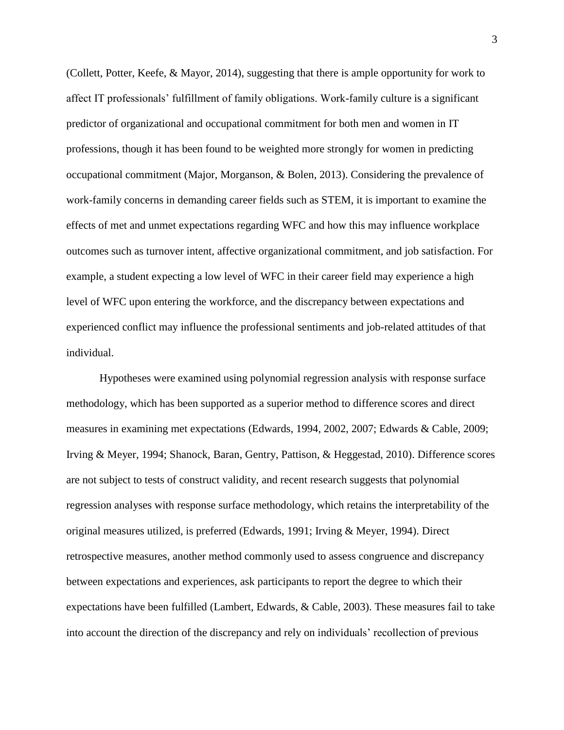(Collett, Potter, Keefe, & Mayor, 2014), suggesting that there is ample opportunity for work to affect IT professionals' fulfillment of family obligations. Work-family culture is a significant predictor of organizational and occupational commitment for both men and women in IT professions, though it has been found to be weighted more strongly for women in predicting occupational commitment (Major, Morganson, & Bolen, 2013). Considering the prevalence of work-family concerns in demanding career fields such as STEM, it is important to examine the effects of met and unmet expectations regarding WFC and how this may influence workplace outcomes such as turnover intent, affective organizational commitment, and job satisfaction. For example, a student expecting a low level of WFC in their career field may experience a high level of WFC upon entering the workforce, and the discrepancy between expectations and experienced conflict may influence the professional sentiments and job-related attitudes of that individual.

Hypotheses were examined using polynomial regression analysis with response surface methodology, which has been supported as a superior method to difference scores and direct measures in examining met expectations (Edwards, 1994, 2002, 2007; Edwards & Cable, 2009; Irving & Meyer, 1994; Shanock, Baran, Gentry, Pattison, & Heggestad, 2010). Difference scores are not subject to tests of construct validity, and recent research suggests that polynomial regression analyses with response surface methodology, which retains the interpretability of the original measures utilized, is preferred (Edwards, 1991; Irving & Meyer, 1994). Direct retrospective measures, another method commonly used to assess congruence and discrepancy between expectations and experiences, ask participants to report the degree to which their expectations have been fulfilled (Lambert, Edwards, & Cable, 2003). These measures fail to take into account the direction of the discrepancy and rely on individuals' recollection of previous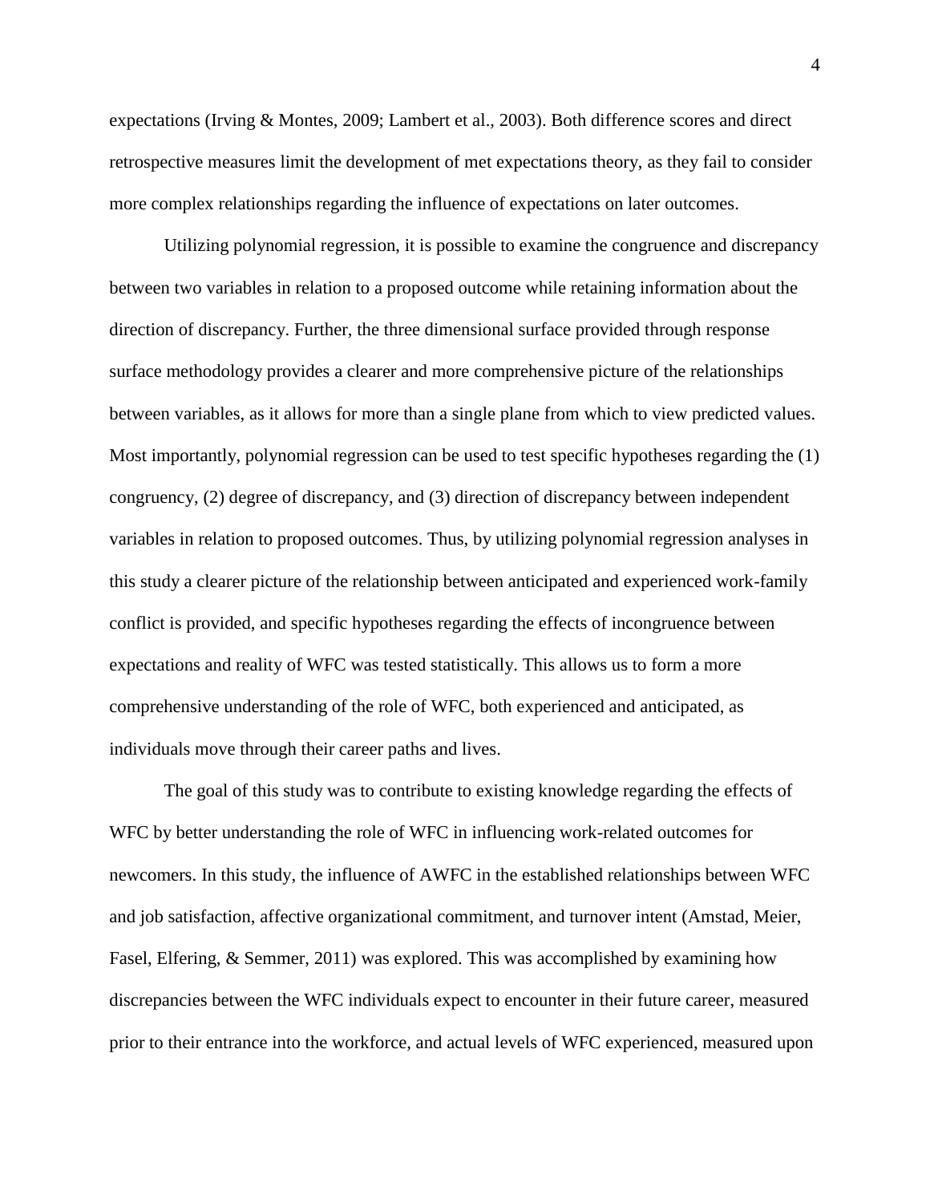expectations (Irving & Montes, 2009; Lambert et al., 2003). Both difference scores and direct retrospective measures limit the development of met expectations theory, as they fail to consider more complex relationships regarding the influence of expectations on later outcomes.

Utilizing polynomial regression, it is possible to examine the congruence and discrepancy between two variables in relation to a proposed outcome while retaining information about the direction of discrepancy. Further, the three dimensional surface provided through response surface methodology provides a clearer and more comprehensive picture of the relationships between variables, as it allows for more than a single plane from which to view predicted values. Most importantly, polynomial regression can be used to test specific hypotheses regarding the (1) congruency, (2) degree of discrepancy, and (3) direction of discrepancy between independent variables in relation to proposed outcomes. Thus, by utilizing polynomial regression analyses in this study a clearer picture of the relationship between anticipated and experienced work-family conflict is provided, and specific hypotheses regarding the effects of incongruence between expectations and reality of WFC was tested statistically. This allows us to form a more comprehensive understanding of the role of WFC, both experienced and anticipated, as individuals move through their career paths and lives.

The goal of this study was to contribute to existing knowledge regarding the effects of WFC by better understanding the role of WFC in influencing work-related outcomes for newcomers. In this study, the influence of AWFC in the established relationships between WFC and job satisfaction, affective organizational commitment, and turnover intent (Amstad, Meier, Fasel, Elfering, & Semmer, 2011) was explored. This was accomplished by examining how discrepancies between the WFC individuals expect to encounter in their future career, measured prior to their entrance into the workforce, and actual levels of WFC experienced, measured upon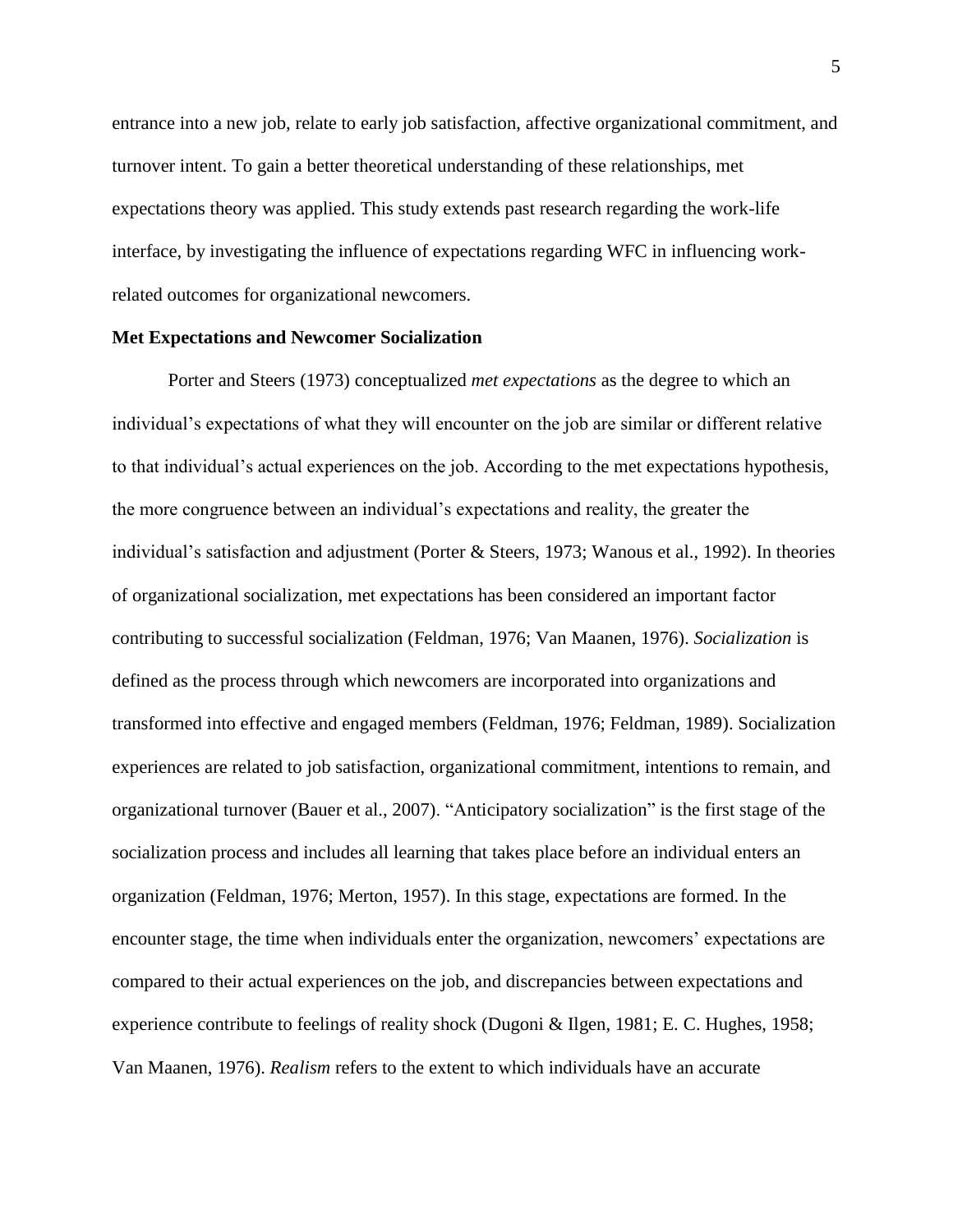entrance into a new job, relate to early job satisfaction, affective organizational commitment, and turnover intent. To gain a better theoretical understanding of these relationships, met expectations theory was applied. This study extends past research regarding the work-life interface, by investigating the influence of expectations regarding WFC in influencing work-related outcomes for organizational newcomers.

**Met Expectations and Newcomer Socialization**

Porter and Steers (1973) conceptualized *met expectations* as the degree to which an individual's expectations of what they will encounter on the job are similar or different relative to that individual's actual experiences on the job. According to the met expectations hypothesis, the more congruence between an individual's expectations and reality, the greater the individual's satisfaction and adjustment (Porter & Steers, 1973; Wanous et al., 1992). In theories of organizational socialization, met expectations has been considered an important factor contributing to successful socialization (Feldman, 1976; Van Maanen, 1976). *Socialization* is defined as the process through which newcomers are incorporated into organizations and transformed into effective and engaged members (Feldman, 1976; Feldman, 1989). Socialization experiences are related to job satisfaction, organizational commitment, intentions to remain, and organizational turnover (Bauer et al., 2007). "Anticipatory socialization" is the first stage of the socialization process and includes all learning that takes place before an individual enters an organization (Feldman, 1976; Merton, 1957). In this stage, expectations are formed. In the encounter stage, the time when individuals enter the organization, newcomers' expectations are compared to their actual experiences on the job, and discrepancies between expectations and experience contribute to feelings of reality shock (Dugoni & Ilgen, 1981; E. C. Hughes, 1958; Van Maanen, 1976). *Realism* refers to the extent to which individuals have an accurate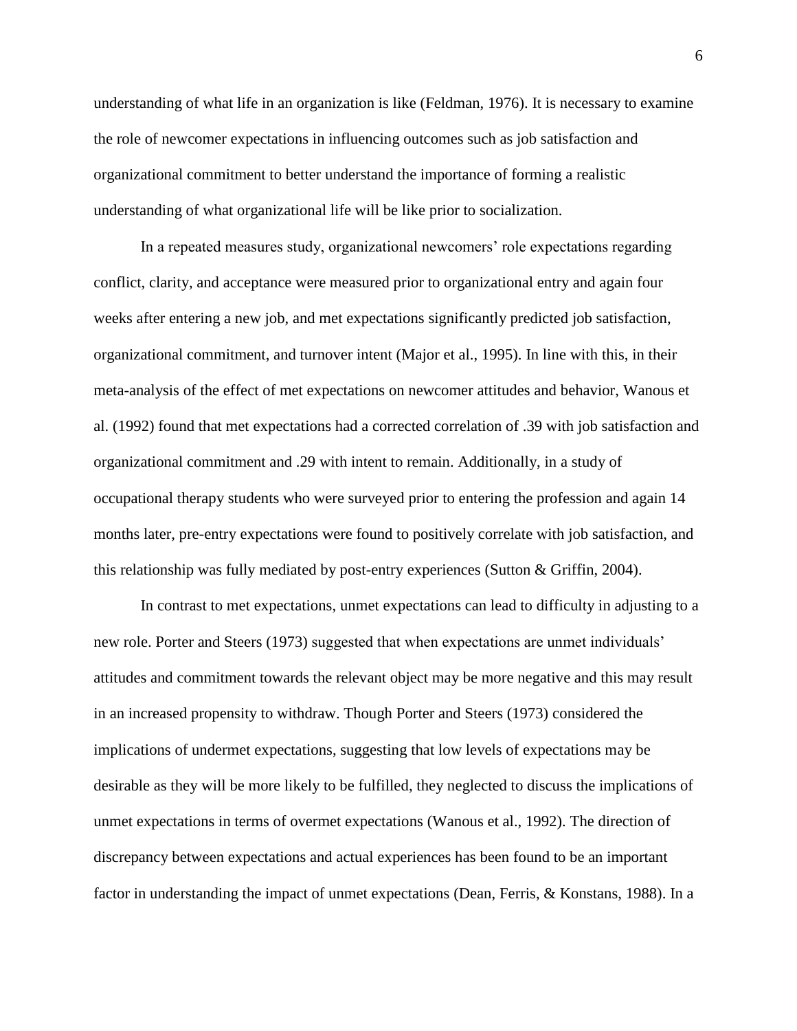understanding of what life in an organization is like (Feldman, 1976). It is necessary to examine the role of newcomer expectations in influencing outcomes such as job satisfaction and organizational commitment to better understand the importance of forming a realistic understanding of what organizational life will be like prior to socialization.

In a repeated measures study, organizational newcomers' role expectations regarding conflict, clarity, and acceptance were measured prior to organizational entry and again four weeks after entering a new job, and met expectations significantly predicted job satisfaction, organizational commitment, and turnover intent (Major et al., 1995). In line with this, in their meta-analysis of the effect of met expectations on newcomer attitudes and behavior, Wanous et al. (1992) found that met expectations had a corrected correlation of .39 with job satisfaction and organizational commitment and .29 with intent to remain. Additionally, in a study of occupational therapy students who were surveyed prior to entering the profession and again 14 months later, pre-entry expectations were found to positively correlate with job satisfaction, and this relationship was fully mediated by post-entry experiences (Sutton & Griffin, 2004).

In contrast to met expectations, unmet expectations can lead to difficulty in adjusting to a new role. Porter and Steers (1973) suggested that when expectations are unmet individuals' attitudes and commitment towards the relevant object may be more negative and this may result in an increased propensity to withdraw. Though Porter and Steers (1973) considered the implications of undermet expectations, suggesting that low levels of expectations may be desirable as they will be more likely to be fulfilled, they neglected to discuss the implications of unmet expectations in terms of overmet expectations (Wanous et al., 1992). The direction of discrepancy between expectations and actual experiences has been found to be an important factor in understanding the impact of unmet expectations (Dean, Ferris, & Konstans, 1988). In a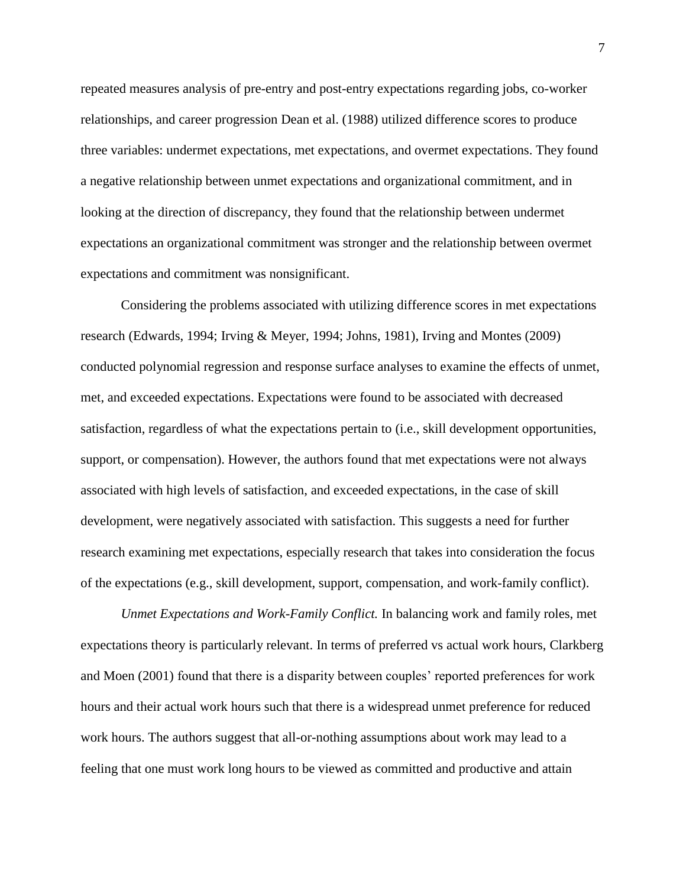repeated measures analysis of pre-entry and post-entry expectations regarding jobs, co-worker relationships, and career progression Dean et al. (1988) utilized difference scores to produce three variables: undermet expectations, met expectations, and overmet expectations. They found a negative relationship between unmet expectations and organizational commitment, and in looking at the direction of discrepancy, they found that the relationship between undermet expectations an organizational commitment was stronger and the relationship between overmet expectations and commitment was nonsignificant.

Considering the problems associated with utilizing difference scores in met expectations research (Edwards, 1994; Irving & Meyer, 1994; Johns, 1981), Irving and Montes (2009) conducted polynomial regression and response surface analyses to examine the effects of unmet, met, and exceeded expectations. Expectations were found to be associated with decreased satisfaction, regardless of what the expectations pertain to (i.e., skill development opportunities, support, or compensation). However, the authors found that met expectations were not always associated with high levels of satisfaction, and exceeded expectations, in the case of skill development, were negatively associated with satisfaction. This suggests a need for further research examining met expectations, especially research that takes into consideration the focus of the expectations (e.g., skill development, support, compensation, and work-family conflict).

*Unmet Expectations and Work-Family Conflict.* In balancing work and family roles, met expectations theory is particularly relevant. In terms of preferred vs actual work hours, Clarkberg and Moen (2001) found that there is a disparity between couples' reported preferences for work hours and their actual work hours such that there is a widespread unmet preference for reduced work hours. The authors suggest that all-or-nothing assumptions about work may lead to a feeling that one must work long hours to be viewed as committed and productive and attain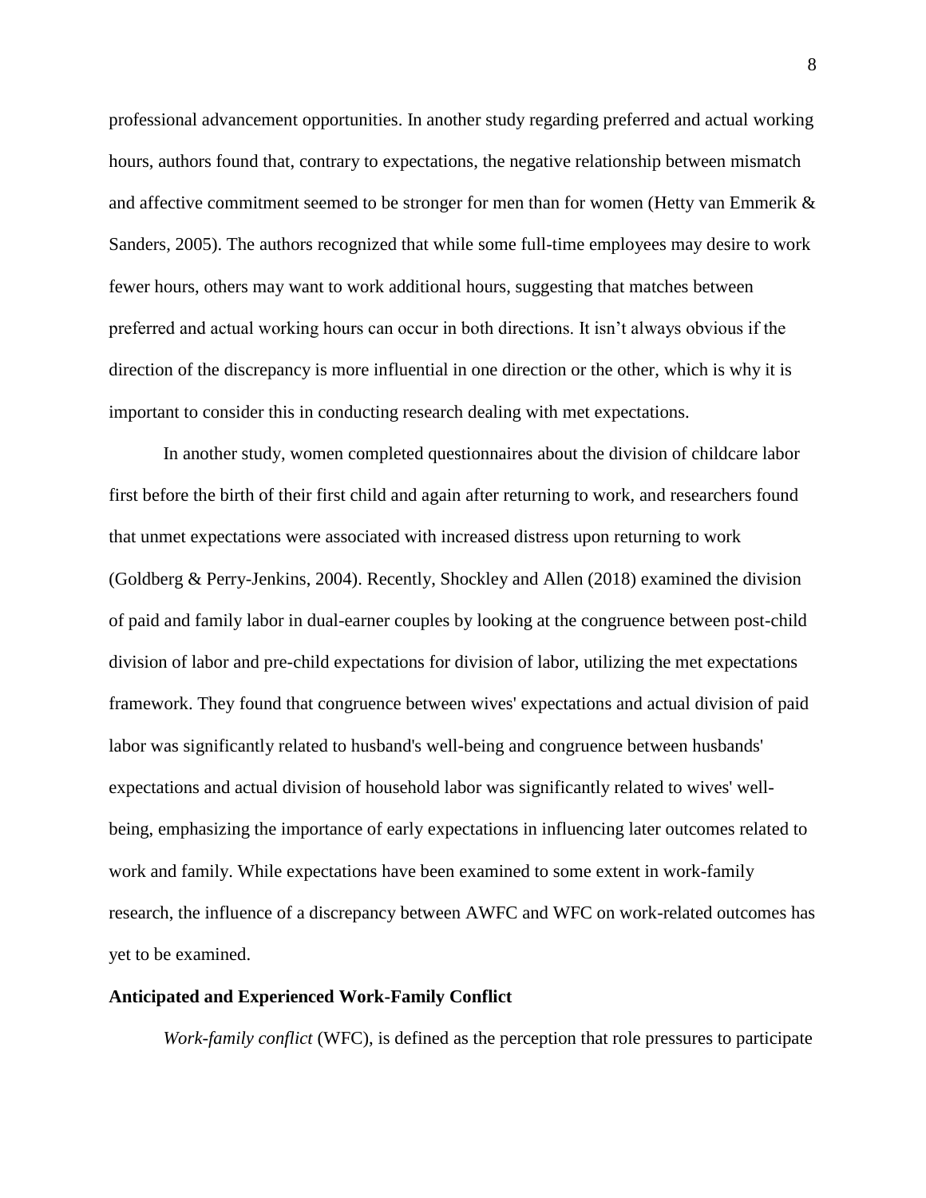professional advancement opportunities. In another study regarding preferred and actual working hours, authors found that, contrary to expectations, the negative relationship between mismatch and affective commitment seemed to be stronger for men than for women (Hetty van Emmerik & Sanders, 2005). The authors recognized that while some full-time employees may desire to work fewer hours, others may want to work additional hours, suggesting that matches between preferred and actual working hours can occur in both directions. It isn't always obvious if the direction of the discrepancy is more influential in one direction or the other, which is why it is important to consider this in conducting research dealing with met expectations.

In another study, women completed questionnaires about the division of childcare labor first before the birth of their first child and again after returning to work, and researchers found that unmet expectations were associated with increased distress upon returning to work (Goldberg & Perry-Jenkins, 2004). Recently, Shockley and Allen (2018) examined the division of paid and family labor in dual-earner couples by looking at the congruence between post-child division of labor and pre-child expectations for division of labor, utilizing the met expectations framework. They found that congruence between wives' expectations and actual division of paid labor was significantly related to husband's well-being and congruence between husbands' expectations and actual division of household labor was significantly related to wives' well-being, emphasizing the importance of early expectations in influencing later outcomes related to work and family. While expectations have been examined to some extent in work-family research, the influence of a discrepancy between AWFC and WFC on work-related outcomes has yet to be examined.

## Anticipated and Experienced Work-Family Conflict

*Work-family conflict* (WFC), is defined as the perception that role pressures to participate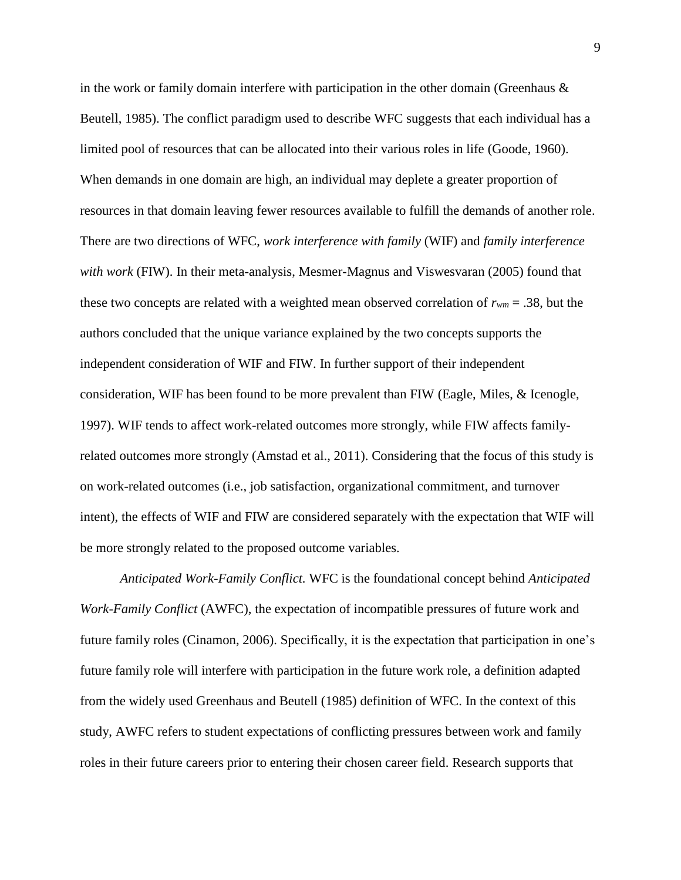in the work or family domain interfere with participation in the other domain (Greenhaus & Beutell, 1985). The conflict paradigm used to describe WFC suggests that each individual has a limited pool of resources that can be allocated into their various roles in life (Goode, 1960). When demands in one domain are high, an individual may deplete a greater proportion of resources in that domain leaving fewer resources available to fulfill the demands of another role. There are two directions of WFC, *work interference with family* (WIF) and *family interference with work* (FIW). In their meta-analysis, Mesmer-Magnus and Viswesvaran (2005) found that these two concepts are related with a weighted mean observed correlation of $r_{wm}$ = .38, but the authors concluded that the unique variance explained by the two concepts supports the independent consideration of WIF and FIW. In further support of their independent consideration, WIF has been found to be more prevalent than FIW (Eagle, Miles, & Icenogle, 1997). WIF tends to affect work-related outcomes more strongly, while FIW affects family-related outcomes more strongly (Amstad et al., 2011). Considering that the focus of this study is on work-related outcomes (i.e., job satisfaction, organizational commitment, and turnover intent), the effects of WIF and FIW are considered separately with the expectation that WIF will be more strongly related to the proposed outcome variables.

*Anticipated Work-Family Conflict.* WFC is the foundational concept behind *Anticipated Work-Family Conflict* (AWFC), the expectation of incompatible pressures of future work and future family roles (Cinamon, 2006). Specifically, it is the expectation that participation in one's future family role will interfere with participation in the future work role, a definition adapted from the widely used Greenhaus and Beutell (1985) definition of WFC. In the context of this study, AWFC refers to student expectations of conflicting pressures between work and family roles in their future careers prior to entering their chosen career field. Research supports that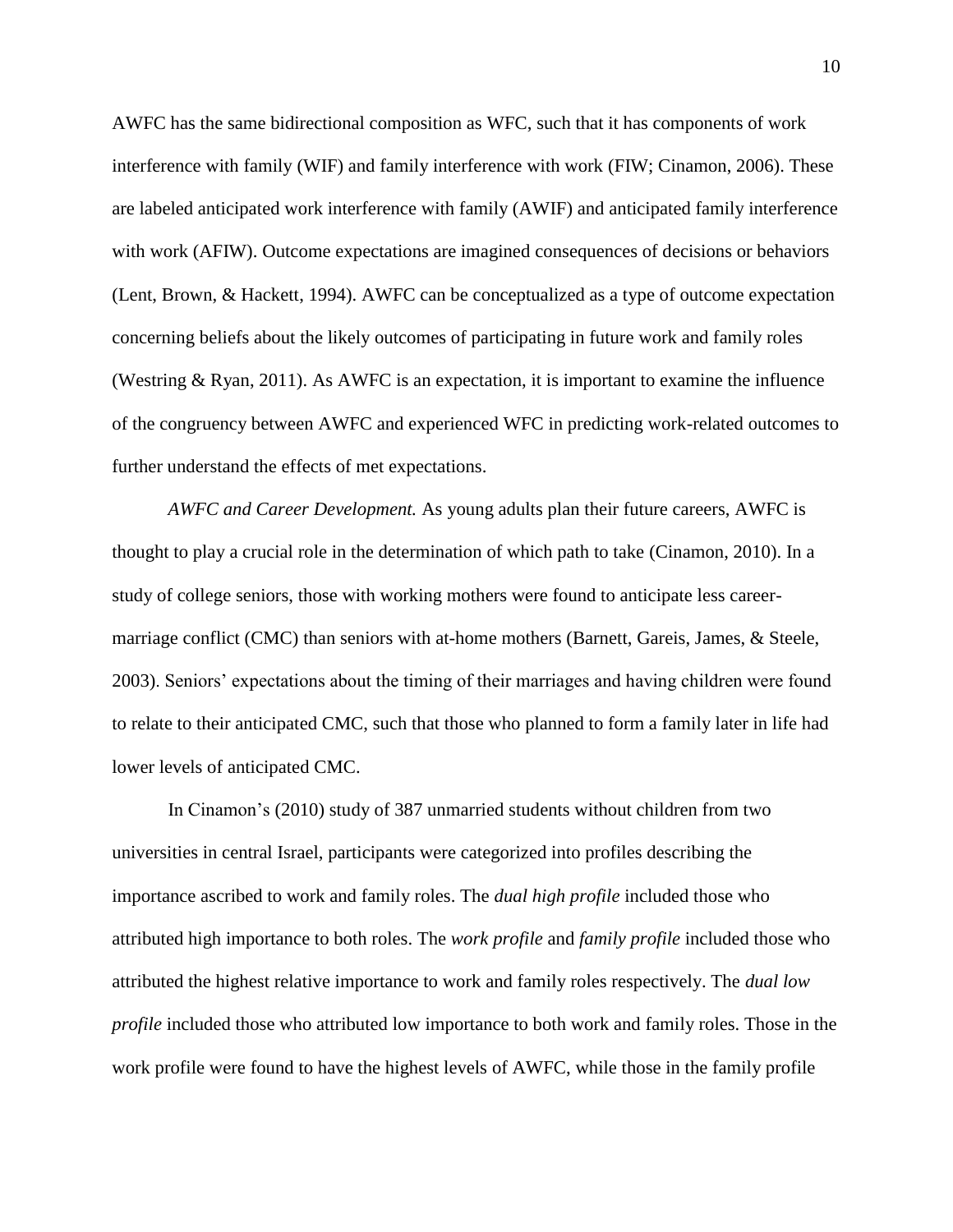AWFC has the same bidirectional composition as WFC, such that it has components of work interference with family (WIF) and family interference with work (FIW; Cinamon, 2006). These are labeled anticipated work interference with family (AWIF) and anticipated family interference with work (AFIW). Outcome expectations are imagined consequences of decisions or behaviors (Lent, Brown, & Hackett, 1994). AWFC can be conceptualized as a type of outcome expectation concerning beliefs about the likely outcomes of participating in future work and family roles (Westring & Ryan, 2011). As AWFC is an expectation, it is important to examine the influence of the congruency between AWFC and experienced WFC in predicting work-related outcomes to further understand the effects of met expectations.

*AWFC and Career Development.* As young adults plan their future careers, AWFC is thought to play a crucial role in the determination of which path to take (Cinamon, 2010). In a study of college seniors, those with working mothers were found to anticipate less career-marriage conflict (CMC) than seniors with at-home mothers (Barnett, Gareis, James, & Steele, 2003). Seniors' expectations about the timing of their marriages and having children were found to relate to their anticipated CMC, such that those who planned to form a family later in life had lower levels of anticipated CMC.

In Cinamon's (2010) study of 387 unmarried students without children from two universities in central Israel, participants were categorized into profiles describing the importance ascribed to work and family roles. The *dual high profile* included those who attributed high importance to both roles. The *work profile* and *family profile* included those who attributed the highest relative importance to work and family roles respectively. The *dual low profile* included those who attributed low importance to both work and family roles. Those in the work profile were found to have the highest levels of AWFC, while those in the family profile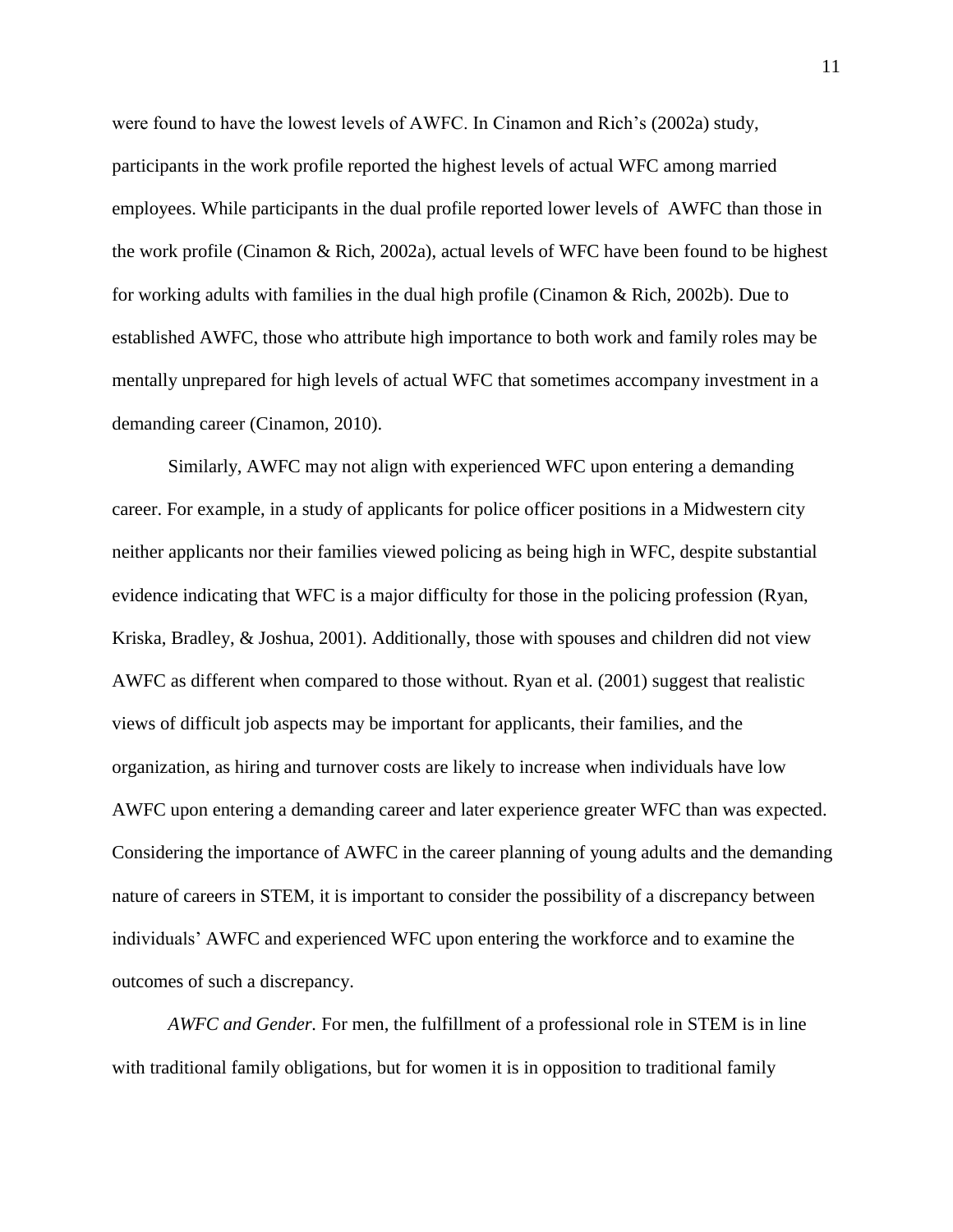were found to have the lowest levels of AWFC. In Cinamon and Rich's (2002a) study, participants in the work profile reported the highest levels of actual WFC among married employees. While participants in the dual profile reported lower levels of AWFC than those in the work profile (Cinamon & Rich, 2002a), actual levels of WFC have been found to be highest for working adults with families in the dual high profile (Cinamon & Rich, 2002b). Due to established AWFC, those who attribute high importance to both work and family roles may be mentally unprepared for high levels of actual WFC that sometimes accompany investment in a demanding career (Cinamon, 2010).

Similarly, AWFC may not align with experienced WFC upon entering a demanding career. For example, in a study of applicants for police officer positions in a Midwestern city neither applicants nor their families viewed policing as being high in WFC, despite substantial evidence indicating that WFC is a major difficulty for those in the policing profession (Ryan, Kriska, Bradley, & Joshua, 2001). Additionally, those with spouses and children did not view AWFC as different when compared to those without. Ryan et al. (2001) suggest that realistic views of difficult job aspects may be important for applicants, their families, and the organization, as hiring and turnover costs are likely to increase when individuals have low AWFC upon entering a demanding career and later experience greater WFC than was expected. Considering the importance of AWFC in the career planning of young adults and the demanding nature of careers in STEM, it is important to consider the possibility of a discrepancy between individuals' AWFC and experienced WFC upon entering the workforce and to examine the outcomes of such a discrepancy.

*AWFC and Gender.* For men, the fulfillment of a professional role in STEM is in line with traditional family obligations, but for women it is in opposition to traditional family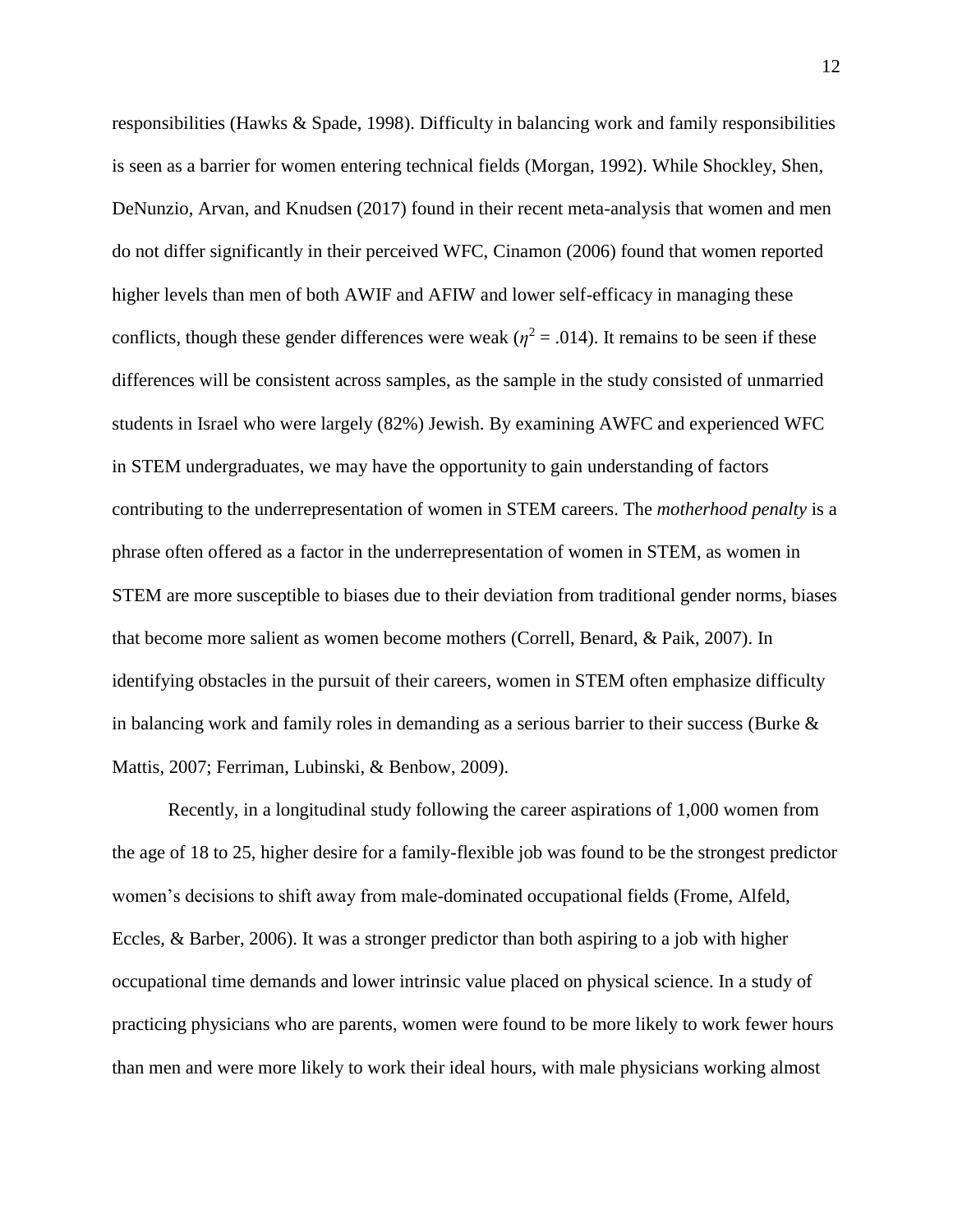responsibilities (Hawks & Spade, 1998). Difficulty in balancing work and family responsibilities is seen as a barrier for women entering technical fields (Morgan, 1992). While Shockley, Shen, DeNunzio, Arvan, and Knudsen (2017) found in their recent meta-analysis that women and men do not differ significantly in their perceived WFC, Cinamon (2006) found that women reported higher levels than men of both AWIF and AFIW and lower self-efficacy in managing these conflicts, though these gender differences were weak ($\eta^2 = .014$). It remains to be seen if these differences will be consistent across samples, as the sample in the study consisted of unmarried students in Israel who were largely (82%) Jewish. By examining AWFC and experienced WFC in STEM undergraduates, we may have the opportunity to gain understanding of factors contributing to the underrepresentation of women in STEM careers. The *motherhood penalty* is a phrase often offered as a factor in the underrepresentation of women in STEM, as women in STEM are more susceptible to biases due to their deviation from traditional gender norms, biases that become more salient as women become mothers (Correll, Benard, & Paik, 2007). In identifying obstacles in the pursuit of their careers, women in STEM often emphasize difficulty in balancing work and family roles in demanding as a serious barrier to their success (Burke & Mattis, 2007; Ferriman, Lubinski, & Benbow, 2009).

Recently, in a longitudinal study following the career aspirations of 1,000 women from the age of 18 to 25, higher desire for a family-flexible job was found to be the strongest predictor women's decisions to shift away from male-dominated occupational fields (Frome, Alfeld, Eccles, & Barber, 2006). It was a stronger predictor than both aspiring to a job with higher occupational time demands and lower intrinsic value placed on physical science. In a study of practicing physicians who are parents, women were found to be more likely to work fewer hours than men and were more likely to work their ideal hours, with male physicians working almost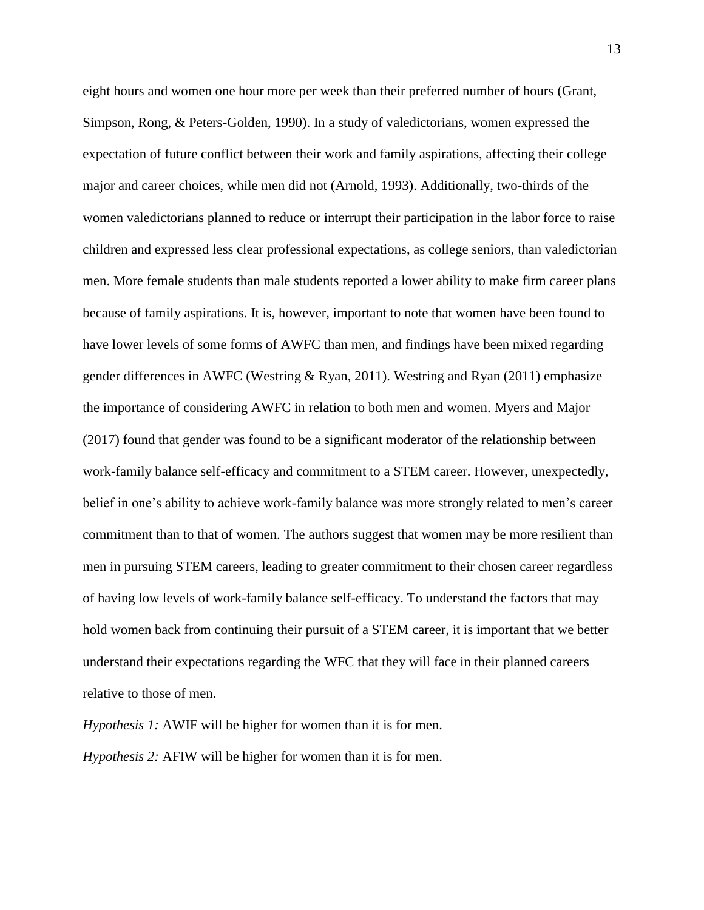eight hours and women one hour more per week than their preferred number of hours (Grant, Simpson, Rong, & Peters-Golden, 1990). In a study of valedictorians, women expressed the expectation of future conflict between their work and family aspirations, affecting their college major and career choices, while men did not (Arnold, 1993). Additionally, two-thirds of the women valedictorians planned to reduce or interrupt their participation in the labor force to raise children and expressed less clear professional expectations, as college seniors, than valedictorian men. More female students than male students reported a lower ability to make firm career plans because of family aspirations. It is, however, important to note that women have been found to have lower levels of some forms of AWFC than men, and findings have been mixed regarding gender differences in AWFC (Westring & Ryan, 2011). Westring and Ryan (2011) emphasize the importance of considering AWFC in relation to both men and women. Myers and Major (2017) found that gender was found to be a significant moderator of the relationship between work-family balance self-efficacy and commitment to a STEM career. However, unexpectedly, belief in one's ability to achieve work-family balance was more strongly related to men's career commitment than to that of women. The authors suggest that women may be more resilient than men in pursuing STEM careers, leading to greater commitment to their chosen career regardless of having low levels of work-family balance self-efficacy. To understand the factors that may hold women back from continuing their pursuit of a STEM career, it is important that we better understand their expectations regarding the WFC that they will face in their planned careers relative to those of men.

*Hypothesis 1:* AWIF will be higher for women than it is for men.

*Hypothesis 2:* AFIW will be higher for women than it is for men.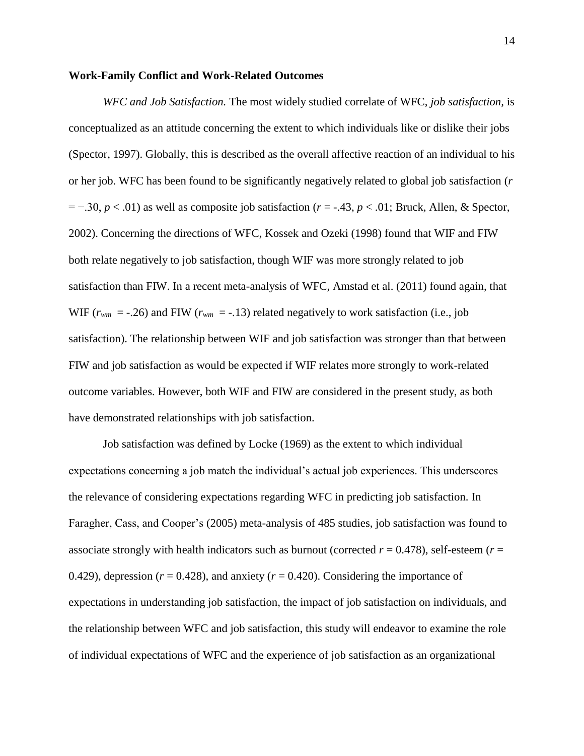**Work-Family Conflict and Work-Related Outcomes**

*WFC and Job Satisfaction.* The most widely studied correlate of WFC, *job satisfaction*, is conceptualized as an attitude concerning the extent to which individuals like or dislike their jobs (Spector, 1997). Globally, this is described as the overall affective reaction of an individual to his or her job. WFC has been found to be significantly negatively related to global job satisfaction ($r = -.30$, $p < .01$) as well as composite job satisfaction ($r = -.43$, $p < .01$; Bruck, Allen, & Spector, 2002). Concerning the directions of WFC, Kossek and Ozeki (1998) found that WIF and FIW both relate negatively to job satisfaction, though WIF was more strongly related to job satisfaction than FIW. In a recent meta-analysis of WFC, Amstad et al. (2011) found again, that WIF ($r_{wm} = -.26$) and FIW ($r_{wm} = -.13$) related negatively to work satisfaction (i.e., job satisfaction). The relationship between WIF and job satisfaction was stronger than that between FIW and job satisfaction as would be expected if WIF relates more strongly to work-related outcome variables. However, both WIF and FIW are considered in the present study, as both have demonstrated relationships with job satisfaction.

Job satisfaction was defined by Locke (1969) as the extent to which individual expectations concerning a job match the individual's actual job experiences. This underscores the relevance of considering expectations regarding WFC in predicting job satisfaction. In Faragher, Cass, and Cooper's (2005) meta-analysis of 485 studies, job satisfaction was found to associate strongly with health indicators such as burnout (corrected $r = 0.478$), self-esteem ($r = 0.429$), depression ($r = 0.428$), and anxiety ($r = 0.420$). Considering the importance of expectations in understanding job satisfaction, the impact of job satisfaction on individuals, and the relationship between WFC and job satisfaction, this study will endeavor to examine the role of individual expectations of WFC and the experience of job satisfaction as an organizational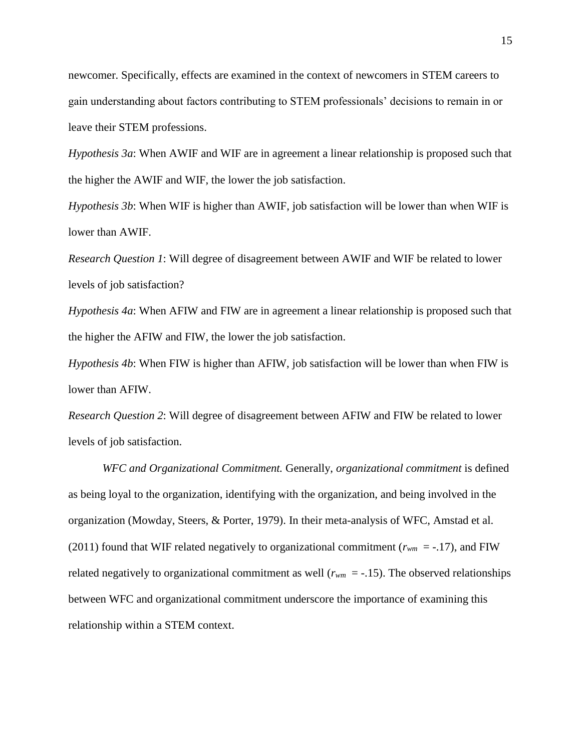newcomer. Specifically, effects are examined in the context of newcomers in STEM careers to gain understanding about factors contributing to STEM professionals' decisions to remain in or leave their STEM professions.

*Hypothesis 3a*: When AWIF and WIF are in agreement a linear relationship is proposed such that the higher the AWIF and WIF, the lower the job satisfaction.

*Hypothesis 3b*: When WIF is higher than AWIF, job satisfaction will be lower than when WIF is lower than AWIF.

*Research Question 1*: Will degree of disagreement between AWIF and WIF be related to lower levels of job satisfaction?

*Hypothesis 4a*: When AFIW and FIW are in agreement a linear relationship is proposed such that the higher the AFIW and FIW, the lower the job satisfaction.

*Hypothesis 4b*: When FIW is higher than AFIW, job satisfaction will be lower than when FIW is lower than AFIW.

*Research Question 2*: Will degree of disagreement between AFIW and FIW be related to lower levels of job satisfaction.

*WFC and Organizational Commitment.* Generally, *organizational commitment* is defined as being loyal to the organization, identifying with the organization, and being involved in the organization (Mowday, Steers, & Porter, 1979). In their meta-analysis of WFC, Amstad et al. (2011) found that WIF related negatively to organizational commitment ($r_{wm}$ = -.17), and FIW related negatively to organizational commitment as well ($r_{wm}$ = -.15). The observed relationships between WFC and organizational commitment underscore the importance of examining this relationship within a STEM context.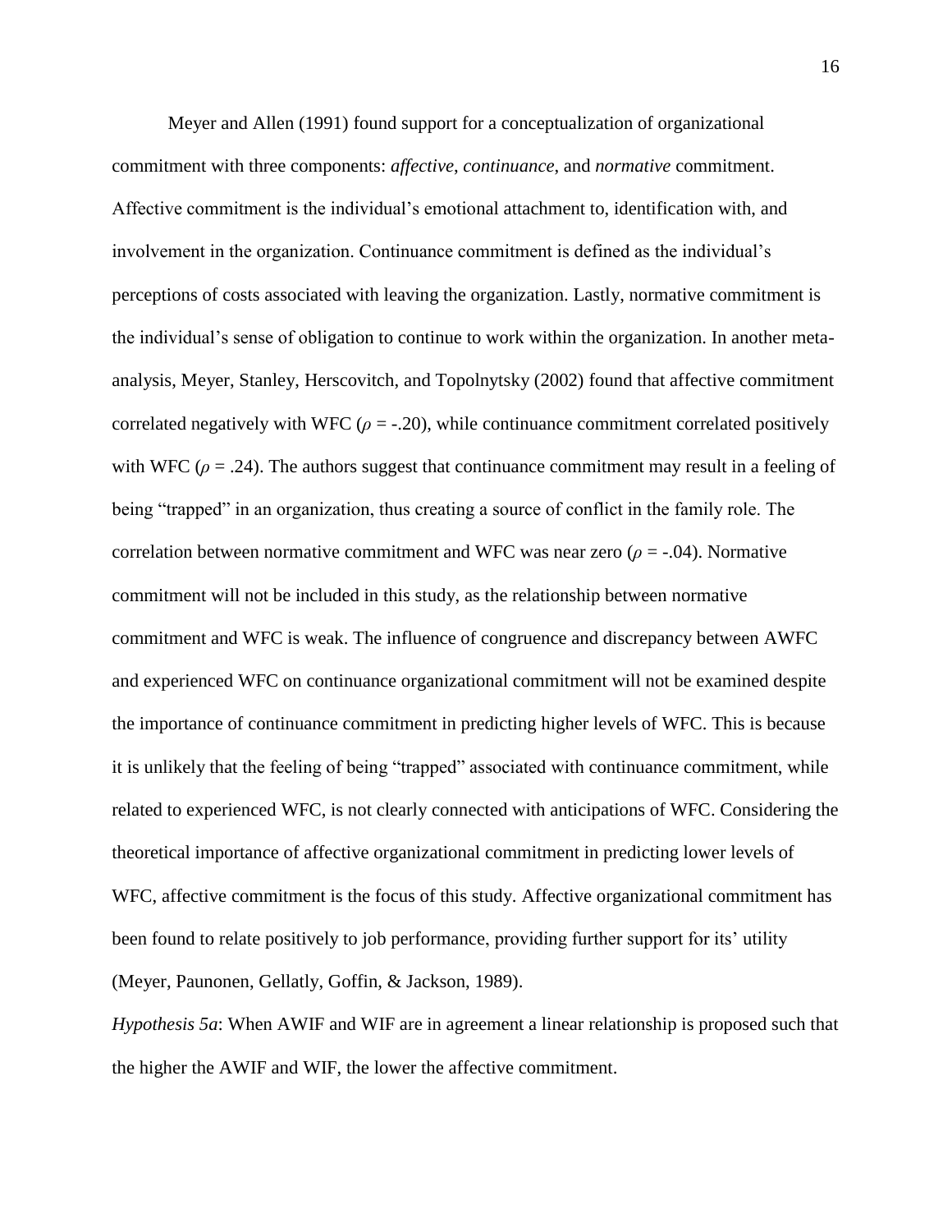Meyer and Allen (1991) found support for a conceptualization of organizational commitment with three components: *affective*, *continuance*, and *normative* commitment. Affective commitment is the individual's emotional attachment to, identification with, and involvement in the organization. Continuance commitment is defined as the individual's perceptions of costs associated with leaving the organization. Lastly, normative commitment is the individual's sense of obligation to continue to work within the organization. In another meta-analysis, Meyer, Stanley, Herscovitch, and Topolnytsky (2002) found that affective commitment correlated negatively with WFC ($\rho$ = -.20), while continuance commitment correlated positively with WFC ($\rho$ = .24). The authors suggest that continuance commitment may result in a feeling of being "trapped" in an organization, thus creating a source of conflict in the family role. The correlation between normative commitment and WFC was near zero ($\rho$ = -.04). Normative commitment will not be included in this study, as the relationship between normative commitment and WFC is weak. The influence of congruence and discrepancy between AWFC and experienced WFC on continuance organizational commitment will not be examined despite the importance of continuance commitment in predicting higher levels of WFC. This is because it is unlikely that the feeling of being "trapped" associated with continuance commitment, while related to experienced WFC, is not clearly connected with anticipations of WFC. Considering the theoretical importance of affective organizational commitment in predicting lower levels of WFC, affective commitment is the focus of this study. Affective organizational commitment has been found to relate positively to job performance, providing further support for its' utility (Meyer, Paunonen, Gellatly, Goffin, & Jackson, 1989).

*Hypothesis 5a*: When AWIF and WIF are in agreement a linear relationship is proposed such that the higher the AWIF and WIF, the lower the affective commitment.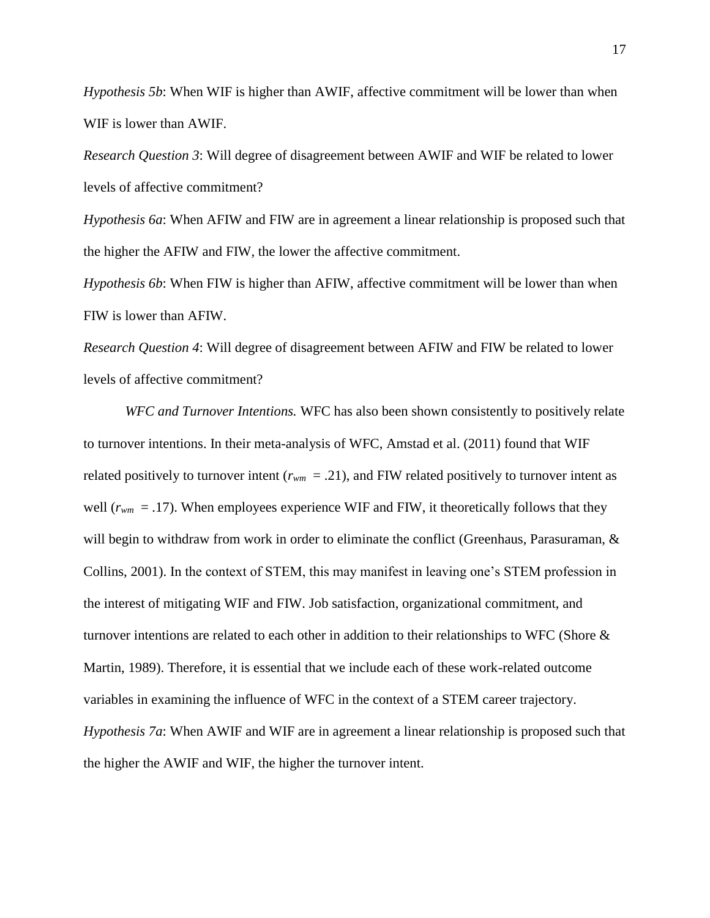*Hypothesis 5b*: When WIF is higher than AWIF, affective commitment will be lower than when WIF is lower than AWIF.

*Research Question 3*: Will degree of disagreement between AWIF and WIF be related to lower levels of affective commitment?

*Hypothesis 6a*: When AFIW and FIW are in agreement a linear relationship is proposed such that the higher the AFIW and FIW, the lower the affective commitment.

*Hypothesis 6b*: When FIW is higher than AFIW, affective commitment will be lower than when FIW is lower than AFIW.

*Research Question 4*: Will degree of disagreement between AFIW and FIW be related to lower levels of affective commitment?

*WFC and Turnover Intentions.* WFC has also been shown consistently to positively relate to turnover intentions. In their meta-analysis of WFC, Amstad et al. (2011) found that WIF related positively to turnover intent ($r_{wm}$ = .21), and FIW related positively to turnover intent as well ($r_{wm}$ = .17). When employees experience WIF and FIW, it theoretically follows that they will begin to withdraw from work in order to eliminate the conflict (Greenhaus, Parasuraman, & Collins, 2001). In the context of STEM, this may manifest in leaving one's STEM profession in the interest of mitigating WIF and FIW. Job satisfaction, organizational commitment, and turnover intentions are related to each other in addition to their relationships to WFC (Shore & Martin, 1989). Therefore, it is essential that we include each of these work-related outcome variables in examining the influence of WFC in the context of a STEM career trajectory.

*Hypothesis 7a*: When AWIF and WIF are in agreement a linear relationship is proposed such that the higher the AWIF and WIF, the higher the turnover intent.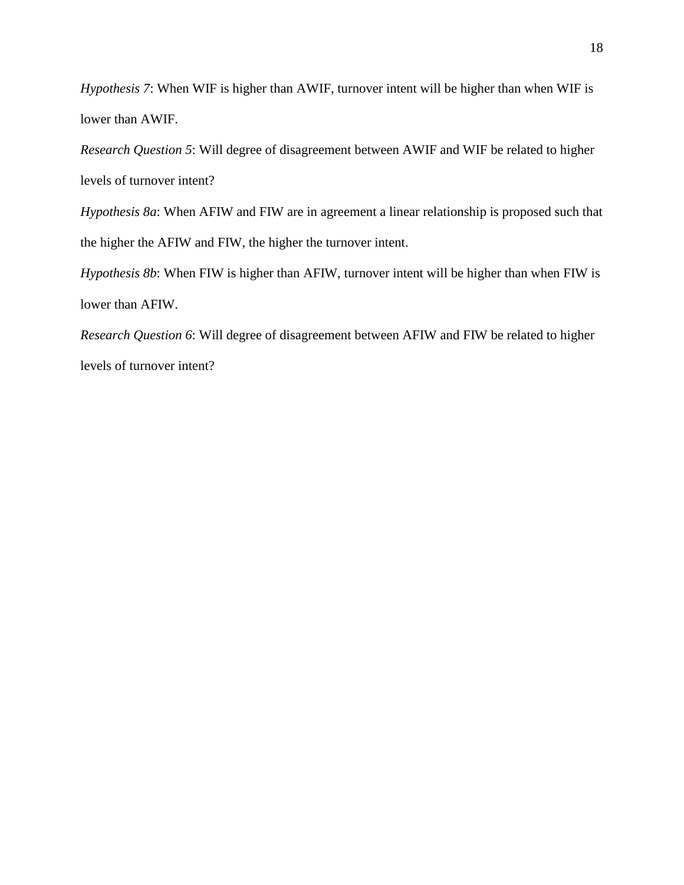*Hypothesis 7*: When WIF is higher than AWIF, turnover intent will be higher than when WIF is lower than AWIF.

*Research Question 5*: Will degree of disagreement between AWIF and WIF be related to higher levels of turnover intent?

*Hypothesis 8a*: When AFIW and FIW are in agreement a linear relationship is proposed such that the higher the AFIW and FIW, the higher the turnover intent.

*Hypothesis 8b*: When FIW is higher than AFIW, turnover intent will be higher than when FIW is lower than AFIW.

*Research Question 6*: Will degree of disagreement between AFIW and FIW be related to higher levels of turnover intent?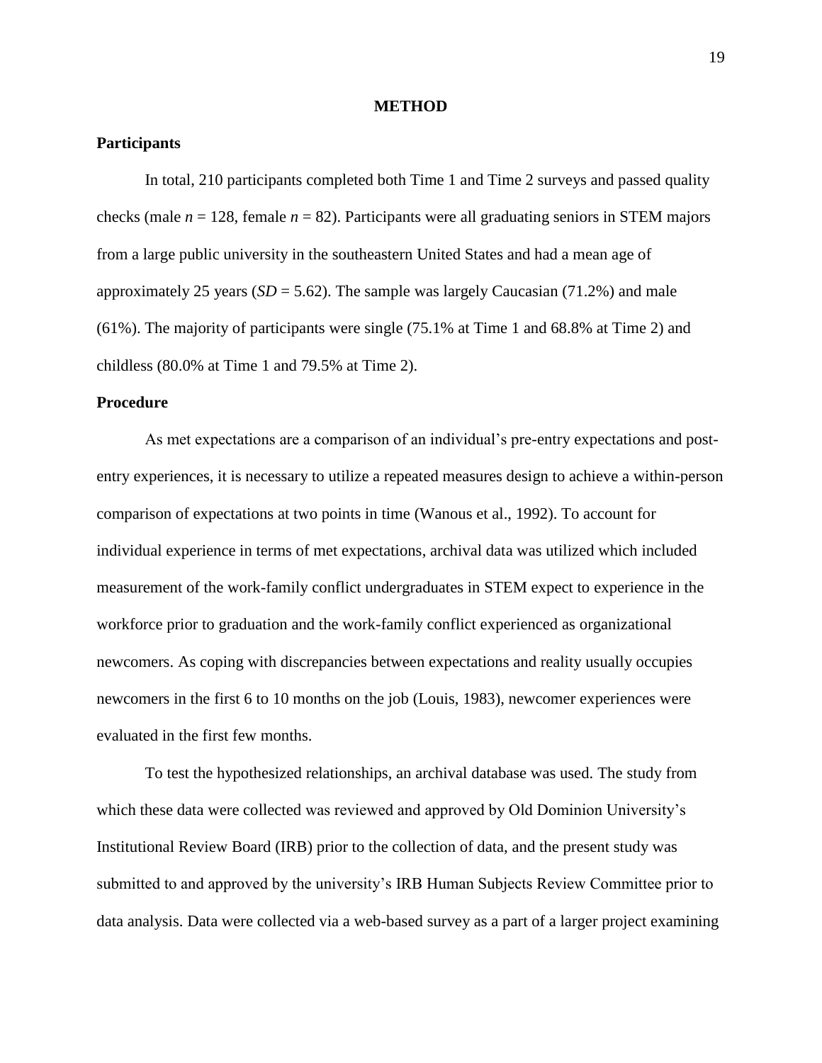# METHOD

## Participants

In total, 210 participants completed both Time 1 and Time 2 surveys and passed quality checks (male $n$ = 128, female $n$ = 82). Participants were all graduating seniors in STEM majors from a large public university in the southeastern United States and had a mean age of approximately 25 years ($SD$ = 5.62). The sample was largely Caucasian (71.2%) and male (61%). The majority of participants were single (75.1% at Time 1 and 68.8% at Time 2) and childless (80.0% at Time 1 and 79.5% at Time 2).

## Procedure

As met expectations are a comparison of an individual's pre-entry expectations and post-entry experiences, it is necessary to utilize a repeated measures design to achieve a within-person comparison of expectations at two points in time (Wanous et al., 1992). To account for individual experience in terms of met expectations, archival data was utilized which included measurement of the work-family conflict undergraduates in STEM expect to experience in the workforce prior to graduation and the work-family conflict experienced as organizational newcomers. As coping with discrepancies between expectations and reality usually occupies newcomers in the first 6 to 10 months on the job (Louis, 1983), newcomer experiences were evaluated in the first few months.

To test the hypothesized relationships, an archival database was used. The study from which these data were collected was reviewed and approved by Old Dominion University's Institutional Review Board (IRB) prior to the collection of data, and the present study was submitted to and approved by the university's IRB Human Subjects Review Committee prior to data analysis. Data were collected via a web-based survey as a part of a larger project examining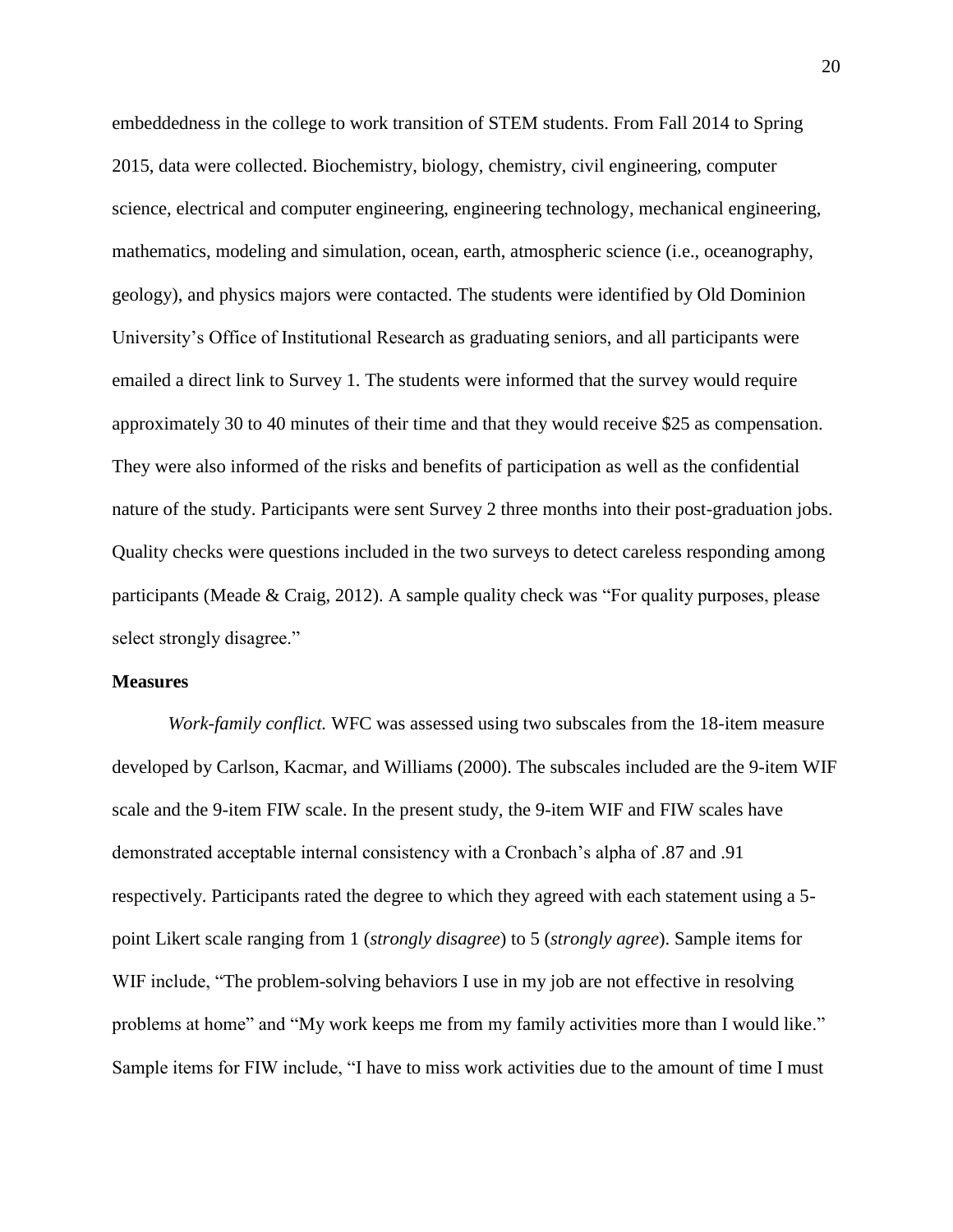embeddedness in the college to work transition of STEM students. From Fall 2014 to Spring 2015, data were collected. Biochemistry, biology, chemistry, civil engineering, computer science, electrical and computer engineering, engineering technology, mechanical engineering, mathematics, modeling and simulation, ocean, earth, atmospheric science (i.e., oceanography, geology), and physics majors were contacted. The students were identified by Old Dominion University's Office of Institutional Research as graduating seniors, and all participants were emailed a direct link to Survey 1. The students were informed that the survey would require approximately 30 to 40 minutes of their time and that they would receive $25 as compensation. They were also informed of the risks and benefits of participation as well as the confidential nature of the study. Participants were sent Survey 2 three months into their post-graduation jobs. Quality checks were questions included in the two surveys to detect careless responding among participants (Meade & Craig, 2012). A sample quality check was "For quality purposes, please select strongly disagree."

**Measures**

*Work-family conflict.* WFC was assessed using two subscales from the 18-item measure developed by Carlson, Kacmar, and Williams (2000). The subscales included are the 9-item WIF scale and the 9-item FIW scale. In the present study, the 9-item WIF and FIW scales have demonstrated acceptable internal consistency with a Cronbach's alpha of .87 and .91 respectively. Participants rated the degree to which they agreed with each statement using a 5-point Likert scale ranging from 1 (*strongly disagree*) to 5 (*strongly agree*). Sample items for WIF include, "The problem-solving behaviors I use in my job are not effective in resolving problems at home" and "My work keeps me from my family activities more than I would like." Sample items for FIW include, "I have to miss work activities due to the amount of time I must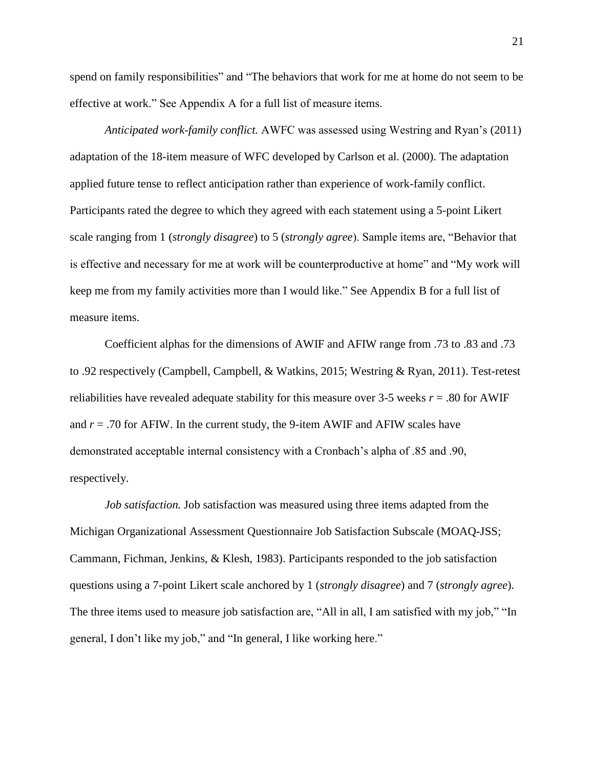spend on family responsibilities" and "The behaviors that work for me at home do not seem to be effective at work." See Appendix A for a full list of measure items.

*Anticipated work-family conflict.* AWFC was assessed using Westring and Ryan's (2011) adaptation of the 18-item measure of WFC developed by Carlson et al. (2000). The adaptation applied future tense to reflect anticipation rather than experience of work-family conflict. Participants rated the degree to which they agreed with each statement using a 5-point Likert scale ranging from 1 (*strongly disagree*) to 5 (*strongly agree*). Sample items are, "Behavior that is effective and necessary for me at work will be counterproductive at home" and "My work will keep me from my family activities more than I would like." See Appendix B for a full list of measure items.

Coefficient alphas for the dimensions of AWIF and AFIW range from .73 to .83 and .73 to .92 respectively (Campbell, Campbell, & Watkins, 2015; Westring & Ryan, 2011). Test-retest reliabilities have revealed adequate stability for this measure over 3-5 weeks $r = .80$ for AWIF and $r = .70$ for AFIW. In the current study, the 9-item AWIF and AFIW scales have demonstrated acceptable internal consistency with a Cronbach's alpha of .85 and .90, respectively.

*Job satisfaction.* Job satisfaction was measured using three items adapted from the Michigan Organizational Assessment Questionnaire Job Satisfaction Subscale (MOAQ-JSS; Cammann, Fichman, Jenkins, & Klesh, 1983). Participants responded to the job satisfaction questions using a 7-point Likert scale anchored by 1 (*strongly disagree*) and 7 (*strongly agree*). The three items used to measure job satisfaction are, "All in all, I am satisfied with my job," "In general, I don't like my job," and "In general, I like working here."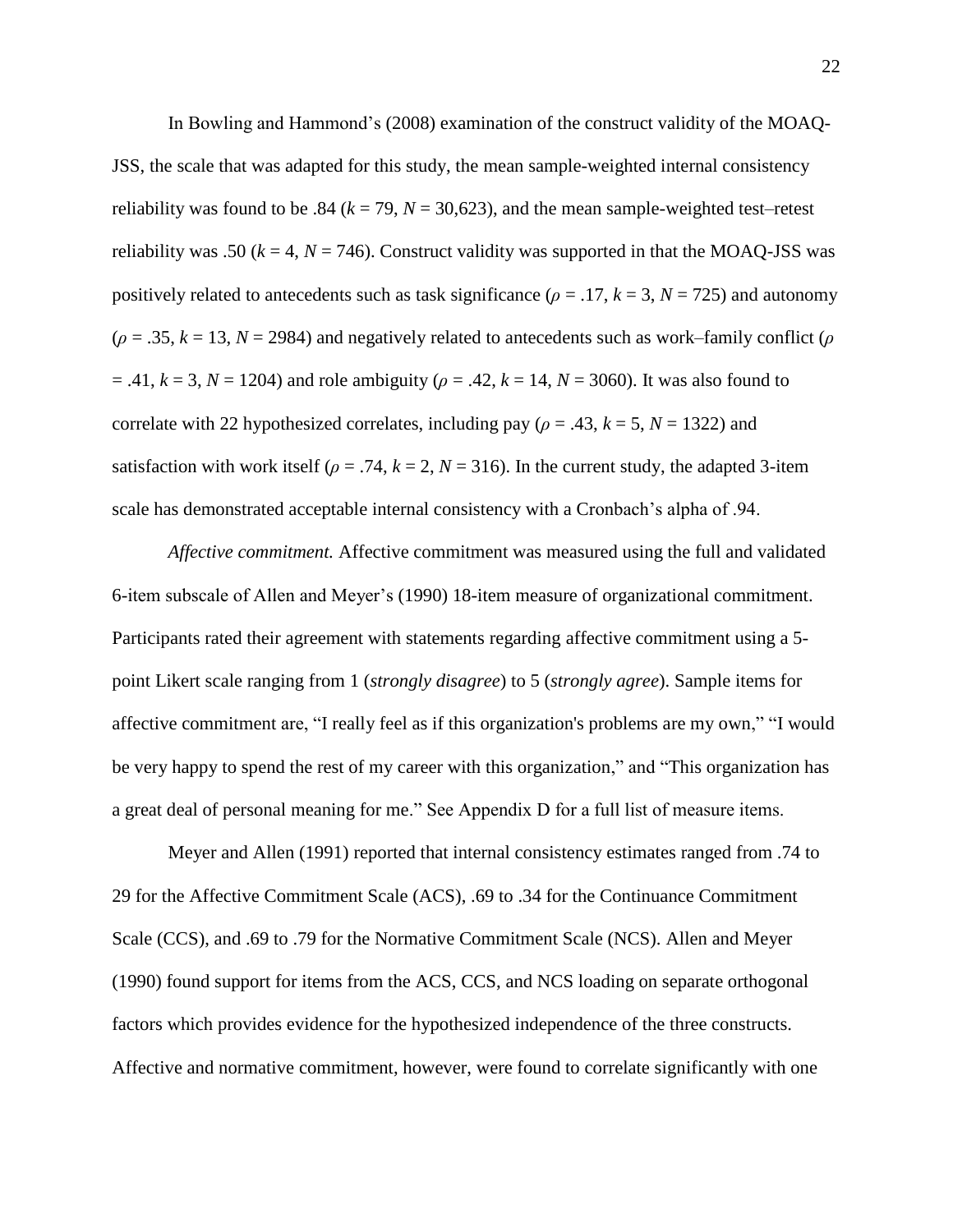In Bowling and Hammond's (2008) examination of the construct validity of the MOAQ-JSS, the scale that was adapted for this study, the mean sample-weighted internal consistency reliability was found to be .84 ($k$ = 79, $N$ = 30,623), and the mean sample-weighted test–retest reliability was .50 ($k$ = 4, $N$ = 746). Construct validity was supported in that the MOAQ-JSS was positively related to antecedents such as task significance ($\rho$ = .17, $k$ = 3, $N$ = 725) and autonomy ($\rho$ = .35, $k$ = 13, $N$ = 2984) and negatively related to antecedents such as work–family conflict ($\rho$ = .41, $k$ = 3, $N$ = 1204) and role ambiguity ($\rho$ = .42, $k$ = 14, $N$ = 3060). It was also found to correlate with 22 hypothesized correlates, including pay ($\rho$ = .43, $k$ = 5, $N$ = 1322) and satisfaction with work itself ($\rho$ = .74, $k$ = 2, $N$ = 316). In the current study, the adapted 3-item scale has demonstrated acceptable internal consistency with a Cronbach's alpha of .94.

*Affective commitment.* Affective commitment was measured using the full and validated 6-item subscale of Allen and Meyer's (1990) 18-item measure of organizational commitment. Participants rated their agreement with statements regarding affective commitment using a 5-point Likert scale ranging from 1 (*strongly disagree*) to 5 (*strongly agree*). Sample items for affective commitment are, "I really feel as if this organization's problems are my own," "I would be very happy to spend the rest of my career with this organization," and "This organization has a great deal of personal meaning for me." See Appendix D for a full list of measure items.

Meyer and Allen (1991) reported that internal consistency estimates ranged from .74 to 29 for the Affective Commitment Scale (ACS), .69 to .34 for the Continuance Commitment Scale (CCS), and .69 to .79 for the Normative Commitment Scale (NCS). Allen and Meyer (1990) found support for items from the ACS, CCS, and NCS loading on separate orthogonal factors which provides evidence for the hypothesized independence of the three constructs. Affective and normative commitment, however, were found to correlate significantly with one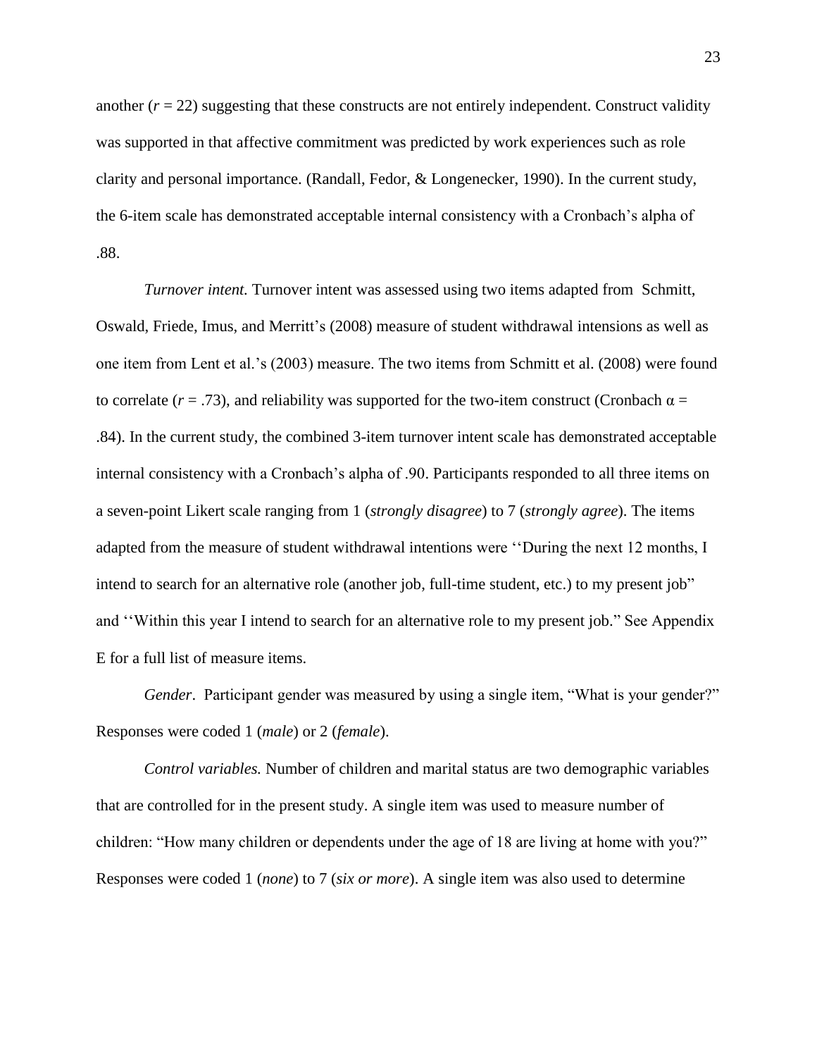another ($r$ = 22) suggesting that these constructs are not entirely independent. Construct validity was supported in that affective commitment was predicted by work experiences such as role clarity and personal importance. (Randall, Fedor, & Longenecker, 1990). In the current study, the 6-item scale has demonstrated acceptable internal consistency with a Cronbach's alpha of .88.

*Turnover intent.* Turnover intent was assessed using two items adapted from Schmitt, Oswald, Friede, Imus, and Merritt's (2008) measure of student withdrawal intensions as well as one item from Lent et al.'s (2003) measure. The two items from Schmitt et al. (2008) were found to correlate ($r$ = .73), and reliability was supported for the two-item construct (Cronbach $\alpha$ = .84). In the current study, the combined 3-item turnover intent scale has demonstrated acceptable internal consistency with a Cronbach's alpha of .90. Participants responded to all three items on a seven-point Likert scale ranging from 1 (*strongly disagree*) to 7 (*strongly agree*). The items adapted from the measure of student withdrawal intentions were ''During the next 12 months, I intend to search for an alternative role (another job, full-time student, etc.) to my present job" and ''Within this year I intend to search for an alternative role to my present job." See Appendix E for a full list of measure items.

*Gender*. Participant gender was measured by using a single item, "What is your gender?" Responses were coded 1 (*male*) or 2 (*female*).

*Control variables.* Number of children and marital status are two demographic variables that are controlled for in the present study. A single item was used to measure number of children: "How many children or dependents under the age of 18 are living at home with you?" Responses were coded 1 (*none*) to 7 (*six or more*). A single item was also used to determine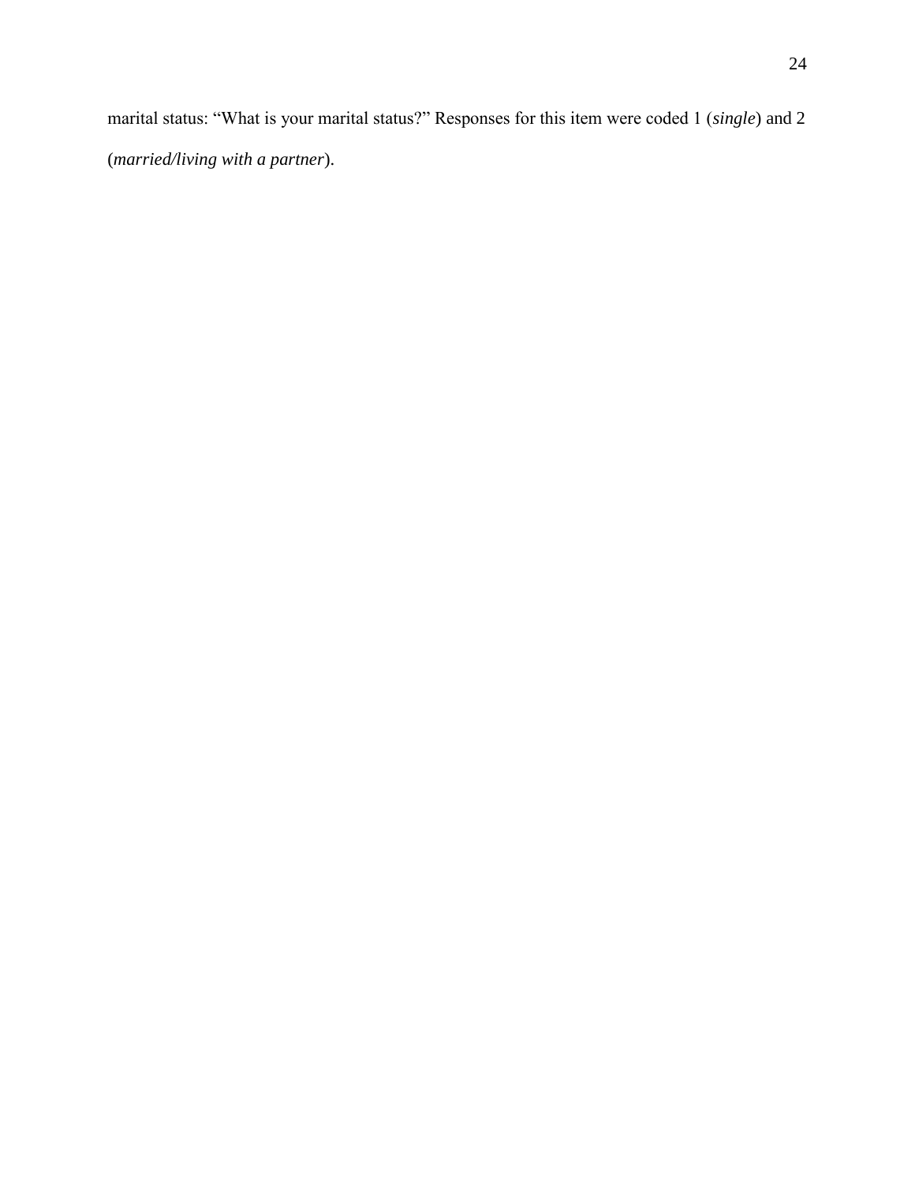marital status: “What is your marital status?” Responses for this item were coded 1 (*single*) and 2 (*married/living with a partner*).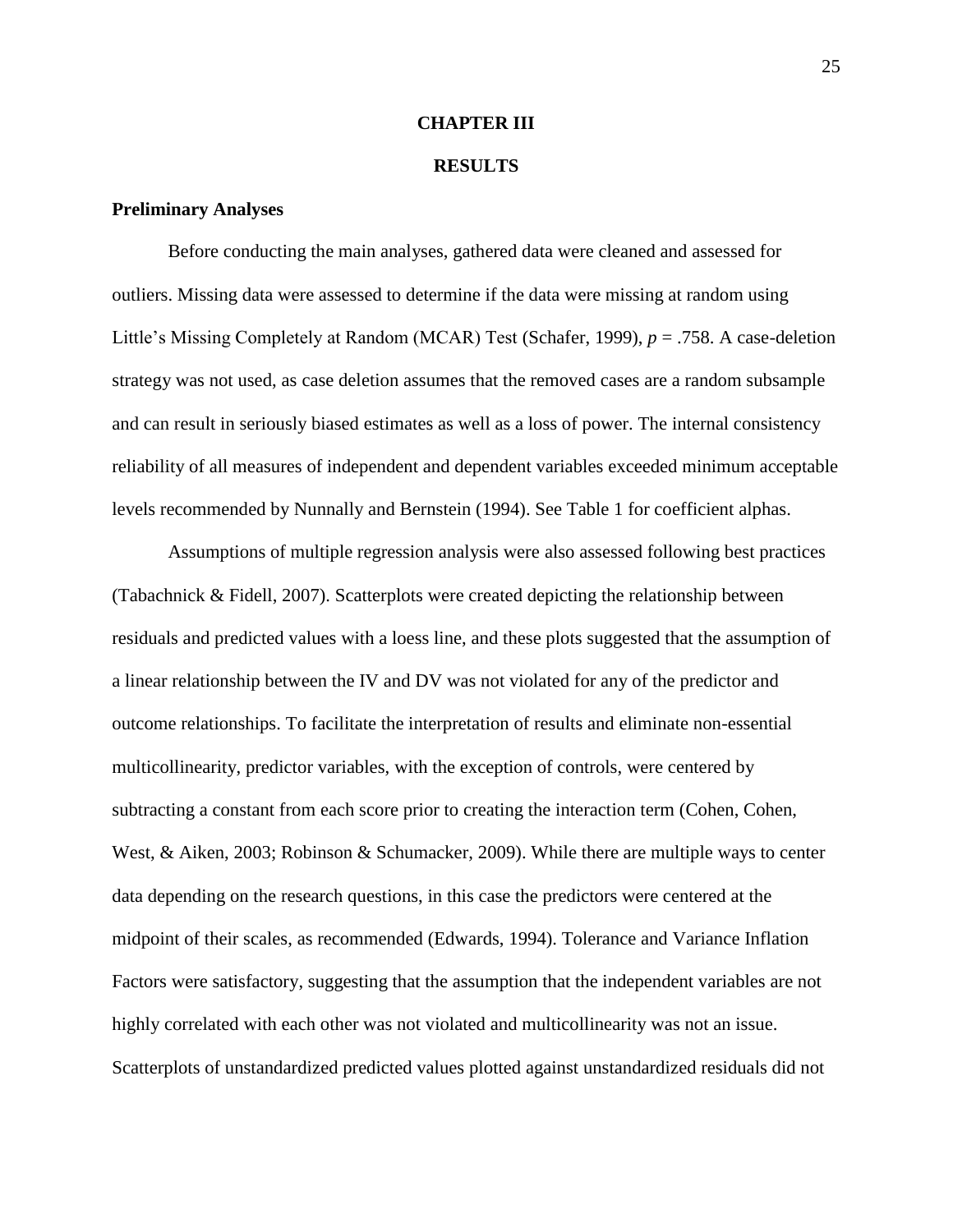# CHAPTER III

# RESULTS

### Preliminary Analyses

Before conducting the main analyses, gathered data were cleaned and assessed for outliers. Missing data were assessed to determine if the data were missing at random using Little's Missing Completely at Random (MCAR) Test (Schafer, 1999), $p = .758$. A case-deletion strategy was not used, as case deletion assumes that the removed cases are a random subsample and can result in seriously biased estimates as well as a loss of power. The internal consistency reliability of all measures of independent and dependent variables exceeded minimum acceptable levels recommended by Nunnally and Bernstein (1994). See Table 1 for coefficient alphas.

Assumptions of multiple regression analysis were also assessed following best practices (Tabachnick & Fidell, 2007). Scatterplots were created depicting the relationship between residuals and predicted values with a loess line, and these plots suggested that the assumption of a linear relationship between the IV and DV was not violated for any of the predictor and outcome relationships. To facilitate the interpretation of results and eliminate non-essential multicollinearity, predictor variables, with the exception of controls, were centered by subtracting a constant from each score prior to creating the interaction term (Cohen, Cohen, West, & Aiken, 2003; Robinson & Schumacker, 2009). While there are multiple ways to center data depending on the research questions, in this case the predictors were centered at the midpoint of their scales, as recommended (Edwards, 1994). Tolerance and Variance Inflation Factors were satisfactory, suggesting that the assumption that the independent variables are not highly correlated with each other was not violated and multicollinearity was not an issue. Scatterplots of unstandardized predicted values plotted against unstandardized residuals did not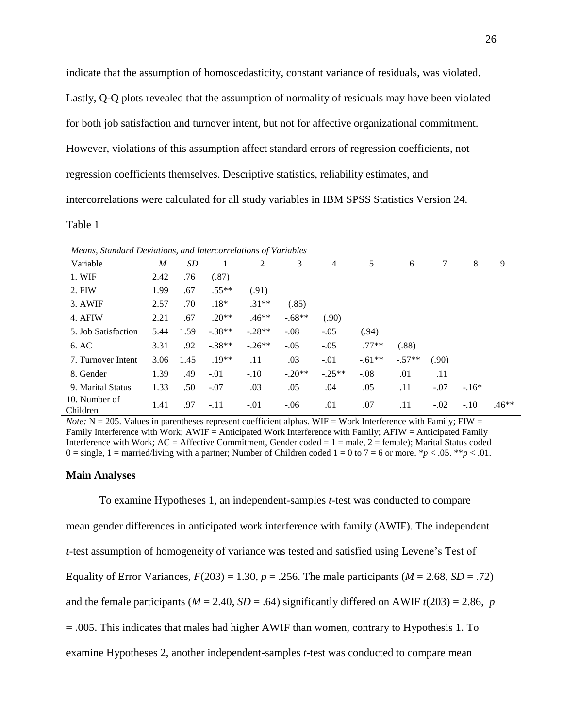indicate that the assumption of homoscedasticity, constant variance of residuals, was violated. Lastly, Q-Q plots revealed that the assumption of normality of residuals may have been violated for both job satisfaction and turnover intent, but not for affective organizational commitment. However, violations of this assumption affect standard errors of regression coefficients, not regression coefficients themselves. Descriptive statistics, reliability estimates, and intercorrelations were calculated for all study variables in IBM SPSS Statistics Version 24.

Table 1

*Means, Standard Deviations, and Intercorrelations of Variables*

| Variable | *M* | *SD* | 1 | 2 | 3 | 4 | 5 | 6 | 7 | 8 | 9 |
|---|---|---|---|---|---|---|---|---|---|---|---|
| 1. WIF | 2.42 | .76 | (.87) | | | | | | | | |
| 2. FIW | 1.99 | .67 | .55** | (.91) | | | | | | | |
| 3. AWIF | 2.57 | .70 | .18* | .31** | (.85) | | | | | | |
| 4. AFIW | 2.21 | .67 | .20** | .46** | -.68** | (.90) | | | | | |
| 5. Job Satisfaction | 5.44 | 1.59 | -.38** | -.28** | -.08 | -.05 | (.94) | | | | |
| 6. AC | 3.31 | .92 | -.38** | -.26** | -.05 | -.05 | .77** | (.88) | | | |
| 7. Turnover Intent | 3.06 | 1.45 | .19** | .11 | .03 | -.01 | -.61** | -.57** | (.90) | | |
| 8. Gender | 1.39 | .49 | -.01 | -.10 | -.20** | -.25** | -.08 | .01 | .11 | | |
| 9. Marital Status | 1.33 | .50 | -.07 | .03 | .05 | .04 | .05 | .11 | -.07 | -.16* | |
| 10. Number of Children | 1.41 | .97 | -.11 | -.01 | -.06 | .01 | .07 | .11 | -.02 | -.10 | .46** |

*Note:* N = 205. Values in parentheses represent coefficient alphas. WIF = Work Interference with Family; FIW = Family Interference with Work; AWIF = Anticipated Work Interference with Family; AFIW = Anticipated Family Interference with Work; AC = Affective Commitment, Gender coded = 1 = male, 2 = female); Marital Status coded 0 = single, 1 = married/living with a partner; Number of Children coded 1 = 0 to 7 = 6 or more. *$p < .05$. **$p < .01$.

## Main Analyses

To examine Hypotheses 1, an independent-samples *t*-test was conducted to compare mean gender differences in anticipated work interference with family (AWIF). The independent *t*-test assumption of homogeneity of variance was tested and satisfied using Levene's Test of Equality of Error Variances, $F(203) = 1.30$, $p = .256$. The male participants ($M = 2.68$, $SD = .72$) and the female participants ($M = 2.40$, $SD = .64$) significantly differed on AWIF $t(203) = 2.86$, $p = .005$. This indicates that males had higher AWIF than women, contrary to Hypothesis 1. To examine Hypotheses 2, another independent-samples *t*-test was conducted to compare mean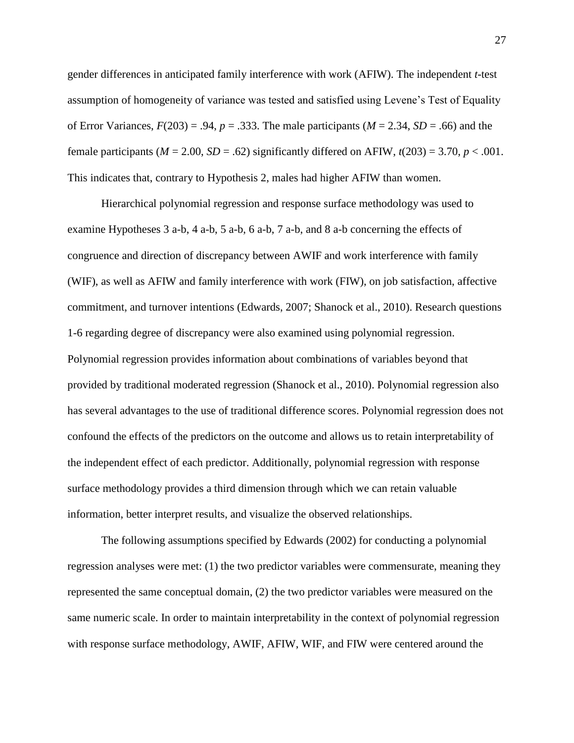gender differences in anticipated family interference with work (AFIW). The independent *t*-test assumption of homogeneity of variance was tested and satisfied using Levene's Test of Equality of Error Variances, $F(203) = .94$, $p = .333$. The male participants ($M = 2.34$, $SD = .66$) and the female participants ($M = 2.00$, $SD = .62$) significantly differed on AFIW, $t(203) = 3.70$, $p < .001$. This indicates that, contrary to Hypothesis 2, males had higher AFIW than women.

Hierarchical polynomial regression and response surface methodology was used to examine Hypotheses 3 a-b, 4 a-b, 5 a-b, 6 a-b, 7 a-b, and 8 a-b concerning the effects of congruence and direction of discrepancy between AWIF and work interference with family (WIF), as well as AFIW and family interference with work (FIW), on job satisfaction, affective commitment, and turnover intentions (Edwards, 2007; Shanock et al., 2010). Research questions 1-6 regarding degree of discrepancy were also examined using polynomial regression. Polynomial regression provides information about combinations of variables beyond that provided by traditional moderated regression (Shanock et al., 2010). Polynomial regression also has several advantages to the use of traditional difference scores. Polynomial regression does not confound the effects of the predictors on the outcome and allows us to retain interpretability of the independent effect of each predictor. Additionally, polynomial regression with response surface methodology provides a third dimension through which we can retain valuable information, better interpret results, and visualize the observed relationships.

The following assumptions specified by Edwards (2002) for conducting a polynomial regression analyses were met: (1) the two predictor variables were commensurate, meaning they represented the same conceptual domain, (2) the two predictor variables were measured on the same numeric scale. In order to maintain interpretability in the context of polynomial regression with response surface methodology, AWIF, AFIW, WIF, and FIW were centered around the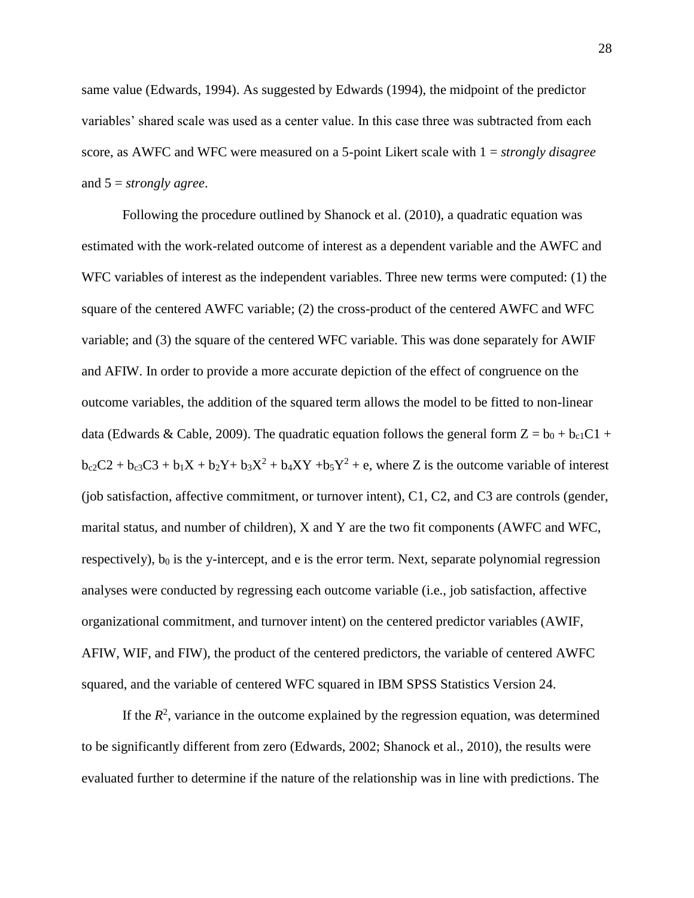same value (Edwards, 1994). As suggested by Edwards (1994), the midpoint of the predictor variables' shared scale was used as a center value. In this case three was subtracted from each score, as AWFC and WFC were measured on a 5-point Likert scale with 1 = *strongly disagree* and 5 = *strongly agree*.

Following the procedure outlined by Shanock et al. (2010), a quadratic equation was estimated with the work-related outcome of interest as a dependent variable and the AWFC and WFC variables of interest as the independent variables. Three new terms were computed: (1) the square of the centered AWFC variable; (2) the cross-product of the centered AWFC and WFC variable; and (3) the square of the centered WFC variable. This was done separately for AWIF and AFIW. In order to provide a more accurate depiction of the effect of congruence on the outcome variables, the addition of the squared term allows the model to be fitted to non-linear data (Edwards & Cable, 2009). The quadratic equation follows the general form $Z = b_0 + b_{c1}C1 + b_{c2}C2 + b_{c3}C3 + b_1X + b_2Y + b_3X^2 + b_4XY + b_5Y^2 + e$, where Z is the outcome variable of interest (job satisfaction, affective commitment, or turnover intent), C1, C2, and C3 are controls (gender, marital status, and number of children), X and Y are the two fit components (AWFC and WFC, respectively), $b_0$ is the y-intercept, and e is the error term. Next, separate polynomial regression analyses were conducted by regressing each outcome variable (i.e., job satisfaction, affective organizational commitment, and turnover intent) on the centered predictor variables (AWIF, AFIW, WIF, and FIW), the product of the centered predictors, the variable of centered AWFC squared, and the variable of centered WFC squared in IBM SPSS Statistics Version 24.

If the $R^2$, variance in the outcome explained by the regression equation, was determined to be significantly different from zero (Edwards, 2002; Shanock et al., 2010), the results were evaluated further to determine if the nature of the relationship was in line with predictions. The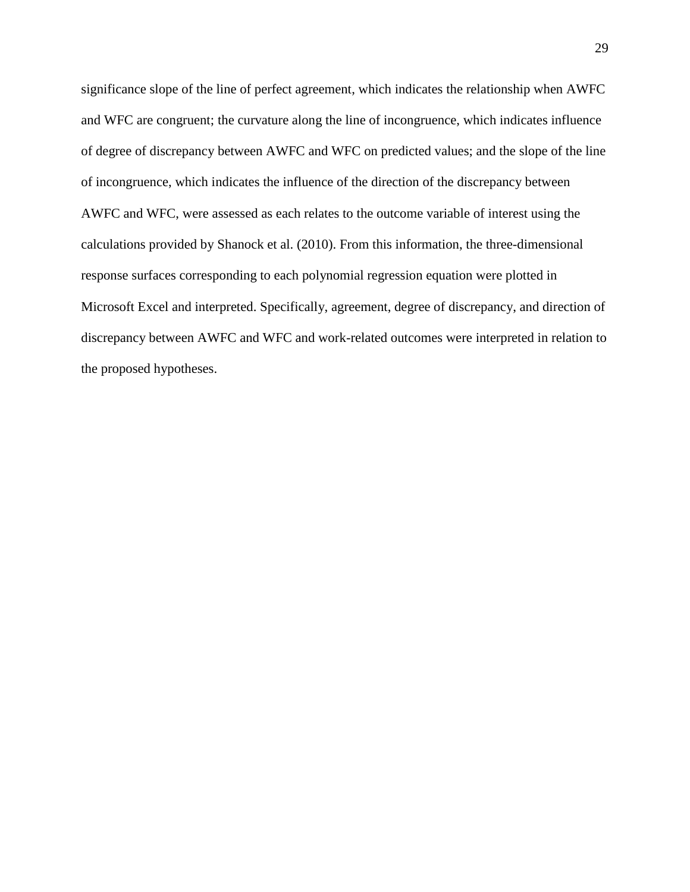significance slope of the line of perfect agreement, which indicates the relationship when AWFC and WFC are congruent; the curvature along the line of incongruence, which indicates influence of degree of discrepancy between AWFC and WFC on predicted values; and the slope of the line of incongruence, which indicates the influence of the direction of the discrepancy between AWFC and WFC, were assessed as each relates to the outcome variable of interest using the calculations provided by Shanock et al. (2010). From this information, the three-dimensional response surfaces corresponding to each polynomial regression equation were plotted in Microsoft Excel and interpreted. Specifically, agreement, degree of discrepancy, and direction of discrepancy between AWFC and WFC and work-related outcomes were interpreted in relation to the proposed hypotheses.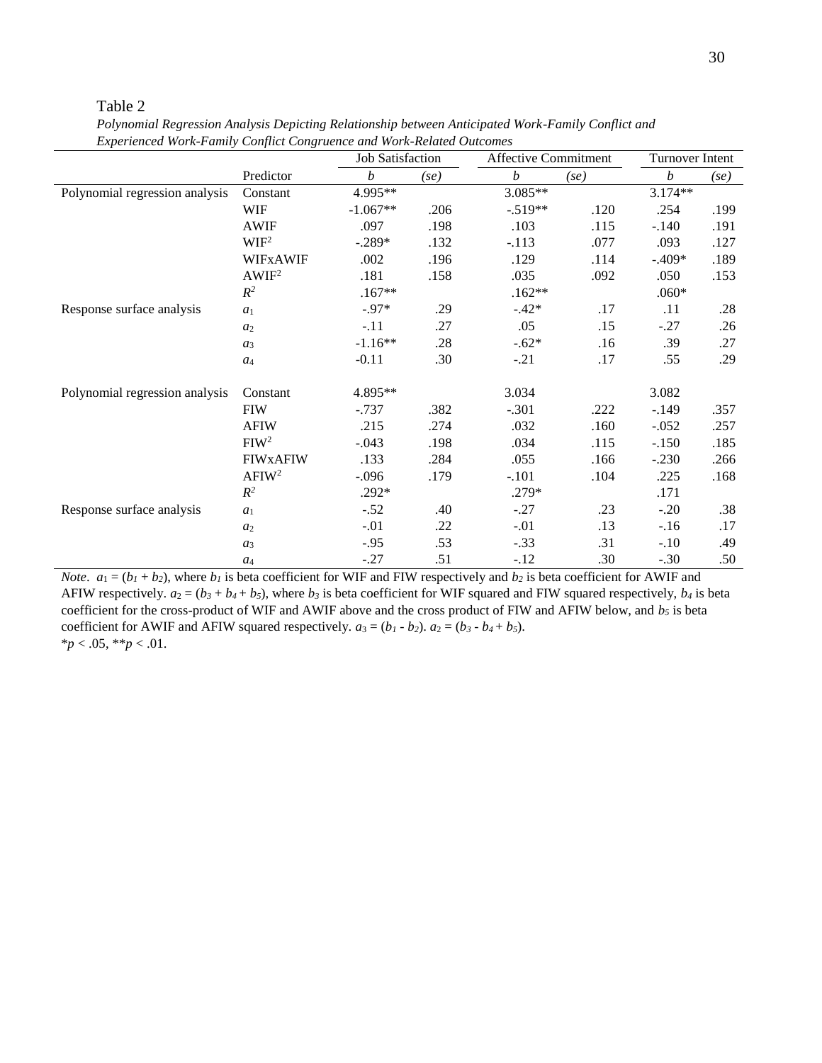Table 2

*Polynomial Regression Analysis Depicting Relationship between Anticipated Work-Family Conflict and Experienced Work-Family Conflict Congruence and Work-Related Outcomes*

| | | Job Satisfaction | | Affective Commitment | | Turnover Intent | |
|---|---|---|---|---|---|---|---|
| | Predictor | *b* | *(se)* | *b* | *(se)* | *b* | *(se)* |
| Polynomial regression analysis | Constant | 4.995** | | 3.085** | | 3.174** | |
| | WIF | -1.067** | .206 | -.519** | .120 | .254 | .199 |
| | AWIF | .097 | .198 | .103 | .115 | -.140 | .191 |
| | $WIF^2$ | -.289* | .132 | -.113 | .077 | .093 | .127 |
| | WIFxAWIF | .002 | .196 | .129 | .114 | -.409* | .189 |
| | $AWIF^2$ | .181 | .158 | .035 | .092 | .050 | .153 |
| | $R^2$ | .167** | | .162** | | .060* | |
| Response surface analysis | $a_1$ | -.97* | .29 | -.42* | .17 | .11 | .28 |
| | $a_2$ | -.11 | .27 | .05 | .15 | -.27 | .26 |
| | $a_3$ | -1.16** | .28 | -.62* | .16 | .39 | .27 |
| | $a_4$ | -0.11 | .30 | -.21 | .17 | .55 | .29 |
| Polynomial regression analysis | Constant | 4.895** | | 3.034 | | 3.082 | |
| | FIW | -.737 | .382 | -.301 | .222 | -.149 | .357 |
| | AFIW | .215 | .274 | .032 | .160 | -.052 | .257 |
| | $FIW^2$ | -.043 | .198 | .034 | .115 | -.150 | .185 |
| | FIWxAFIW | .133 | .284 | .055 | .166 | -.230 | .266 |
| | $AFIW^2$ | -.096 | .179 | -.101 | .104 | .225 | .168 |
| | $R^2$ | .292* | | .279* | | .171 | |
| Response surface analysis | $a_1$ | -.52 | .40 | -.27 | .23 | -.20 | .38 |
| | $a_2$ | -.01 | .22 | -.01 | .13 | -.16 | .17 |
| | $a_3$ | -.95 | .53 | -.33 | .31 | -.10 | .49 |
| | $a_4$ | -.27 | .51 | -.12 | .30 | -.30 | .50 |

*Note*. $a_1 = (b_1 + b_2)$, where $b_1$ is beta coefficient for WIF and FIW respectively and $b_2$ is beta coefficient for AWIF and AFIW respectively. $a_2 = (b_3 + b_4 + b_5)$, where $b_3$ is beta coefficient for WIF squared and FIW squared respectively, $b_4$ is beta coefficient for the cross-product of WIF and AWIF above and the cross product of FIW and AFIW below, and $b_5$ is beta coefficient for AWIF and AFIW squared respectively. $a_3 = (b_1 - b_2)$. $a_2 = (b_3 - b_4 + b_5)$.
\*$p < .05$, \*\*$p < .01$.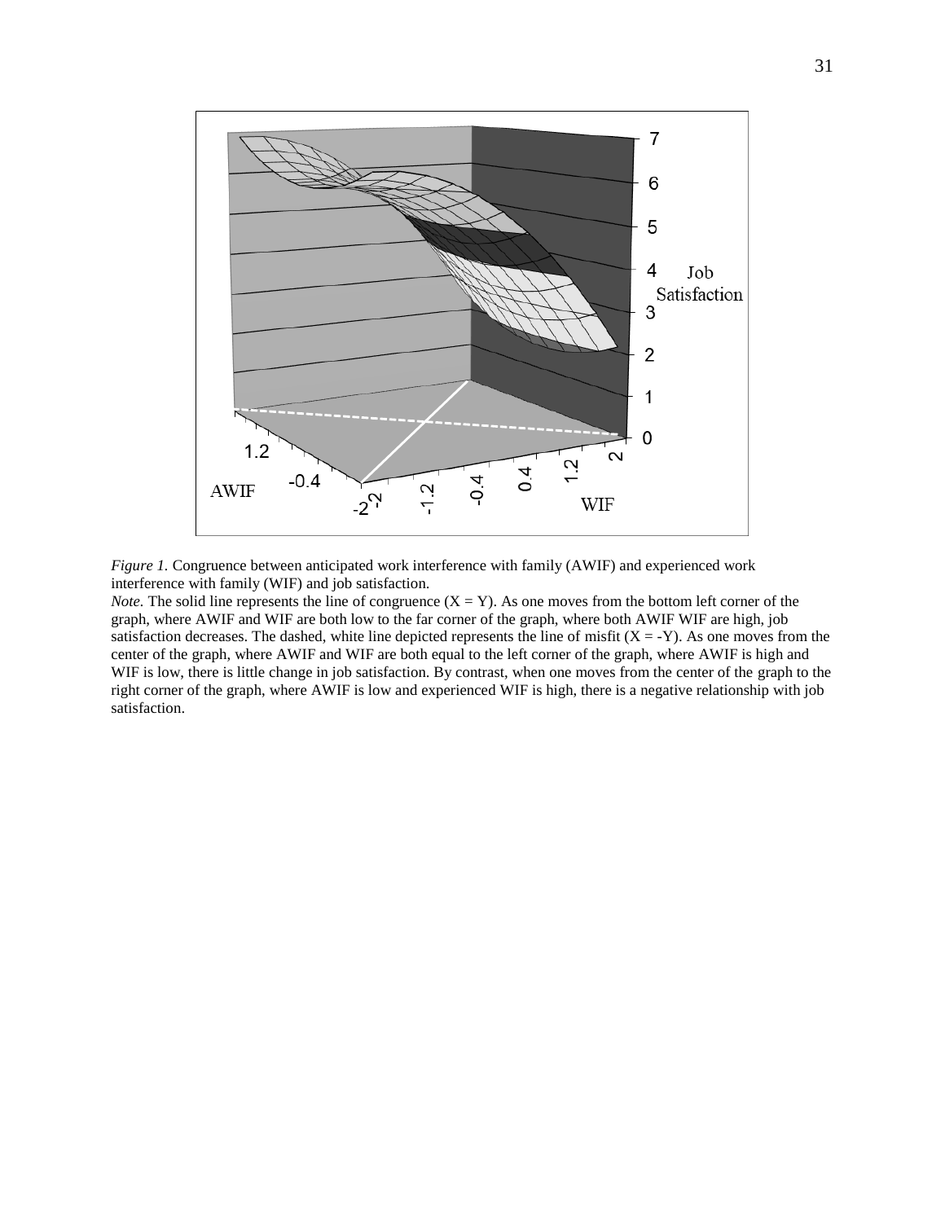*Figure 1.* Congruence between anticipated work interference with family (AWIF) and experienced work interference with family (WIF) and job satisfaction.

*Note.* The solid line represents the line of congruence (X = Y). As one moves from the bottom left corner of the graph, where AWIF and WIF are both low to the far corner of the graph, where both AWIF WIF are high, job satisfaction decreases. The dashed, white line depicted represents the line of misfit (X = -Y). As one moves from the center of the graph, where AWIF and WIF are both equal to the left corner of the graph, where AWIF is high and WIF is low, there is little change in job satisfaction. By contrast, when one moves from the center of the graph to the right corner of the graph, where AWIF is low and experienced WIF is high, there is a negative relationship with job satisfaction.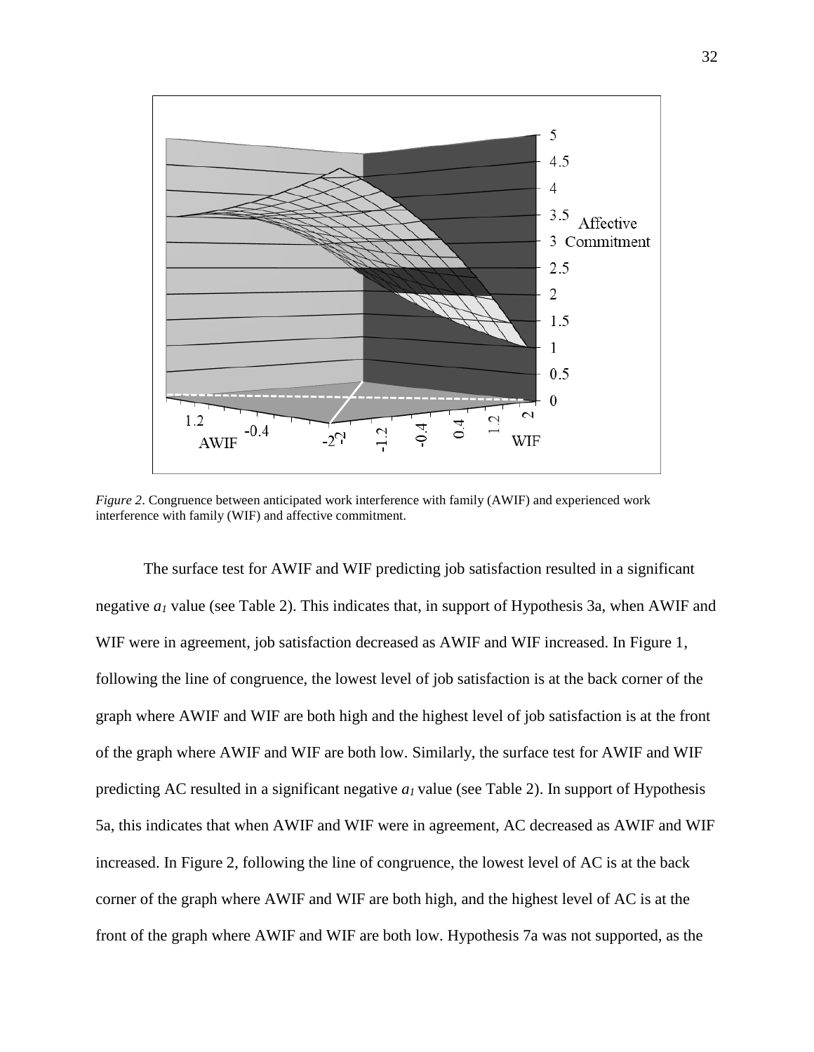*Figure 2*. Congruence between anticipated work interference with family (AWIF) and experienced work interference with family (WIF) and affective commitment.

The surface test for AWIF and WIF predicting job satisfaction resulted in a significant negative $a_1$ value (see Table 2). This indicates that, in support of Hypothesis 3a, when AWIF and WIF were in agreement, job satisfaction decreased as AWIF and WIF increased. In Figure 1, following the line of congruence, the lowest level of job satisfaction is at the back corner of the graph where AWIF and WIF are both high and the highest level of job satisfaction is at the front of the graph where AWIF and WIF are both low. Similarly, the surface test for AWIF and WIF predicting AC resulted in a significant negative $a_1$ value (see Table 2). In support of Hypothesis 5a, this indicates that when AWIF and WIF were in agreement, AC decreased as AWIF and WIF increased. In Figure 2, following the line of congruence, the lowest level of AC is at the back corner of the graph where AWIF and WIF are both high, and the highest level of AC is at the front of the graph where AWIF and WIF are both low. Hypothesis 7a was not supported, as the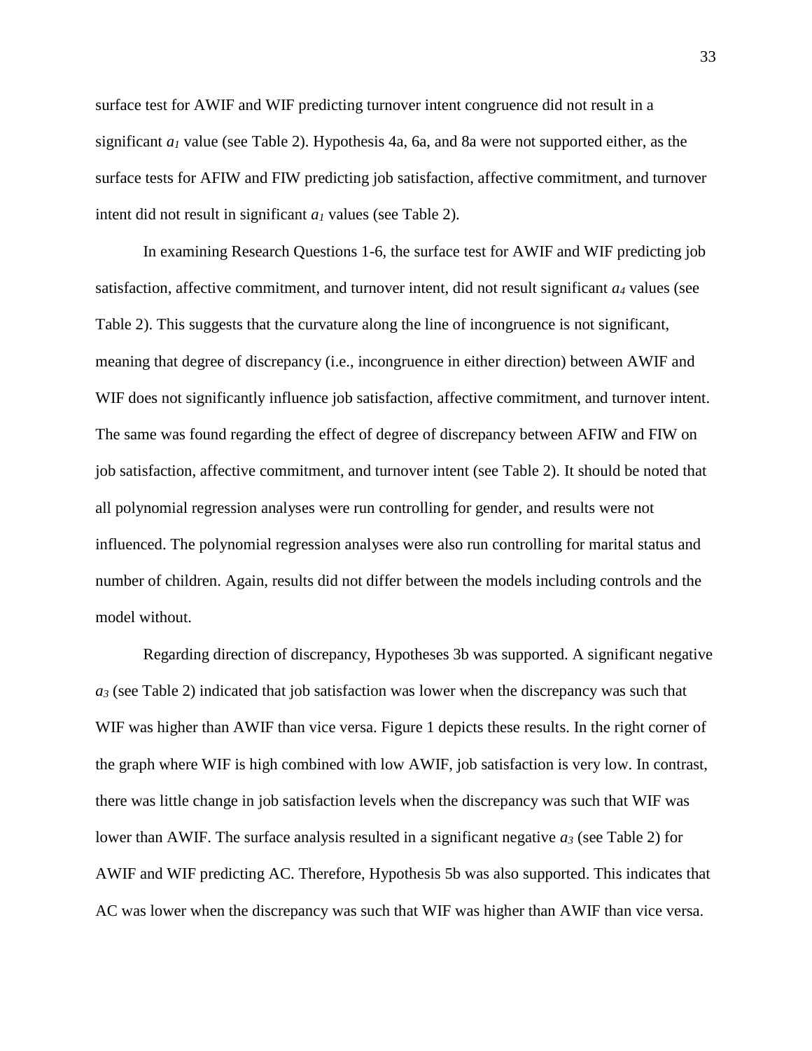surface test for AWIF and WIF predicting turnover intent congruence did not result in a significant $a_1$ value (see Table 2). Hypothesis 4a, 6a, and 8a were not supported either, as the surface tests for AFIW and FIW predicting job satisfaction, affective commitment, and turnover intent did not result in significant $a_1$ values (see Table 2).

In examining Research Questions 1-6, the surface test for AWIF and WIF predicting job satisfaction, affective commitment, and turnover intent, did not result significant $a_4$ values (see Table 2). This suggests that the curvature along the line of incongruence is not significant, meaning that degree of discrepancy (i.e., incongruence in either direction) between AWIF and WIF does not significantly influence job satisfaction, affective commitment, and turnover intent. The same was found regarding the effect of degree of discrepancy between AFIW and FIW on job satisfaction, affective commitment, and turnover intent (see Table 2). It should be noted that all polynomial regression analyses were run controlling for gender, and results were not influenced. The polynomial regression analyses were also run controlling for marital status and number of children. Again, results did not differ between the models including controls and the model without.

Regarding direction of discrepancy, Hypotheses 3b was supported. A significant negative $a_3$ (see Table 2) indicated that job satisfaction was lower when the discrepancy was such that WIF was higher than AWIF than vice versa. Figure 1 depicts these results. In the right corner of the graph where WIF is high combined with low AWIF, job satisfaction is very low. In contrast, there was little change in job satisfaction levels when the discrepancy was such that WIF was lower than AWIF. The surface analysis resulted in a significant negative $a_3$ (see Table 2) for AWIF and WIF predicting AC. Therefore, Hypothesis 5b was also supported. This indicates that AC was lower when the discrepancy was such that WIF was higher than AWIF than vice versa.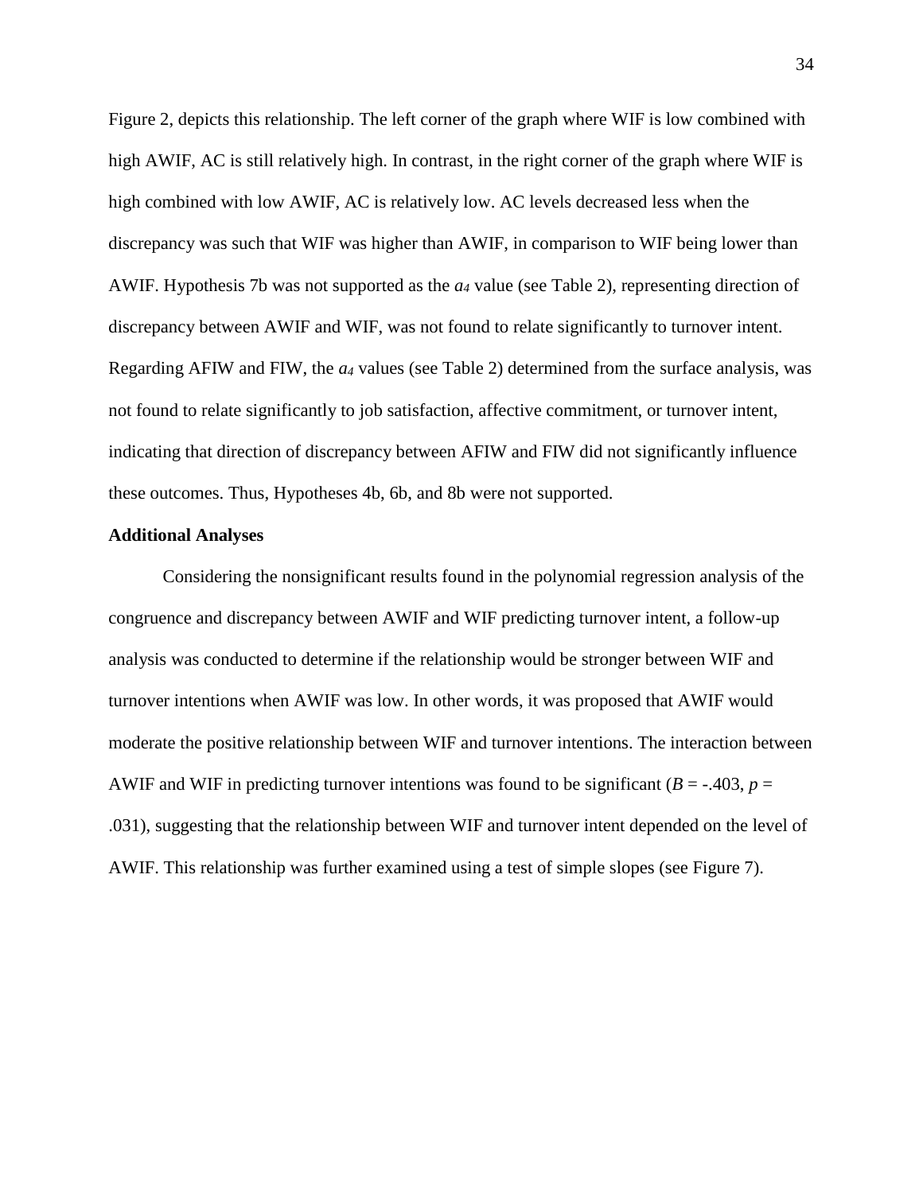Figure 2, depicts this relationship. The left corner of the graph where WIF is low combined with high AWIF, AC is still relatively high. In contrast, in the right corner of the graph where WIF is high combined with low AWIF, AC is relatively low. AC levels decreased less when the discrepancy was such that WIF was higher than AWIF, in comparison to WIF being lower than AWIF. Hypothesis 7b was not supported as the $a_4$ value (see Table 2), representing direction of discrepancy between AWIF and WIF, was not found to relate significantly to turnover intent. Regarding AFIW and FIW, the $a_4$ values (see Table 2) determined from the surface analysis, was not found to relate significantly to job satisfaction, affective commitment, or turnover intent, indicating that direction of discrepancy between AFIW and FIW did not significantly influence these outcomes. Thus, Hypotheses 4b, 6b, and 8b were not supported.

**Additional Analyses**

Considering the nonsignificant results found in the polynomial regression analysis of the congruence and discrepancy between AWIF and WIF predicting turnover intent, a follow-up analysis was conducted to determine if the relationship would be stronger between WIF and turnover intentions when AWIF was low. In other words, it was proposed that AWIF would moderate the positive relationship between WIF and turnover intentions. The interaction between AWIF and WIF in predicting turnover intentions was found to be significant ($B = -.403$, $p = .031$), suggesting that the relationship between WIF and turnover intent depended on the level of AWIF. This relationship was further examined using a test of simple slopes (see Figure 7).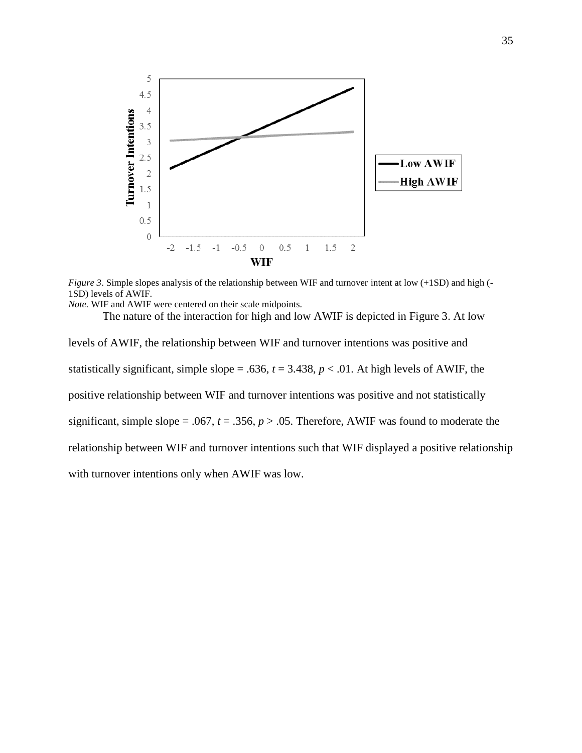*Figure 3*. Simple slopes analysis of the relationship between WIF and turnover intent at low (+1SD) and high (-1SD) levels of AWIF.

*Note.* WIF and AWIF were centered on their scale midpoints.

The nature of the interaction for high and low AWIF is depicted in Figure 3. At low levels of AWIF, the relationship between WIF and turnover intentions was positive and statistically significant, simple slope = .636, $t = 3.438$, $p < .01$. At high levels of AWIF, the positive relationship between WIF and turnover intentions was positive and not statistically significant, simple slope = .067, $t = .356$, $p > .05$. Therefore, AWIF was found to moderate the relationship between WIF and turnover intentions such that WIF displayed a positive relationship with turnover intentions only when AWIF was low.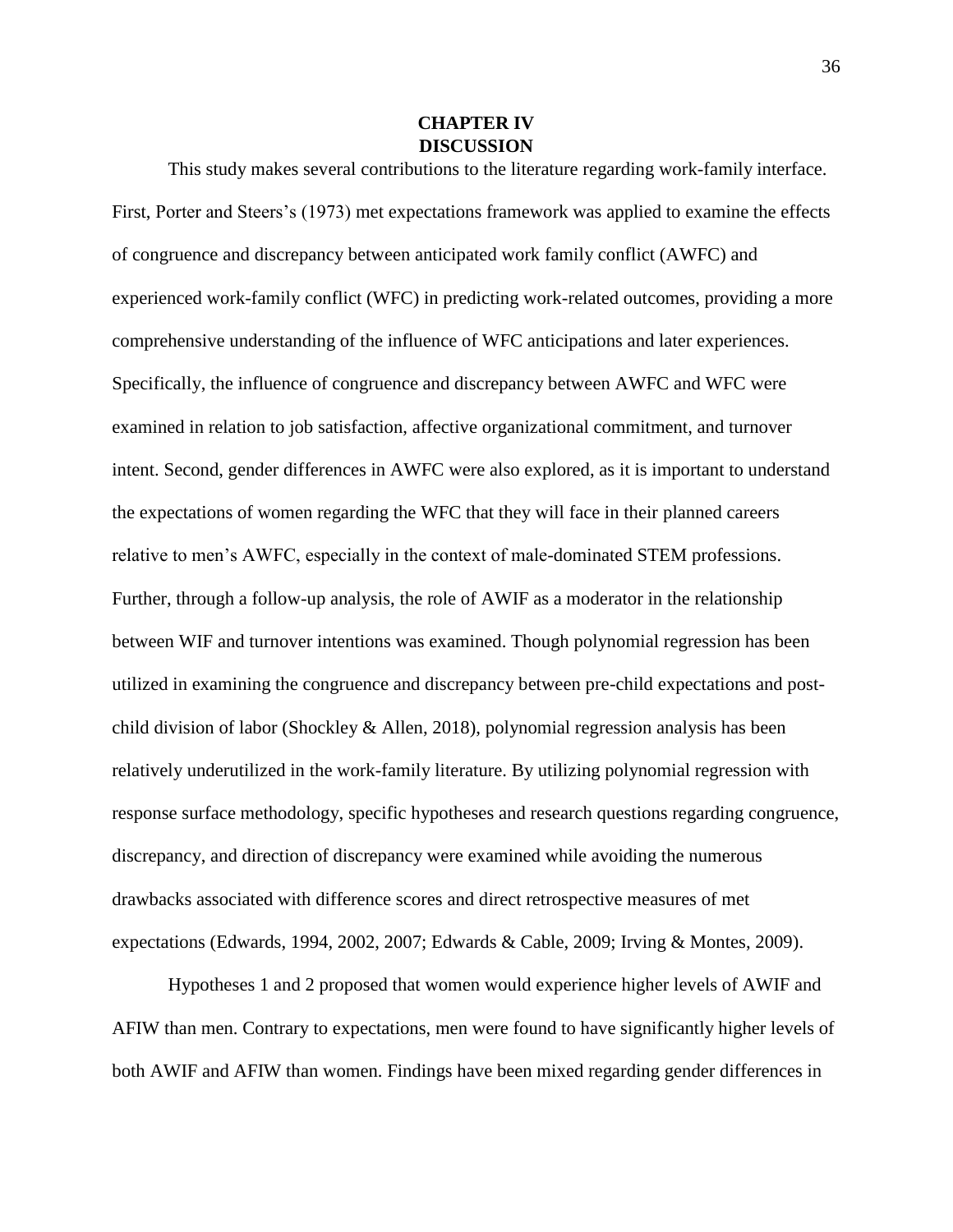# CHAPTER IV
# DISCUSSION

This study makes several contributions to the literature regarding work-family interface. First, Porter and Steers's (1973) met expectations framework was applied to examine the effects of congruence and discrepancy between anticipated work family conflict (AWFC) and experienced work-family conflict (WFC) in predicting work-related outcomes, providing a more comprehensive understanding of the influence of WFC anticipations and later experiences. Specifically, the influence of congruence and discrepancy between AWFC and WFC were examined in relation to job satisfaction, affective organizational commitment, and turnover intent. Second, gender differences in AWFC were also explored, as it is important to understand the expectations of women regarding the WFC that they will face in their planned careers relative to men's AWFC, especially in the context of male-dominated STEM professions. Further, through a follow-up analysis, the role of AWIF as a moderator in the relationship between WIF and turnover intentions was examined. Though polynomial regression has been utilized in examining the congruence and discrepancy between pre-child expectations and post-child division of labor (Shockley & Allen, 2018), polynomial regression analysis has been relatively underutilized in the work-family literature. By utilizing polynomial regression with response surface methodology, specific hypotheses and research questions regarding congruence, discrepancy, and direction of discrepancy were examined while avoiding the numerous drawbacks associated with difference scores and direct retrospective measures of met expectations (Edwards, 1994, 2002, 2007; Edwards & Cable, 2009; Irving & Montes, 2009).

Hypotheses 1 and 2 proposed that women would experience higher levels of AWIF and AFIW than men. Contrary to expectations, men were found to have significantly higher levels of both AWIF and AFIW than women. Findings have been mixed regarding gender differences in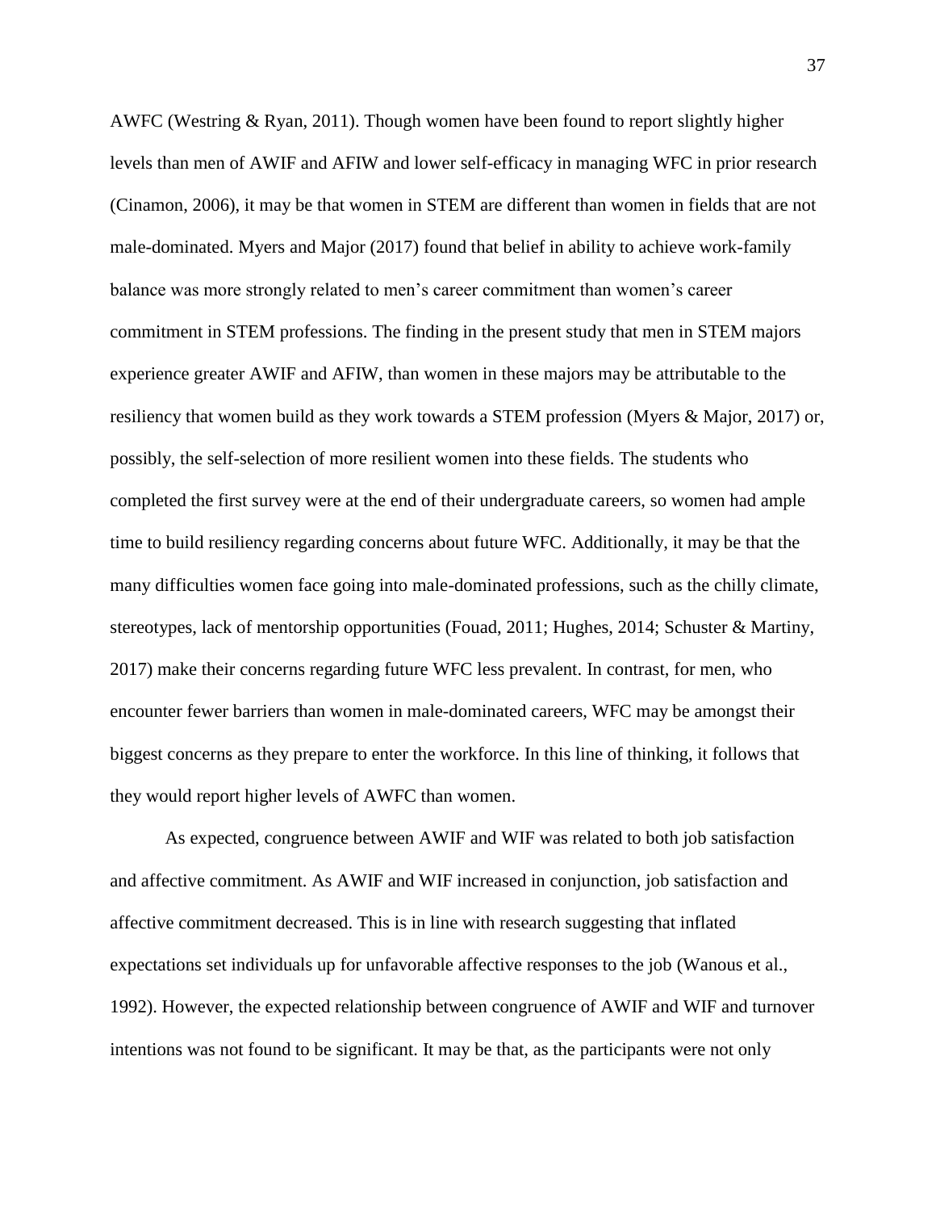AWFC (Westring & Ryan, 2011). Though women have been found to report slightly higher levels than men of AWIF and AFIW and lower self-efficacy in managing WFC in prior research (Cinamon, 2006), it may be that women in STEM are different than women in fields that are not male-dominated. Myers and Major (2017) found that belief in ability to achieve work-family balance was more strongly related to men's career commitment than women's career commitment in STEM professions. The finding in the present study that men in STEM majors experience greater AWIF and AFIW, than women in these majors may be attributable to the resiliency that women build as they work towards a STEM profession (Myers & Major, 2017) or, possibly, the self-selection of more resilient women into these fields. The students who completed the first survey were at the end of their undergraduate careers, so women had ample time to build resiliency regarding concerns about future WFC. Additionally, it may be that the many difficulties women face going into male-dominated professions, such as the chilly climate, stereotypes, lack of mentorship opportunities (Fouad, 2011; Hughes, 2014; Schuster & Martiny, 2017) make their concerns regarding future WFC less prevalent. In contrast, for men, who encounter fewer barriers than women in male-dominated careers, WFC may be amongst their biggest concerns as they prepare to enter the workforce. In this line of thinking, it follows that they would report higher levels of AWFC than women.

As expected, congruence between AWIF and WIF was related to both job satisfaction and affective commitment. As AWIF and WIF increased in conjunction, job satisfaction and affective commitment decreased. This is in line with research suggesting that inflated expectations set individuals up for unfavorable affective responses to the job (Wanous et al., 1992). However, the expected relationship between congruence of AWIF and WIF and turnover intentions was not found to be significant. It may be that, as the participants were not only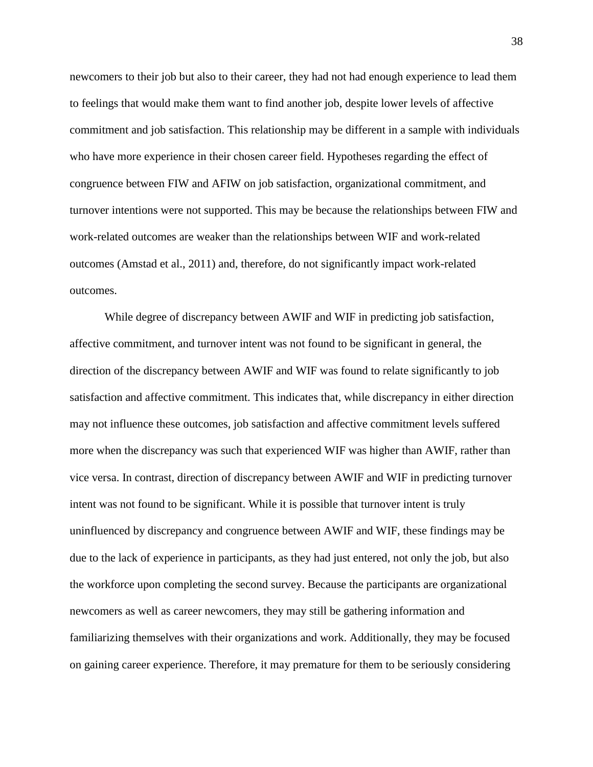newcomers to their job but also to their career, they had not had enough experience to lead them to feelings that would make them want to find another job, despite lower levels of affective commitment and job satisfaction. This relationship may be different in a sample with individuals who have more experience in their chosen career field. Hypotheses regarding the effect of congruence between FIW and AFIW on job satisfaction, organizational commitment, and turnover intentions were not supported. This may be because the relationships between FIW and work-related outcomes are weaker than the relationships between WIF and work-related outcomes (Amstad et al., 2011) and, therefore, do not significantly impact work-related outcomes.

While degree of discrepancy between AWIF and WIF in predicting job satisfaction, affective commitment, and turnover intent was not found to be significant in general, the direction of the discrepancy between AWIF and WIF was found to relate significantly to job satisfaction and affective commitment. This indicates that, while discrepancy in either direction may not influence these outcomes, job satisfaction and affective commitment levels suffered more when the discrepancy was such that experienced WIF was higher than AWIF, rather than vice versa. In contrast, direction of discrepancy between AWIF and WIF in predicting turnover intent was not found to be significant. While it is possible that turnover intent is truly uninfluenced by discrepancy and congruence between AWIF and WIF, these findings may be due to the lack of experience in participants, as they had just entered, not only the job, but also the workforce upon completing the second survey. Because the participants are organizational newcomers as well as career newcomers, they may still be gathering information and familiarizing themselves with their organizations and work. Additionally, they may be focused on gaining career experience. Therefore, it may premature for them to be seriously considering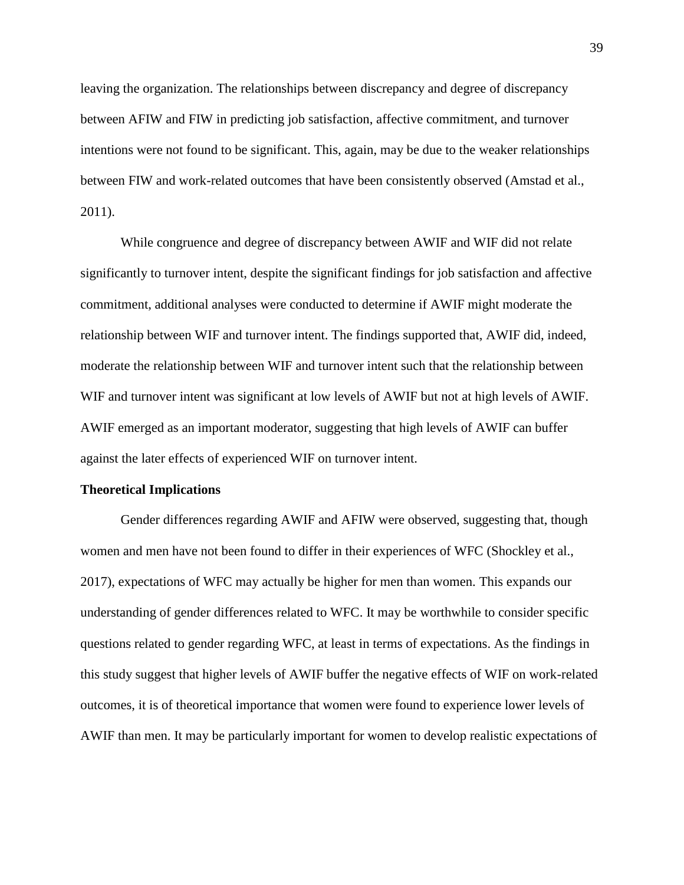leaving the organization. The relationships between discrepancy and degree of discrepancy between AFIW and FIW in predicting job satisfaction, affective commitment, and turnover intentions were not found to be significant. This, again, may be due to the weaker relationships between FIW and work-related outcomes that have been consistently observed (Amstad et al., 2011).

While congruence and degree of discrepancy between AWIF and WIF did not relate significantly to turnover intent, despite the significant findings for job satisfaction and affective commitment, additional analyses were conducted to determine if AWIF might moderate the relationship between WIF and turnover intent. The findings supported that, AWIF did, indeed, moderate the relationship between WIF and turnover intent such that the relationship between WIF and turnover intent was significant at low levels of AWIF but not at high levels of AWIF. AWIF emerged as an important moderator, suggesting that high levels of AWIF can buffer against the later effects of experienced WIF on turnover intent.

**Theoretical Implications**

Gender differences regarding AWIF and AFIW were observed, suggesting that, though women and men have not been found to differ in their experiences of WFC (Shockley et al., 2017), expectations of WFC may actually be higher for men than women. This expands our understanding of gender differences related to WFC. It may be worthwhile to consider specific questions related to gender regarding WFC, at least in terms of expectations. As the findings in this study suggest that higher levels of AWIF buffer the negative effects of WIF on work-related outcomes, it is of theoretical importance that women were found to experience lower levels of AWIF than men. It may be particularly important for women to develop realistic expectations of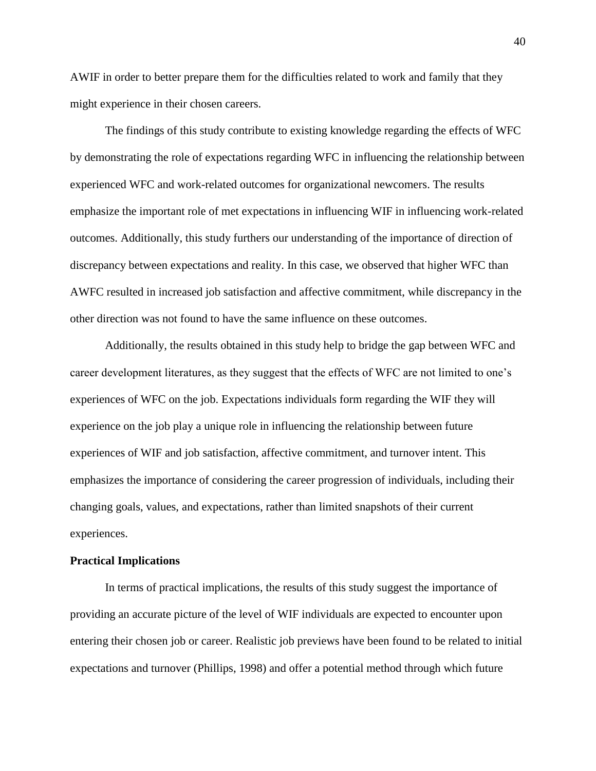AWIF in order to better prepare them for the difficulties related to work and family that they might experience in their chosen careers.

The findings of this study contribute to existing knowledge regarding the effects of WFC by demonstrating the role of expectations regarding WFC in influencing the relationship between experienced WFC and work-related outcomes for organizational newcomers. The results emphasize the important role of met expectations in influencing WIF in influencing work-related outcomes. Additionally, this study furthers our understanding of the importance of direction of discrepancy between expectations and reality. In this case, we observed that higher WFC than AWFC resulted in increased job satisfaction and affective commitment, while discrepancy in the other direction was not found to have the same influence on these outcomes.

Additionally, the results obtained in this study help to bridge the gap between WFC and career development literatures, as they suggest that the effects of WFC are not limited to one's experiences of WFC on the job. Expectations individuals form regarding the WIF they will experience on the job play a unique role in influencing the relationship between future experiences of WIF and job satisfaction, affective commitment, and turnover intent. This emphasizes the importance of considering the career progression of individuals, including their changing goals, values, and expectations, rather than limited snapshots of their current experiences.

**Practical Implications**

In terms of practical implications, the results of this study suggest the importance of providing an accurate picture of the level of WIF individuals are expected to encounter upon entering their chosen job or career. Realistic job previews have been found to be related to initial expectations and turnover (Phillips, 1998) and offer a potential method through which future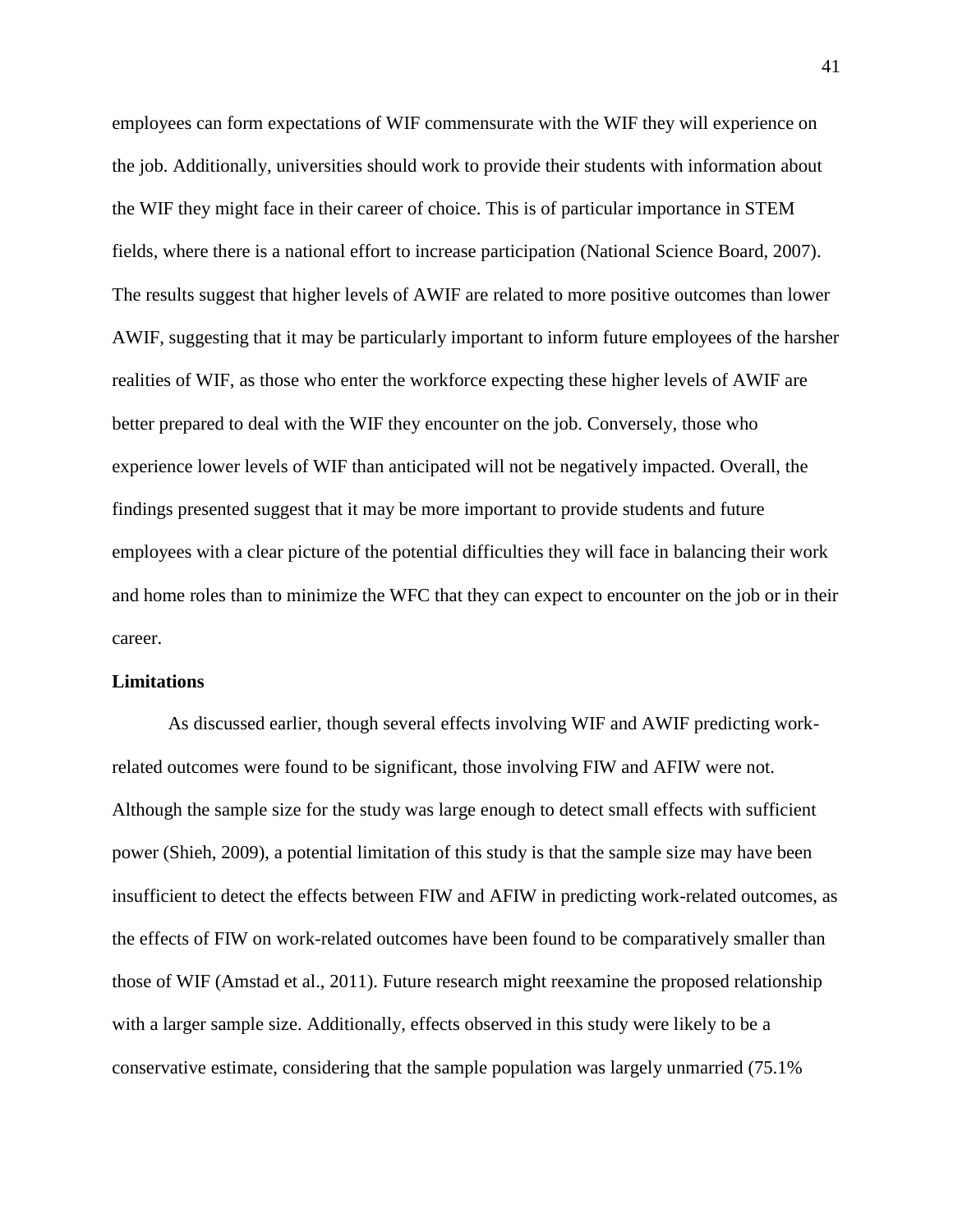employees can form expectations of WIF commensurate with the WIF they will experience on the job. Additionally, universities should work to provide their students with information about the WIF they might face in their career of choice. This is of particular importance in STEM fields, where there is a national effort to increase participation (National Science Board, 2007). The results suggest that higher levels of AWIF are related to more positive outcomes than lower AWIF, suggesting that it may be particularly important to inform future employees of the harsher realities of WIF, as those who enter the workforce expecting these higher levels of AWIF are better prepared to deal with the WIF they encounter on the job. Conversely, those who experience lower levels of WIF than anticipated will not be negatively impacted. Overall, the findings presented suggest that it may be more important to provide students and future employees with a clear picture of the potential difficulties they will face in balancing their work and home roles than to minimize the WFC that they can expect to encounter on the job or in their career.

**Limitations**

As discussed earlier, though several effects involving WIF and AWIF predicting work-related outcomes were found to be significant, those involving FIW and AFIW were not. Although the sample size for the study was large enough to detect small effects with sufficient power (Shieh, 2009), a potential limitation of this study is that the sample size may have been insufficient to detect the effects between FIW and AFIW in predicting work-related outcomes, as the effects of FIW on work-related outcomes have been found to be comparatively smaller than those of WIF (Amstad et al., 2011). Future research might reexamine the proposed relationship with a larger sample size. Additionally, effects observed in this study were likely to be a conservative estimate, considering that the sample population was largely unmarried (75.1%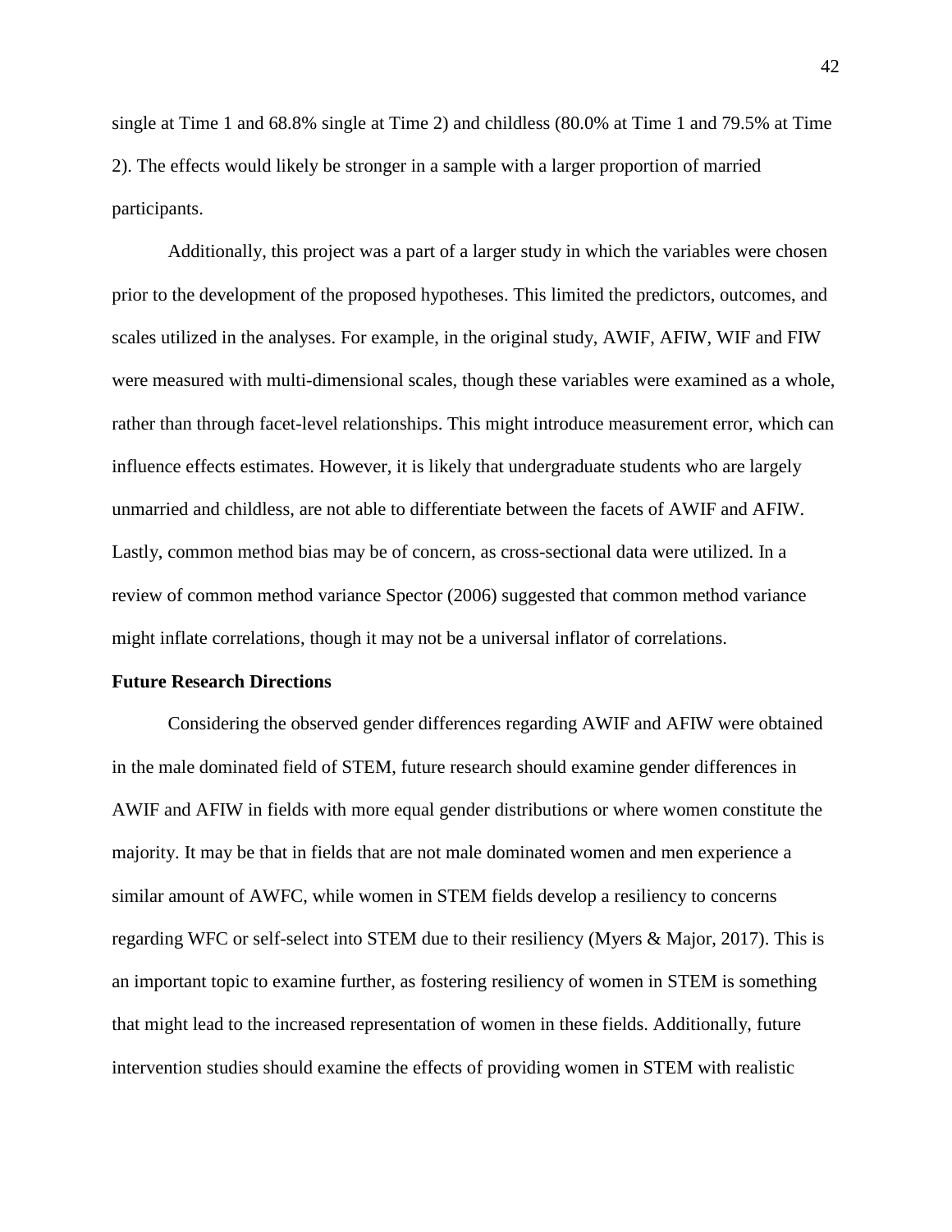single at Time 1 and 68.8% single at Time 2) and childless (80.0% at Time 1 and 79.5% at Time 2). The effects would likely be stronger in a sample with a larger proportion of married participants.

Additionally, this project was a part of a larger study in which the variables were chosen prior to the development of the proposed hypotheses. This limited the predictors, outcomes, and scales utilized in the analyses. For example, in the original study, AWIF, AFIW, WIF and FIW were measured with multi-dimensional scales, though these variables were examined as a whole, rather than through facet-level relationships. This might introduce measurement error, which can influence effects estimates. However, it is likely that undergraduate students who are largely unmarried and childless, are not able to differentiate between the facets of AWIF and AFIW. Lastly, common method bias may be of concern, as cross-sectional data were utilized. In a review of common method variance Spector (2006) suggested that common method variance might inflate correlations, though it may not be a universal inflator of correlations.

**Future Research Directions**

Considering the observed gender differences regarding AWIF and AFIW were obtained in the male dominated field of STEM, future research should examine gender differences in AWIF and AFIW in fields with more equal gender distributions or where women constitute the majority. It may be that in fields that are not male dominated women and men experience a similar amount of AWFC, while women in STEM fields develop a resiliency to concerns regarding WFC or self-select into STEM due to their resiliency (Myers & Major, 2017). This is an important topic to examine further, as fostering resiliency of women in STEM is something that might lead to the increased representation of women in these fields. Additionally, future intervention studies should examine the effects of providing women in STEM with realistic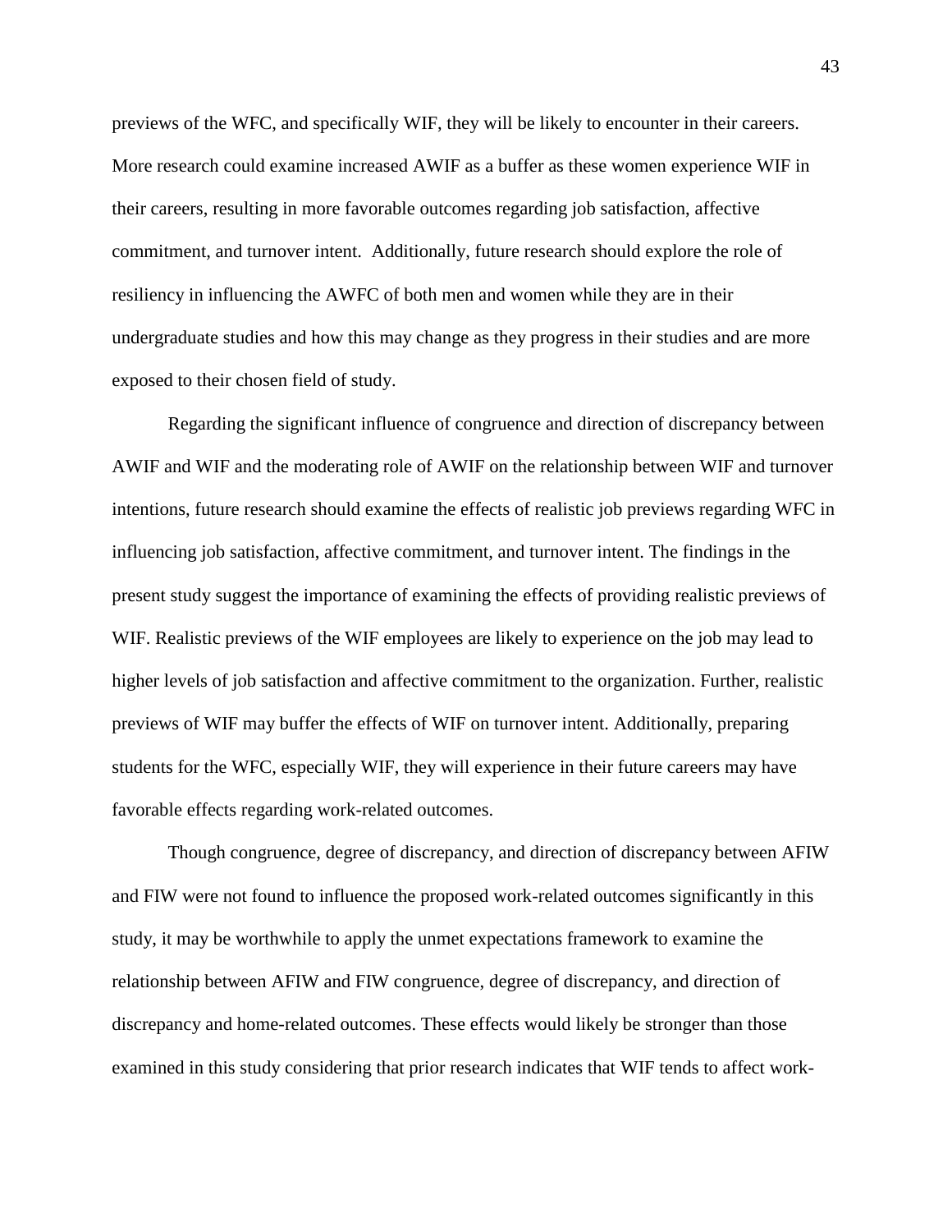previews of the WFC, and specifically WIF, they will be likely to encounter in their careers. More research could examine increased AWIF as a buffer as these women experience WIF in their careers, resulting in more favorable outcomes regarding job satisfaction, affective commitment, and turnover intent. Additionally, future research should explore the role of resiliency in influencing the AWFC of both men and women while they are in their undergraduate studies and how this may change as they progress in their studies and are more exposed to their chosen field of study.

Regarding the significant influence of congruence and direction of discrepancy between AWIF and WIF and the moderating role of AWIF on the relationship between WIF and turnover intentions, future research should examine the effects of realistic job previews regarding WFC in influencing job satisfaction, affective commitment, and turnover intent. The findings in the present study suggest the importance of examining the effects of providing realistic previews of WIF. Realistic previews of the WIF employees are likely to experience on the job may lead to higher levels of job satisfaction and affective commitment to the organization. Further, realistic previews of WIF may buffer the effects of WIF on turnover intent. Additionally, preparing students for the WFC, especially WIF, they will experience in their future careers may have favorable effects regarding work-related outcomes.

Though congruence, degree of discrepancy, and direction of discrepancy between AFIW and FIW were not found to influence the proposed work-related outcomes significantly in this study, it may be worthwhile to apply the unmet expectations framework to examine the relationship between AFIW and FIW congruence, degree of discrepancy, and direction of discrepancy and home-related outcomes. These effects would likely be stronger than those examined in this study considering that prior research indicates that WIF tends to affect work-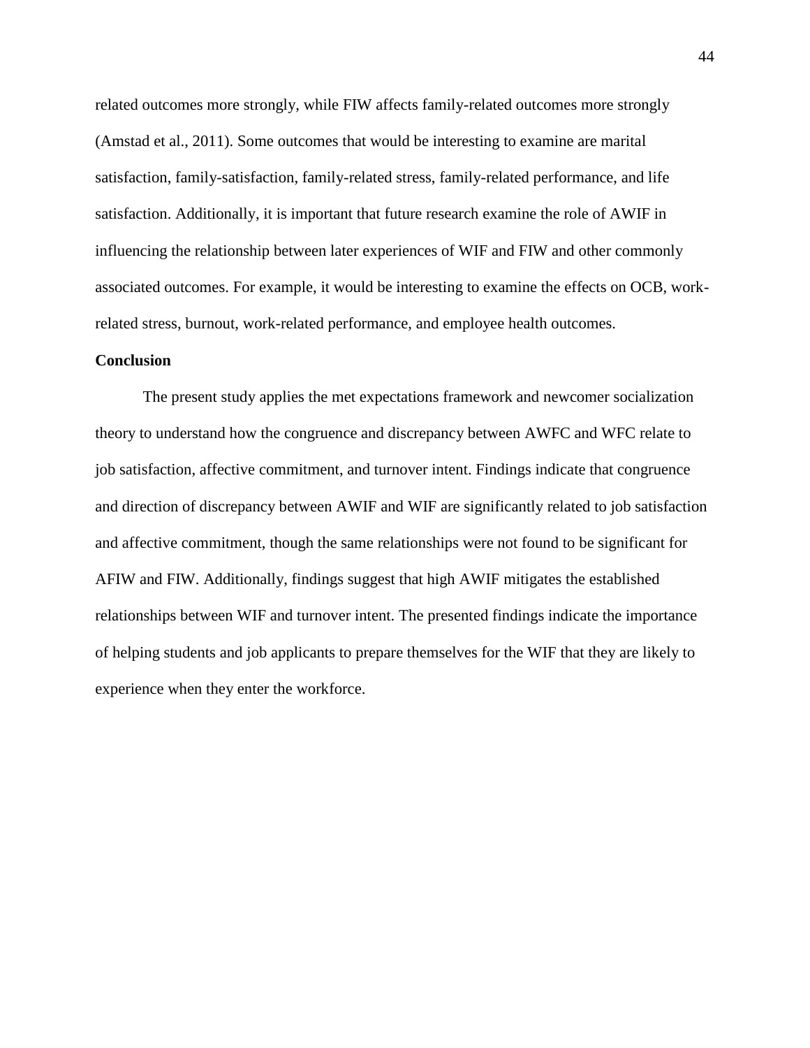related outcomes more strongly, while FIW affects family-related outcomes more strongly (Amstad et al., 2011). Some outcomes that would be interesting to examine are marital satisfaction, family-satisfaction, family-related stress, family-related performance, and life satisfaction. Additionally, it is important that future research examine the role of AWIF in influencing the relationship between later experiences of WIF and FIW and other commonly associated outcomes. For example, it would be interesting to examine the effects on OCB, work-related stress, burnout, work-related performance, and employee health outcomes.

## Conclusion

The present study applies the met expectations framework and newcomer socialization theory to understand how the congruence and discrepancy between AWFC and WFC relate to job satisfaction, affective commitment, and turnover intent. Findings indicate that congruence and direction of discrepancy between AWIF and WIF are significantly related to job satisfaction and affective commitment, though the same relationships were not found to be significant for AFIW and FIW. Additionally, findings suggest that high AWIF mitigates the established relationships between WIF and turnover intent. The presented findings indicate the importance of helping students and job applicants to prepare themselves for the WIF that they are likely to experience when they enter the workforce.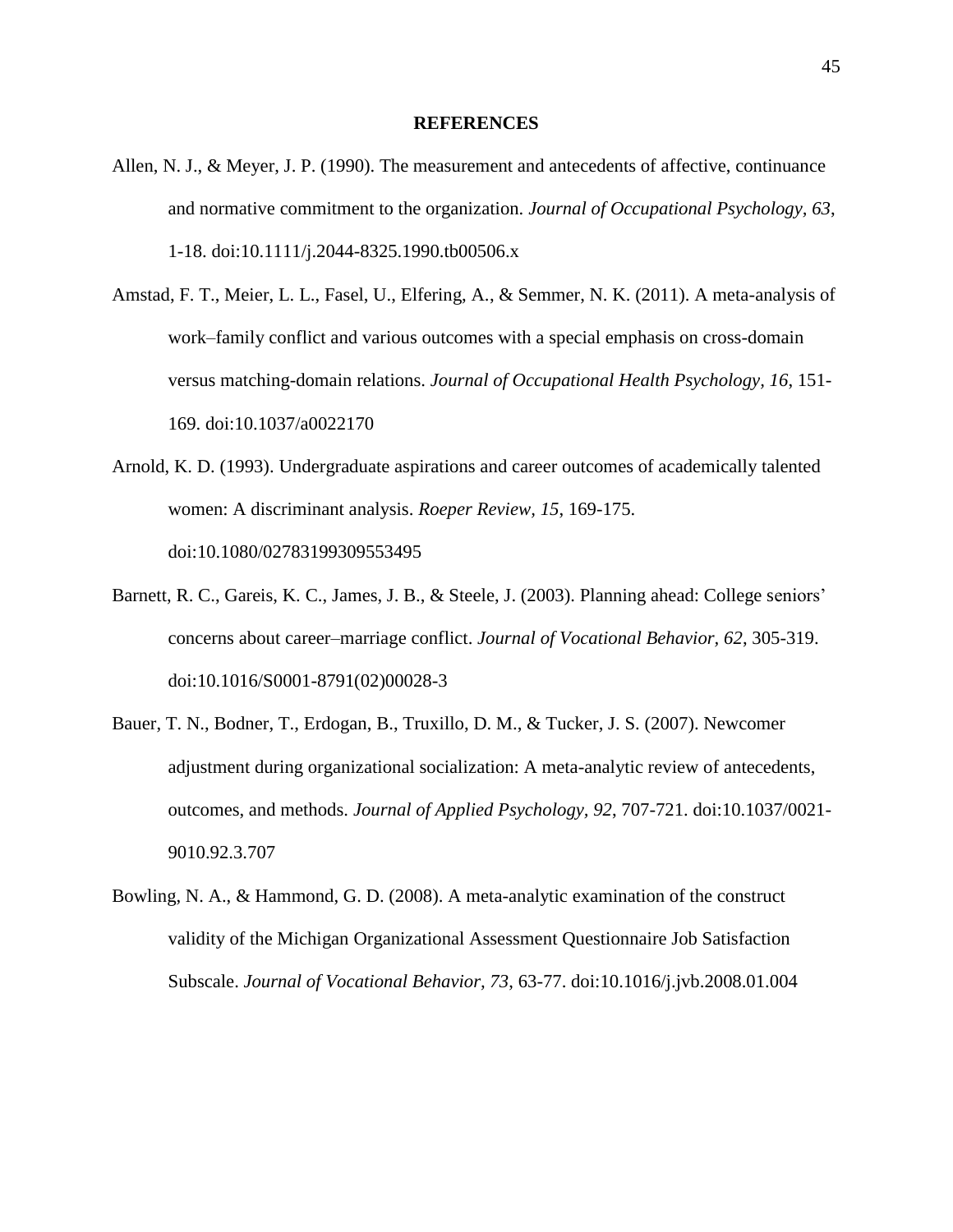# REFERENCES

Allen, N. J., & Meyer, J. P. (1990). The measurement and antecedents of affective, continuance and normative commitment to the organization. *Journal of Occupational Psychology, 63*, 1-18. doi:10.1111/j.2044-8325.1990.tb00506.x

Amstad, F. T., Meier, L. L., Fasel, U., Elfering, A., & Semmer, N. K. (2011). A meta-analysis of work–family conflict and various outcomes with a special emphasis on cross-domain versus matching-domain relations. *Journal of Occupational Health Psychology, 16*, 151-169. doi:10.1037/a0022170

Arnold, K. D. (1993). Undergraduate aspirations and career outcomes of academically talented women: A discriminant analysis. *Roeper Review, 15*, 169-175. doi:10.1080/02783199309553495

Barnett, R. C., Gareis, K. C., James, J. B., & Steele, J. (2003). Planning ahead: College seniors' concerns about career–marriage conflict. *Journal of Vocational Behavior, 62*, 305-319. doi:10.1016/S0001-8791(02)00028-3

Bauer, T. N., Bodner, T., Erdogan, B., Truxillo, D. M., & Tucker, J. S. (2007). Newcomer adjustment during organizational socialization: A meta-analytic review of antecedents, outcomes, and methods. *Journal of Applied Psychology, 92*, 707-721. doi:10.1037/0021-9010.92.3.707

Bowling, N. A., & Hammond, G. D. (2008). A meta-analytic examination of the construct validity of the Michigan Organizational Assessment Questionnaire Job Satisfaction Subscale. *Journal of Vocational Behavior, 73*, 63-77. doi:10.1016/j.jvb.2008.01.004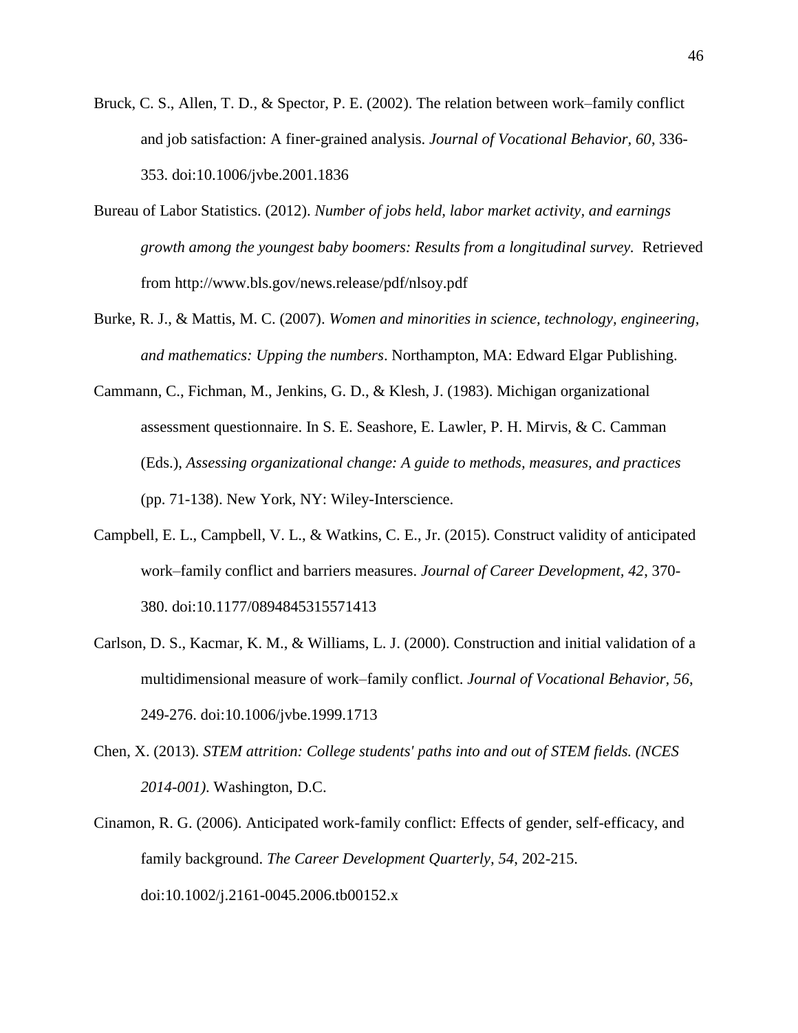Bruck, C. S., Allen, T. D., & Spector, P. E. (2002). The relation between work–family conflict and job satisfaction: A finer-grained analysis. *Journal of Vocational Behavior, 60*, 336-353. doi:10.1006/jvbe.2001.1836

Bureau of Labor Statistics. (2012). *Number of jobs held, labor market activity, and earnings growth among the youngest baby boomers: Results from a longitudinal survey.* Retrieved from http://www.bls.gov/news.release/pdf/nlsoy.pdf

Burke, R. J., & Mattis, M. C. (2007). *Women and minorities in science, technology, engineering, and mathematics: Upping the numbers*. Northampton, MA: Edward Elgar Publishing.

Cammann, C., Fichman, M., Jenkins, G. D., & Klesh, J. (1983). Michigan organizational assessment questionnaire. In S. E. Seashore, E. Lawler, P. H. Mirvis, & C. Camman (Eds.), *Assessing organizational change: A guide to methods, measures, and practices* (pp. 71-138). New York, NY: Wiley-Interscience.

Campbell, E. L., Campbell, V. L., & Watkins, C. E., Jr. (2015). Construct validity of anticipated work–family conflict and barriers measures. *Journal of Career Development, 42*, 370-380. doi:10.1177/0894845315571413

Carlson, D. S., Kacmar, K. M., & Williams, L. J. (2000). Construction and initial validation of a multidimensional measure of work–family conflict. *Journal of Vocational Behavior, 56*, 249-276. doi:10.1006/jvbe.1999.1713

Chen, X. (2013). *STEM attrition: College students' paths into and out of STEM fields. (NCES 2014-001)*. Washington, D.C.

Cinamon, R. G. (2006). Anticipated work-family conflict: Effects of gender, self-efficacy, and family background. *The Career Development Quarterly, 54*, 202-215. doi:10.1002/j.2161-0045.2006.tb00152.x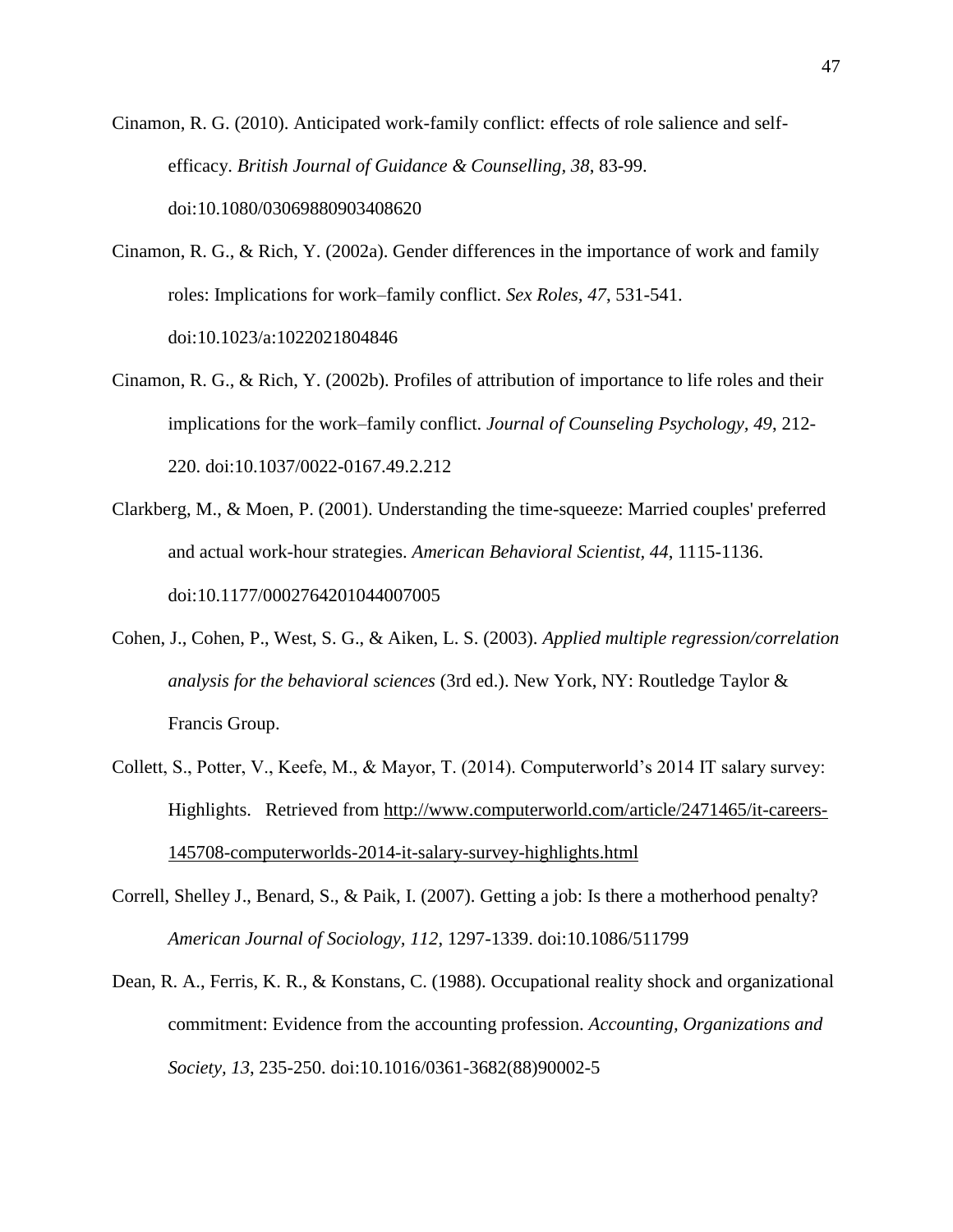Cinamon, R. G. (2010). Anticipated work-family conflict: effects of role salience and self-efficacy. *British Journal of Guidance & Counselling, 38*, 83-99. doi:10.1080/03069880903408620

Cinamon, R. G., & Rich, Y. (2002a). Gender differences in the importance of work and family roles: Implications for work–family conflict. *Sex Roles, 47*, 531-541. doi:10.1023/a:1022021804846

Cinamon, R. G., & Rich, Y. (2002b). Profiles of attribution of importance to life roles and their implications for the work–family conflict. *Journal of Counseling Psychology, 49*, 212-220. doi:10.1037/0022-0167.49.2.212

Clarkberg, M., & Moen, P. (2001). Understanding the time-squeeze: Married couples' preferred and actual work-hour strategies. *American Behavioral Scientist, 44*, 1115-1136. doi:10.1177/0002764201044007005

Cohen, J., Cohen, P., West, S. G., & Aiken, L. S. (2003). *Applied multiple regression/correlation analysis for the behavioral sciences* (3rd ed.). New York, NY: Routledge Taylor & Francis Group.

Collett, S., Potter, V., Keefe, M., & Mayor, T. (2014). Computerworld's 2014 IT salary survey: Highlights. Retrieved from http://www.computerworld.com/article/2471465/it-careers-145708-computerworlds-2014-it-salary-survey-highlights.html

Correll, Shelley J., Benard, S., & Paik, I. (2007). Getting a job: Is there a motherhood penalty? *American Journal of Sociology, 112*, 1297-1339. doi:10.1086/511799

Dean, R. A., Ferris, K. R., & Konstans, C. (1988). Occupational reality shock and organizational commitment: Evidence from the accounting profession. *Accounting, Organizations and Society, 13*, 235-250. doi:10.1016/0361-3682(88)90002-5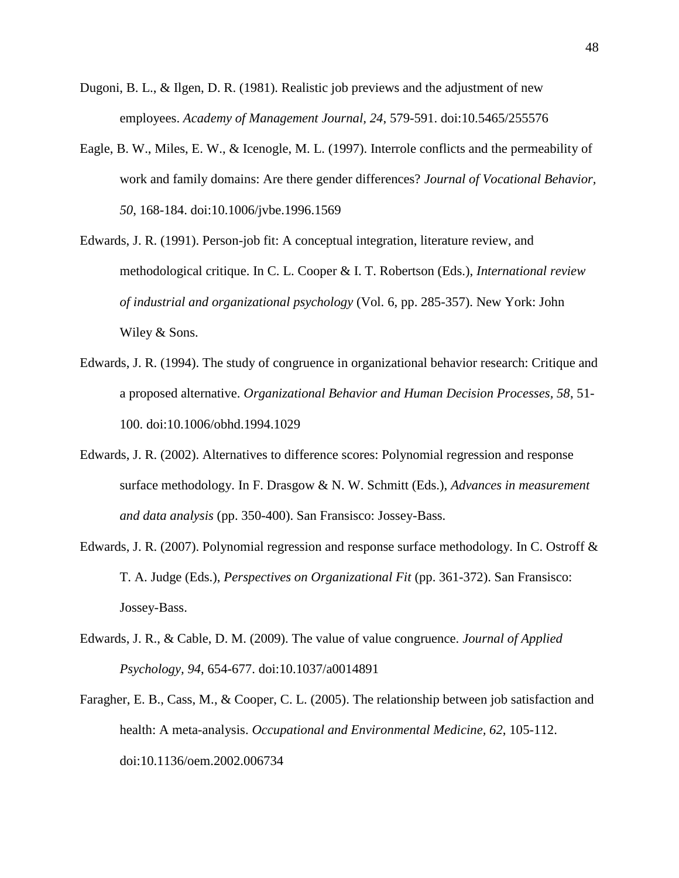Dugoni, B. L., & Ilgen, D. R. (1981). Realistic job previews and the adjustment of new employees. *Academy of Management Journal, 24*, 579-591. doi:10.5465/255576

Eagle, B. W., Miles, E. W., & Icenogle, M. L. (1997). Interrole conflicts and the permeability of work and family domains: Are there gender differences? *Journal of Vocational Behavior, 50*, 168-184. doi:10.1006/jvbe.1996.1569

Edwards, J. R. (1991). Person-job fit: A conceptual integration, literature review, and methodological critique. In C. L. Cooper & I. T. Robertson (Eds.), *International review of industrial and organizational psychology* (Vol. 6, pp. 285-357). New York: John Wiley & Sons.

Edwards, J. R. (1994). The study of congruence in organizational behavior research: Critique and a proposed alternative. *Organizational Behavior and Human Decision Processes, 58*, 51-100. doi:10.1006/obhd.1994.1029

Edwards, J. R. (2002). Alternatives to difference scores: Polynomial regression and response surface methodology. In F. Drasgow & N. W. Schmitt (Eds.), *Advances in measurement and data analysis* (pp. 350-400). San Fransisco: Jossey-Bass.

Edwards, J. R. (2007). Polynomial regression and response surface methodology. In C. Ostroff & T. A. Judge (Eds.), *Perspectives on Organizational Fit* (pp. 361-372). San Fransisco: Jossey-Bass.

Edwards, J. R., & Cable, D. M. (2009). The value of value congruence. *Journal of Applied Psychology, 94*, 654-677. doi:10.1037/a0014891

Faragher, E. B., Cass, M., & Cooper, C. L. (2005). The relationship between job satisfaction and health: A meta-analysis. *Occupational and Environmental Medicine, 62*, 105-112. doi:10.1136/oem.2002.006734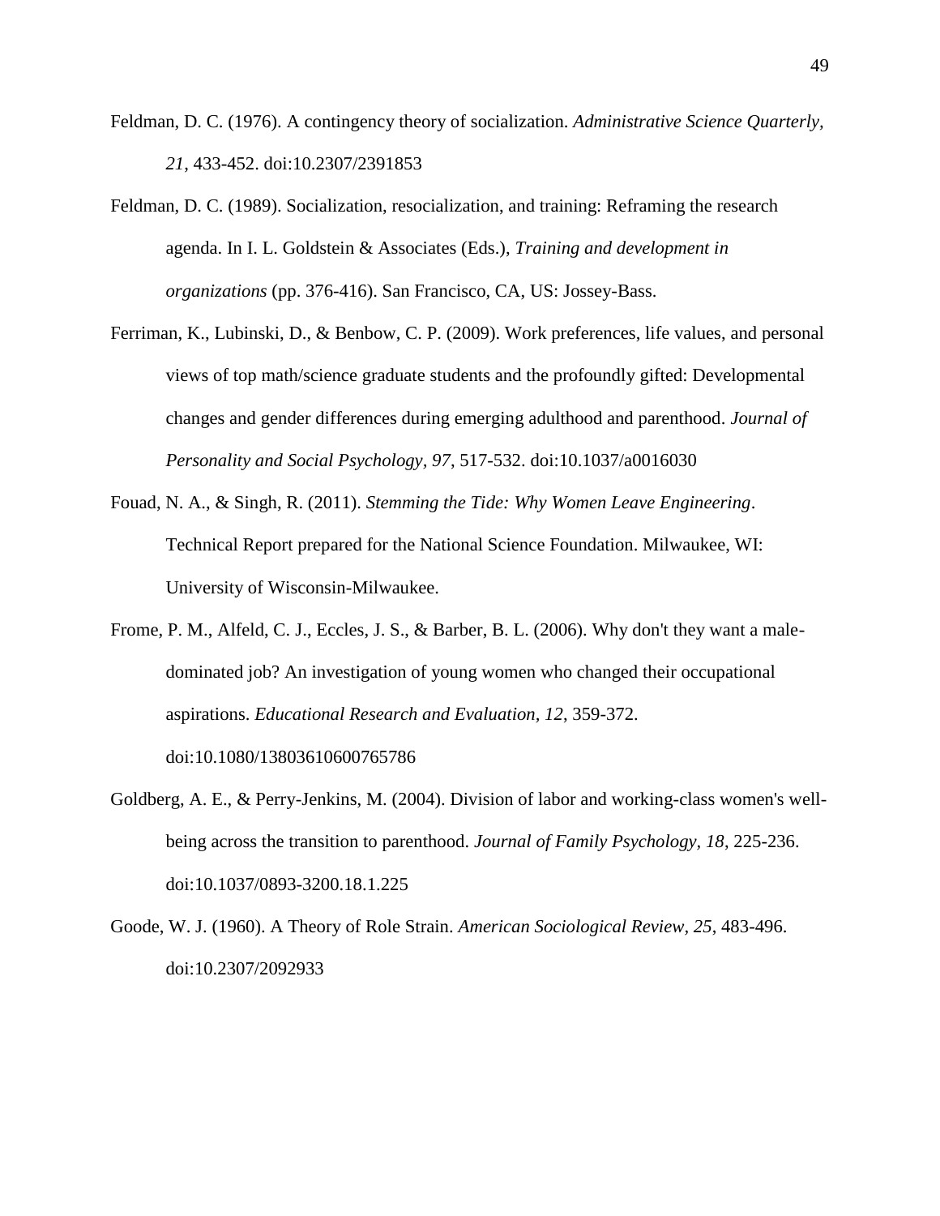Feldman, D. C. (1976). A contingency theory of socialization. *Administrative Science Quarterly, 21*, 433-452. doi:10.2307/2391853

Feldman, D. C. (1989). Socialization, resocialization, and training: Reframing the research agenda. In I. L. Goldstein & Associates (Eds.), *Training and development in organizations* (pp. 376-416). San Francisco, CA, US: Jossey-Bass.

Ferriman, K., Lubinski, D., & Benbow, C. P. (2009). Work preferences, life values, and personal views of top math/science graduate students and the profoundly gifted: Developmental changes and gender differences during emerging adulthood and parenthood. *Journal of Personality and Social Psychology, 97*, 517-532. doi:10.1037/a0016030

Fouad, N. A., & Singh, R. (2011). *Stemming the Tide: Why Women Leave Engineering*. Technical Report prepared for the National Science Foundation. Milwaukee, WI: University of Wisconsin-Milwaukee.

Frome, P. M., Alfeld, C. J., Eccles, J. S., & Barber, B. L. (2006). Why don't they want a male-dominated job? An investigation of young women who changed their occupational aspirations. *Educational Research and Evaluation, 12*, 359-372. doi:10.1080/13803610600765786

Goldberg, A. E., & Perry-Jenkins, M. (2004). Division of labor and working-class women's well-being across the transition to parenthood. *Journal of Family Psychology, 18*, 225-236. doi:10.1037/0893-3200.18.1.225

Goode, W. J. (1960). A Theory of Role Strain. *American Sociological Review, 25*, 483-496. doi:10.2307/2092933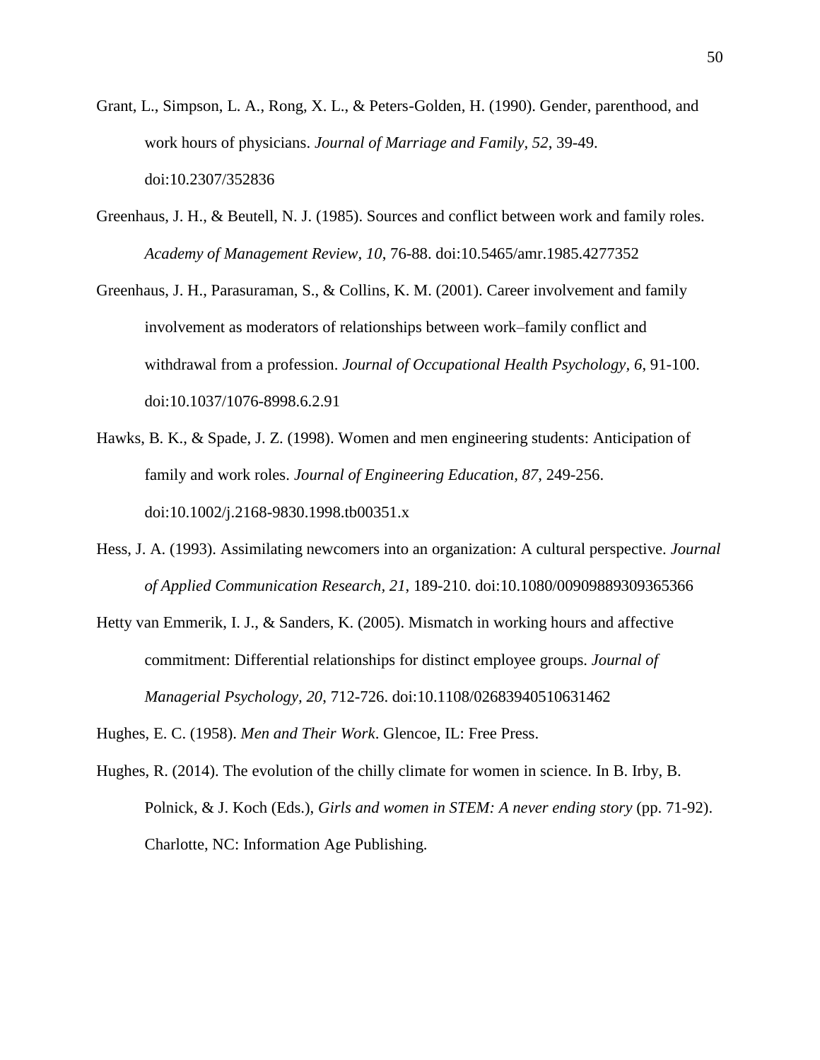Grant, L., Simpson, L. A., Rong, X. L., & Peters-Golden, H. (1990). Gender, parenthood, and work hours of physicians. *Journal of Marriage and Family, 52*, 39-49. doi:10.2307/352836

Greenhaus, J. H., & Beutell, N. J. (1985). Sources and conflict between work and family roles. *Academy of Management Review, 10*, 76-88. doi:10.5465/amr.1985.4277352

Greenhaus, J. H., Parasuraman, S., & Collins, K. M. (2001). Career involvement and family involvement as moderators of relationships between work–family conflict and withdrawal from a profession. *Journal of Occupational Health Psychology, 6*, 91-100. doi:10.1037/1076-8998.6.2.91

Hawks, B. K., & Spade, J. Z. (1998). Women and men engineering students: Anticipation of family and work roles. *Journal of Engineering Education, 87*, 249-256. doi:10.1002/j.2168-9830.1998.tb00351.x

Hess, J. A. (1993). Assimilating newcomers into an organization: A cultural perspective. *Journal of Applied Communication Research, 21*, 189-210. doi:10.1080/00909889309365366

Hetty van Emmerik, I. J., & Sanders, K. (2005). Mismatch in working hours and affective commitment: Differential relationships for distinct employee groups. *Journal of Managerial Psychology, 20*, 712-726. doi:10.1108/02683940510631462

Hughes, E. C. (1958). *Men and Their Work*. Glencoe, IL: Free Press.

Hughes, R. (2014). The evolution of the chilly climate for women in science. In B. Irby, B. Polnick, & J. Koch (Eds.), *Girls and women in STEM: A never ending story* (pp. 71-92). Charlotte, NC: Information Age Publishing.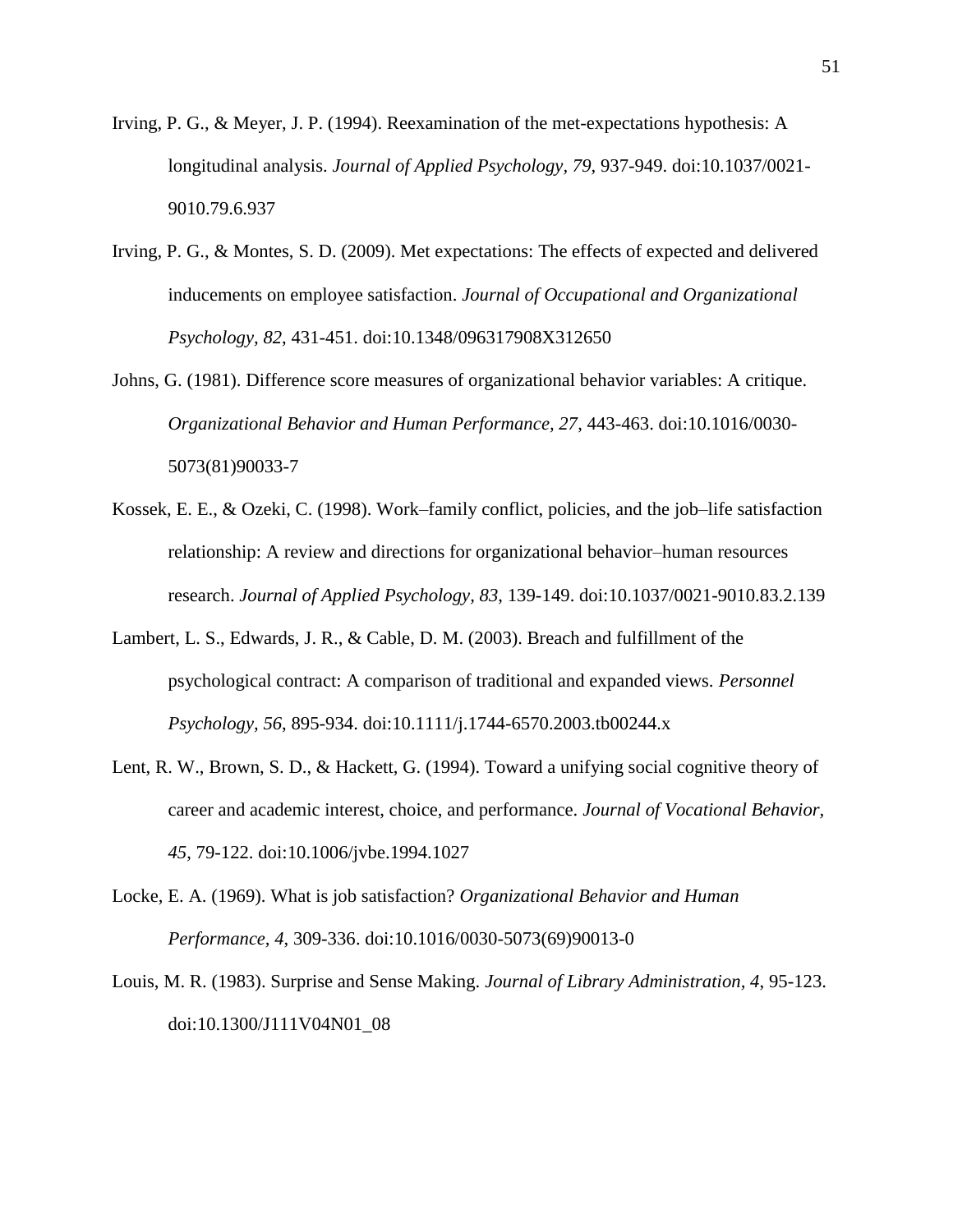Irving, P. G., & Meyer, J. P. (1994). Reexamination of the met-expectations hypothesis: A longitudinal analysis. *Journal of Applied Psychology, 79*, 937-949. doi:10.1037/0021-9010.79.6.937

Irving, P. G., & Montes, S. D. (2009). Met expectations: The effects of expected and delivered inducements on employee satisfaction. *Journal of Occupational and Organizational Psychology, 82*, 431-451. doi:10.1348/096317908X312650

Johns, G. (1981). Difference score measures of organizational behavior variables: A critique. *Organizational Behavior and Human Performance, 27*, 443-463. doi:10.1016/0030-5073(81)90033-7

Kossek, E. E., & Ozeki, C. (1998). Work–family conflict, policies, and the job–life satisfaction relationship: A review and directions for organizational behavior–human resources research. *Journal of Applied Psychology, 83*, 139-149. doi:10.1037/0021-9010.83.2.139

Lambert, L. S., Edwards, J. R., & Cable, D. M. (2003). Breach and fulfillment of the psychological contract: A comparison of traditional and expanded views. *Personnel Psychology, 56*, 895-934. doi:10.1111/j.1744-6570.2003.tb00244.x

Lent, R. W., Brown, S. D., & Hackett, G. (1994). Toward a unifying social cognitive theory of career and academic interest, choice, and performance. *Journal of Vocational Behavior, 45*, 79-122. doi:10.1006/jvbe.1994.1027

Locke, E. A. (1969). What is job satisfaction? *Organizational Behavior and Human Performance, 4*, 309-336. doi:10.1016/0030-5073(69)90013-0

Louis, M. R. (1983). Surprise and Sense Making. *Journal of Library Administration, 4*, 95-123. doi:10.1300/J111V04N01_08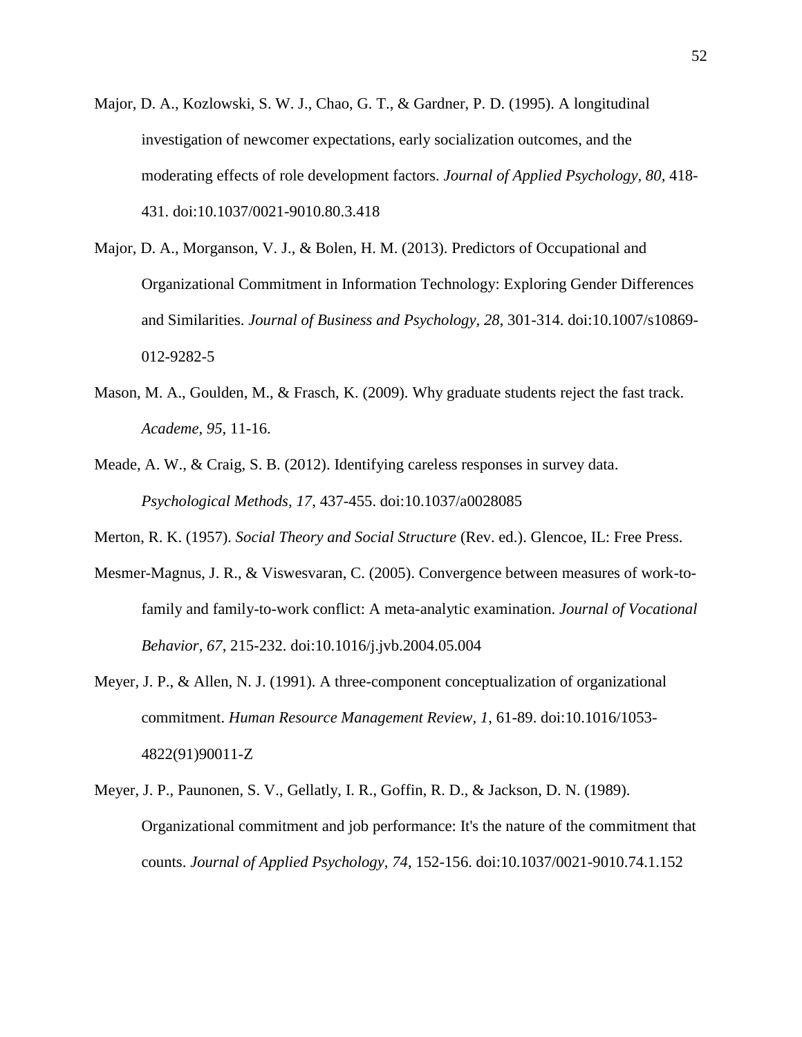Major, D. A., Kozlowski, S. W. J., Chao, G. T., & Gardner, P. D. (1995). A longitudinal investigation of newcomer expectations, early socialization outcomes, and the moderating effects of role development factors. *Journal of Applied Psychology, 80*, 418-431. doi:10.1037/0021-9010.80.3.418

Major, D. A., Morganson, V. J., & Bolen, H. M. (2013). Predictors of Occupational and Organizational Commitment in Information Technology: Exploring Gender Differences and Similarities. *Journal of Business and Psychology, 28*, 301-314. doi:10.1007/s10869-012-9282-5

Mason, M. A., Goulden, M., & Frasch, K. (2009). Why graduate students reject the fast track. *Academe, 95*, 11-16.

Meade, A. W., & Craig, S. B. (2012). Identifying careless responses in survey data. *Psychological Methods, 17*, 437-455. doi:10.1037/a0028085

Merton, R. K. (1957). *Social Theory and Social Structure* (Rev. ed.). Glencoe, IL: Free Press.

Mesmer-Magnus, J. R., & Viswesvaran, C. (2005). Convergence between measures of work-to-family and family-to-work conflict: A meta-analytic examination. *Journal of Vocational Behavior, 67*, 215-232. doi:10.1016/j.jvb.2004.05.004

Meyer, J. P., & Allen, N. J. (1991). A three-component conceptualization of organizational commitment. *Human Resource Management Review, 1*, 61-89. doi:10.1016/1053-4822(91)90011-Z

Meyer, J. P., Paunonen, S. V., Gellatly, I. R., Goffin, R. D., & Jackson, D. N. (1989). Organizational commitment and job performance: It's the nature of the commitment that counts. *Journal of Applied Psychology, 74*, 152-156. doi:10.1037/0021-9010.74.1.152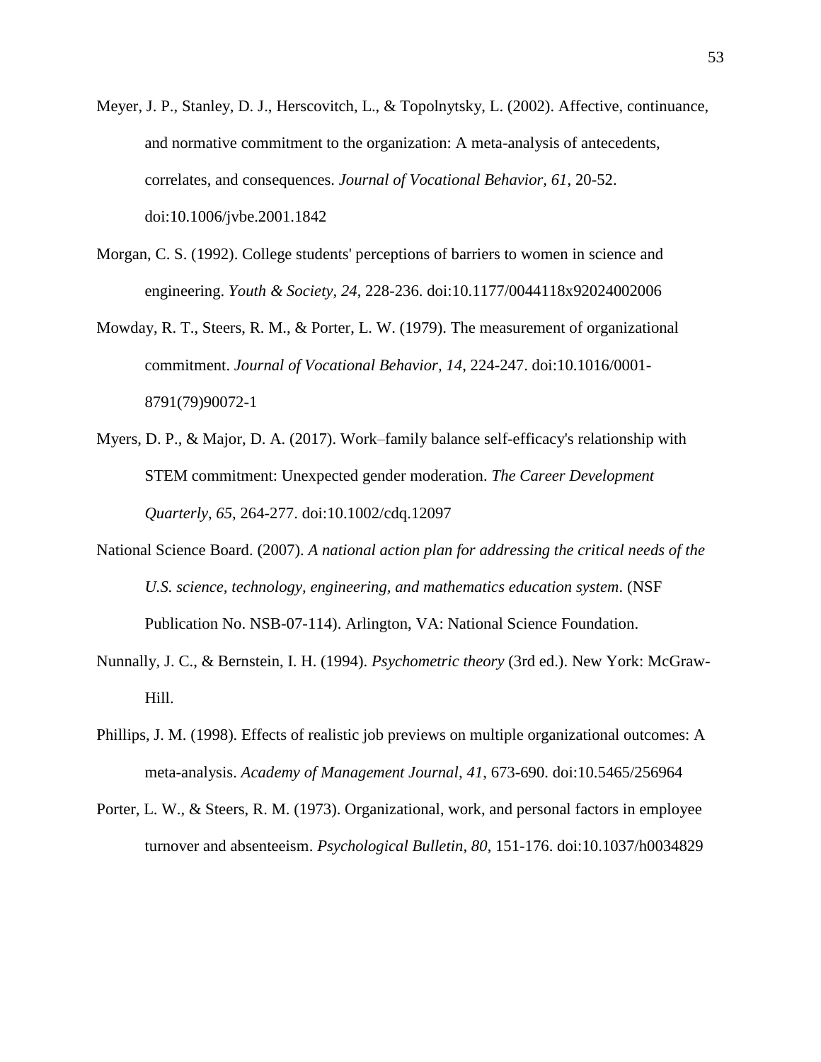Meyer, J. P., Stanley, D. J., Herscovitch, L., & Topolnytsky, L. (2002). Affective, continuance, and normative commitment to the organization: A meta-analysis of antecedents, correlates, and consequences. *Journal of Vocational Behavior, 61*, 20-52. doi:10.1006/jvbe.2001.1842

Morgan, C. S. (1992). College students' perceptions of barriers to women in science and engineering. *Youth & Society, 24*, 228-236. doi:10.1177/0044118x92024002006

Mowday, R. T., Steers, R. M., & Porter, L. W. (1979). The measurement of organizational commitment. *Journal of Vocational Behavior, 14*, 224-247. doi:10.1016/0001-8791(79)90072-1

Myers, D. P., & Major, D. A. (2017). Work–family balance self-efficacy's relationship with STEM commitment: Unexpected gender moderation. *The Career Development Quarterly, 65*, 264-277. doi:10.1002/cdq.12097

National Science Board. (2007). *A national action plan for addressing the critical needs of the U.S. science, technology, engineering, and mathematics education system*. (NSF Publication No. NSB-07-114). Arlington, VA: National Science Foundation.

Nunnally, J. C., & Bernstein, I. H. (1994). *Psychometric theory* (3rd ed.). New York: McGraw-Hill.

Phillips, J. M. (1998). Effects of realistic job previews on multiple organizational outcomes: A meta-analysis. *Academy of Management Journal, 41*, 673-690. doi:10.5465/256964

Porter, L. W., & Steers, R. M. (1973). Organizational, work, and personal factors in employee turnover and absenteeism. *Psychological Bulletin, 80*, 151-176. doi:10.1037/h0034829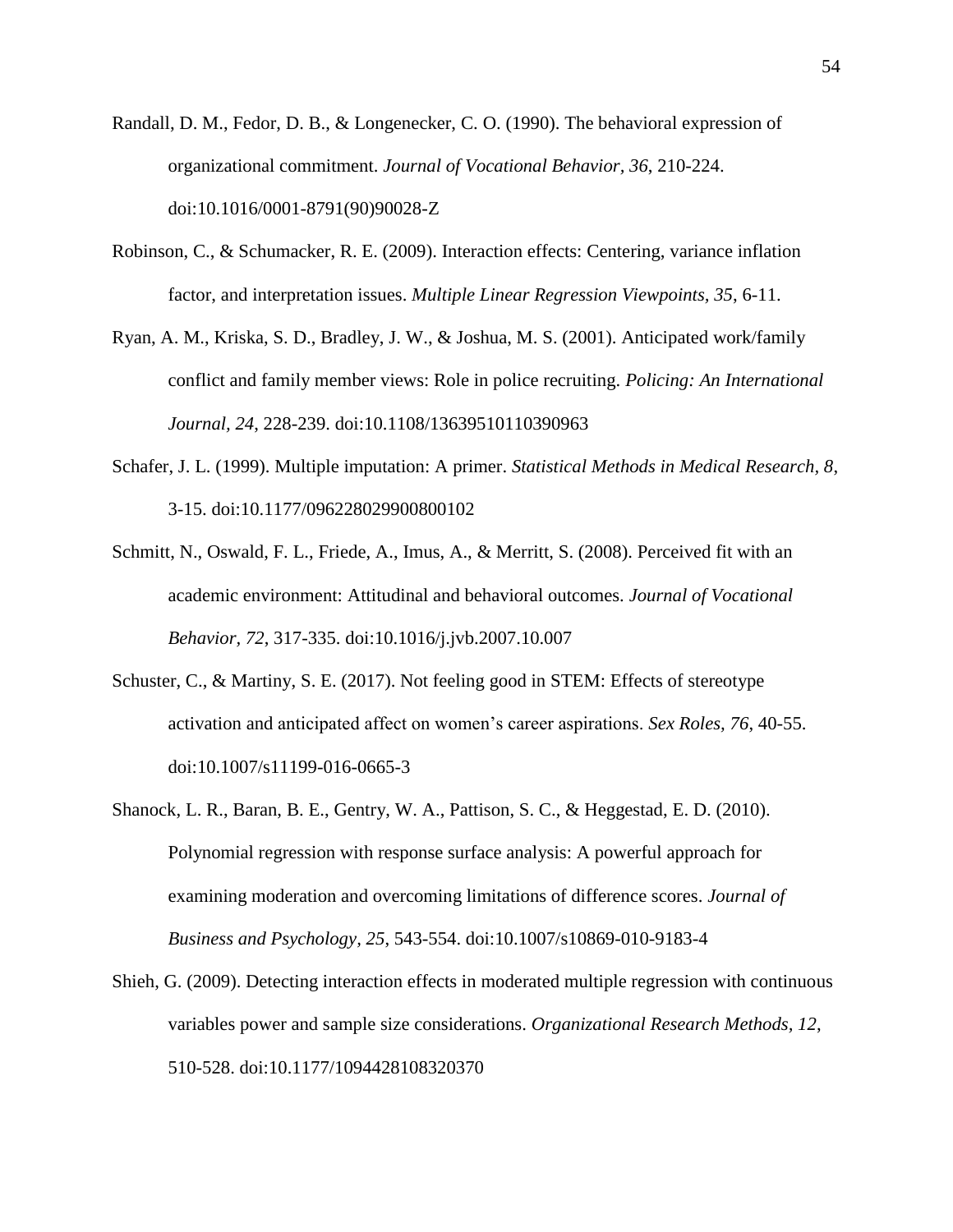Randall, D. M., Fedor, D. B., & Longenecker, C. O. (1990). The behavioral expression of organizational commitment. *Journal of Vocational Behavior, 36*, 210-224. doi:10.1016/0001-8791(90)90028-Z

Robinson, C., & Schumacker, R. E. (2009). Interaction effects: Centering, variance inflation factor, and interpretation issues. *Multiple Linear Regression Viewpoints, 35*, 6-11.

Ryan, A. M., Kriska, S. D., Bradley, J. W., & Joshua, M. S. (2001). Anticipated work/family conflict and family member views: Role in police recruiting. *Policing: An International Journal, 24*, 228-239. doi:10.1108/13639510110390963

Schafer, J. L. (1999). Multiple imputation: A primer. *Statistical Methods in Medical Research, 8*, 3-15. doi:10.1177/096228029900800102

Schmitt, N., Oswald, F. L., Friede, A., Imus, A., & Merritt, S. (2008). Perceived fit with an academic environment: Attitudinal and behavioral outcomes. *Journal of Vocational Behavior, 72*, 317-335. doi:10.1016/j.jvb.2007.10.007

Schuster, C., & Martiny, S. E. (2017). Not feeling good in STEM: Effects of stereotype activation and anticipated affect on women's career aspirations. *Sex Roles, 76*, 40-55. doi:10.1007/s11199-016-0665-3

Shanock, L. R., Baran, B. E., Gentry, W. A., Pattison, S. C., & Heggestad, E. D. (2010). Polynomial regression with response surface analysis: A powerful approach for examining moderation and overcoming limitations of difference scores. *Journal of Business and Psychology, 25*, 543-554. doi:10.1007/s10869-010-9183-4

Shieh, G. (2009). Detecting interaction effects in moderated multiple regression with continuous variables power and sample size considerations. *Organizational Research Methods, 12*, 510-528. doi:10.1177/1094428108320370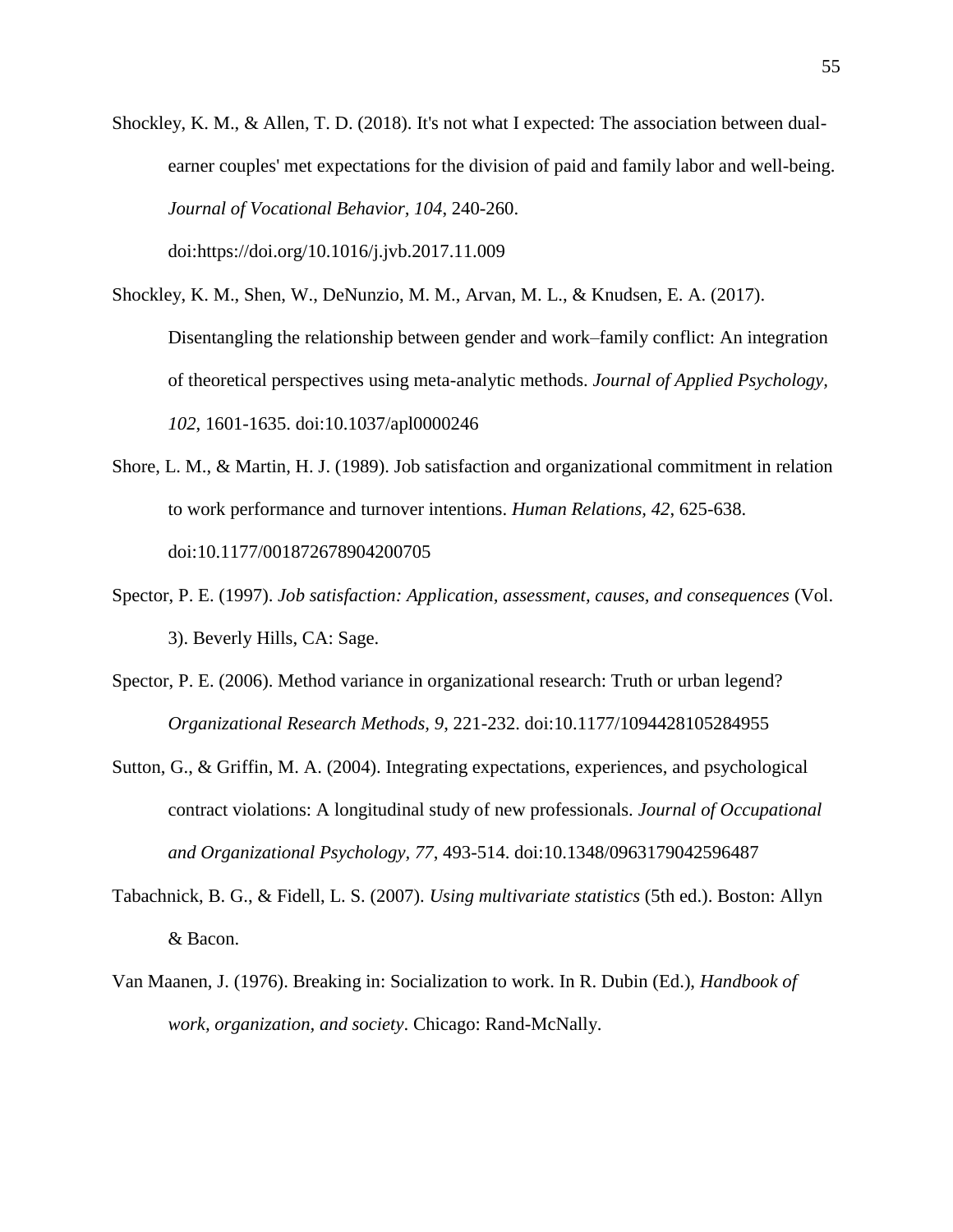Shockley, K. M., & Allen, T. D. (2018). It's not what I expected: The association between dual-earner couples' met expectations for the division of paid and family labor and well-being. *Journal of Vocational Behavior, 104*, 240-260. doi:https://doi.org/10.1016/j.jvb.2017.11.009

Shockley, K. M., Shen, W., DeNunzio, M. M., Arvan, M. L., & Knudsen, E. A. (2017). Disentangling the relationship between gender and work–family conflict: An integration of theoretical perspectives using meta-analytic methods. *Journal of Applied Psychology, 102*, 1601-1635. doi:10.1037/apl0000246

Shore, L. M., & Martin, H. J. (1989). Job satisfaction and organizational commitment in relation to work performance and turnover intentions. *Human Relations, 42*, 625-638. doi:10.1177/001872678904200705

Spector, P. E. (1997). *Job satisfaction: Application, assessment, causes, and consequences* (Vol. 3). Beverly Hills, CA: Sage.

Spector, P. E. (2006). Method variance in organizational research: Truth or urban legend? *Organizational Research Methods, 9*, 221-232. doi:10.1177/1094428105284955

Sutton, G., & Griffin, M. A. (2004). Integrating expectations, experiences, and psychological contract violations: A longitudinal study of new professionals. *Journal of Occupational and Organizational Psychology, 77*, 493-514. doi:10.1348/0963179042596487

Tabachnick, B. G., & Fidell, L. S. (2007). *Using multivariate statistics* (5th ed.). Boston: Allyn & Bacon.

Van Maanen, J. (1976). Breaking in: Socialization to work. In R. Dubin (Ed.), *Handbook of work, organization, and society*. Chicago: Rand-McNally.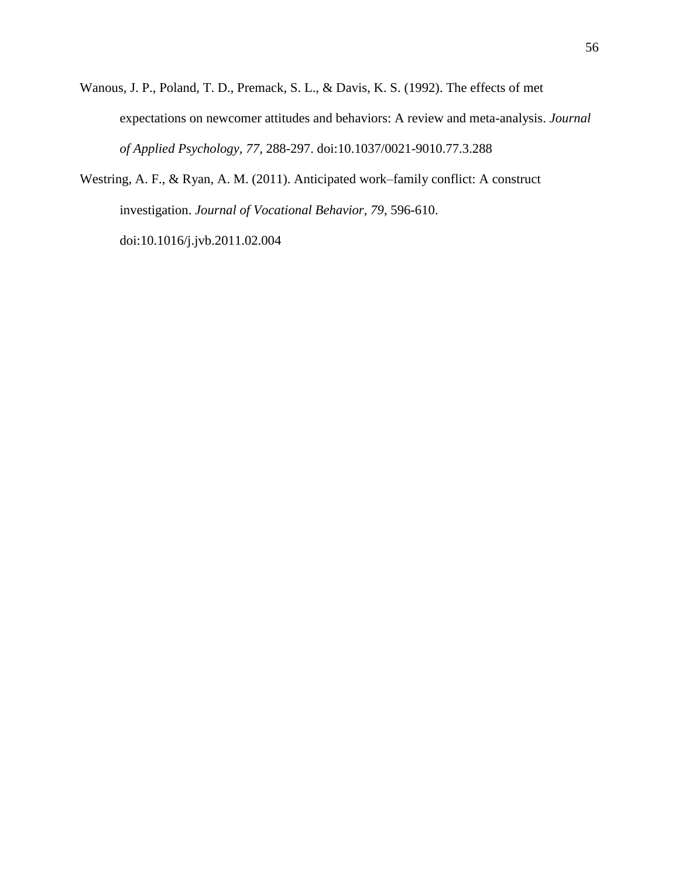Wanous, J. P., Poland, T. D., Premack, S. L., & Davis, K. S. (1992). The effects of met expectations on newcomer attitudes and behaviors: A review and meta-analysis. *Journal of Applied Psychology, 77*, 288-297. doi:10.1037/0021-9010.77.3.288

Westring, A. F., & Ryan, A. M. (2011). Anticipated work–family conflict: A construct investigation. *Journal of Vocational Behavior, 79*, 596-610. doi:10.1016/j.jvb.2011.02.004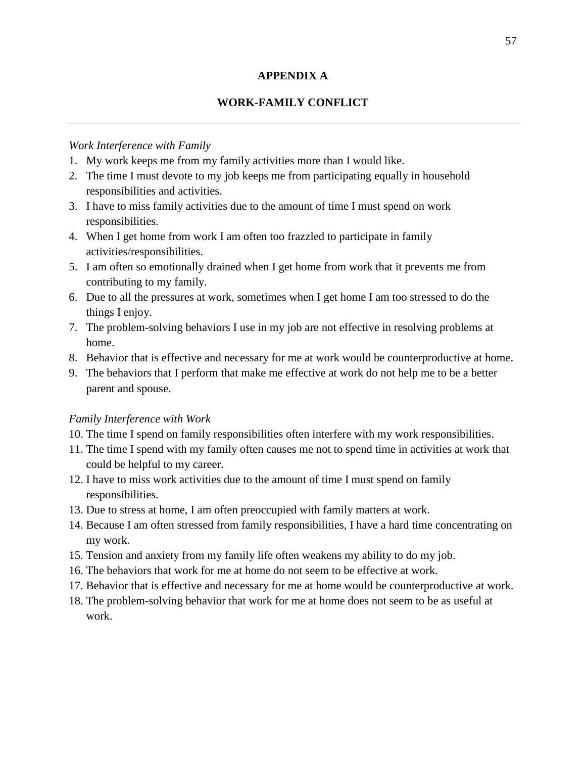# APPENDIX A

## WORK-FAMILY CONFLICT

---

*Work Interference with Family*

1. My work keeps me from my family activities more than I would like.
2. The time I must devote to my job keeps me from participating equally in household responsibilities and activities.
3. I have to miss family activities due to the amount of time I must spend on work responsibilities.
4. When I get home from work I am often too frazzled to participate in family activities/responsibilities.
5. I am often so emotionally drained when I get home from work that it prevents me from contributing to my family.
6. Due to all the pressures at work, sometimes when I get home I am too stressed to do the things I enjoy.
7. The problem-solving behaviors I use in my job are not effective in resolving problems at home.
8. Behavior that is effective and necessary for me at work would be counterproductive at home.
9. The behaviors that I perform that make me effective at work do not help me to be a better parent and spouse.

*Family Interference with Work*

10. The time I spend on family responsibilities often interfere with my work responsibilities.
11. The time I spend with my family often causes me not to spend time in activities at work that could be helpful to my career.
12. I have to miss work activities due to the amount of time I must spend on family responsibilities.
13. Due to stress at home, I am often preoccupied with family matters at work.
14. Because I am often stressed from family responsibilities, I have a hard time concentrating on my work.
15. Tension and anxiety from my family life often weakens my ability to do my job.
16. The behaviors that work for me at home do not seem to be effective at work.
17. Behavior that is effective and necessary for me at home would be counterproductive at work.
18. The problem-solving behavior that work for me at home does not seem to be as useful at work.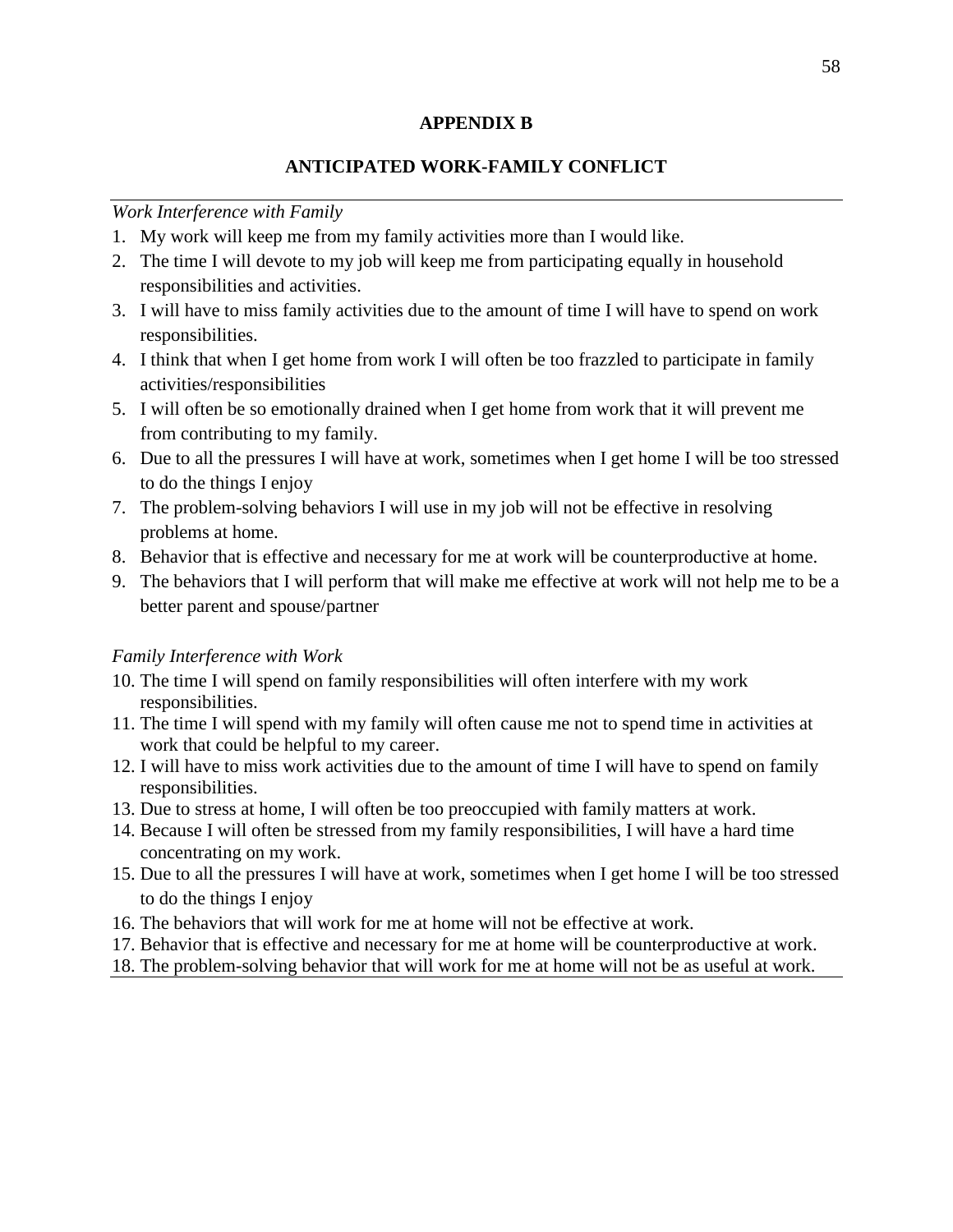# APPENDIX B

## ANTICIPATED WORK-FAMILY CONFLICT

*Work Interference with Family*

1. My work will keep me from my family activities more than I would like.
2. The time I will devote to my job will keep me from participating equally in household responsibilities and activities.
3. I will have to miss family activities due to the amount of time I will have to spend on work responsibilities.
4. I think that when I get home from work I will often be too frazzled to participate in family activities/responsibilities
5. I will often be so emotionally drained when I get home from work that it will prevent me from contributing to my family.
6. Due to all the pressures I will have at work, sometimes when I get home I will be too stressed to do the things I enjoy
7. The problem-solving behaviors I will use in my job will not be effective in resolving problems at home.
8. Behavior that is effective and necessary for me at work will be counterproductive at home.
9. The behaviors that I will perform that will make me effective at work will not help me to be a better parent and spouse/partner

*Family Interference with Work*

10. The time I will spend on family responsibilities will often interfere with my work responsibilities.
11. The time I will spend with my family will often cause me not to spend time in activities at work that could be helpful to my career.
12. I will have to miss work activities due to the amount of time I will have to spend on family responsibilities.
13. Due to stress at home, I will often be too preoccupied with family matters at work.
14. Because I will often be stressed from my family responsibilities, I will have a hard time concentrating on my work.
15. Due to all the pressures I will have at work, sometimes when I get home I will be too stressed to do the things I enjoy
16. The behaviors that will work for me at home will not be effective at work.
17. Behavior that is effective and necessary for me at home will be counterproductive at work.
18. The problem-solving behavior that will work for me at home will not be as useful at work.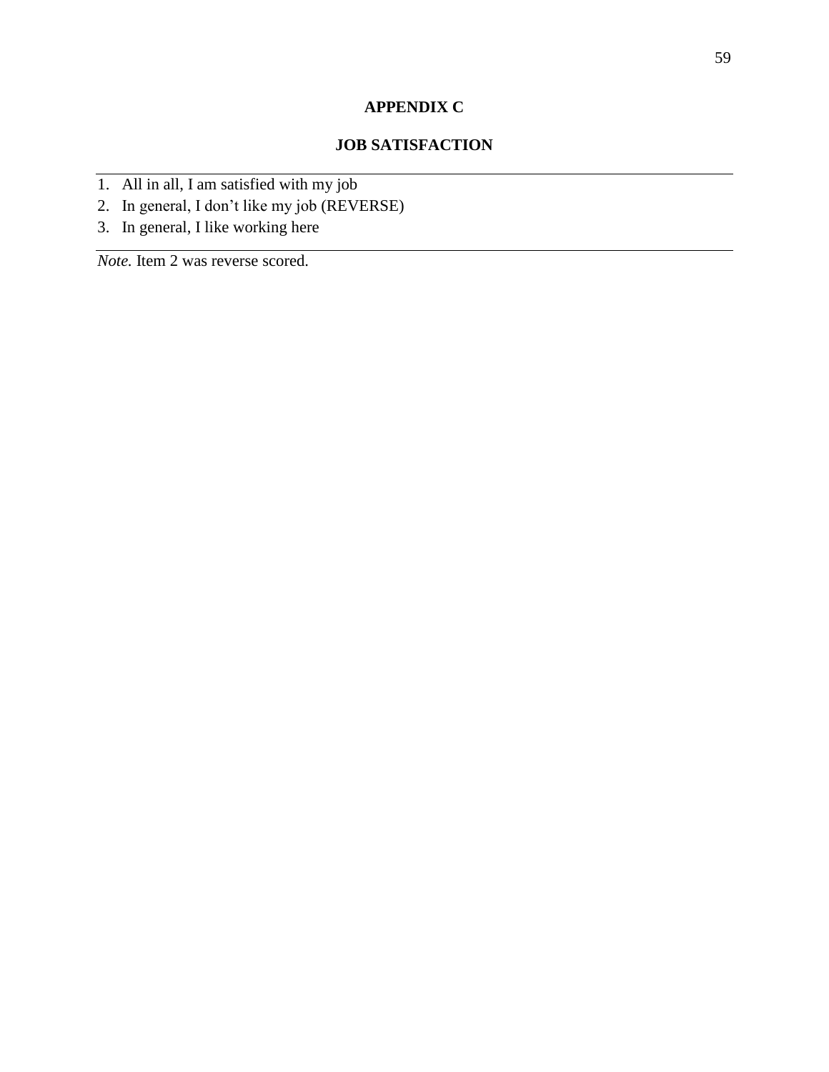# APPENDIX C

## JOB SATISFACTION

1. All in all, I am satisfied with my job
2. In general, I don’t like my job (REVERSE)
3. In general, I like working here

*Note.* Item 2 was reverse scored.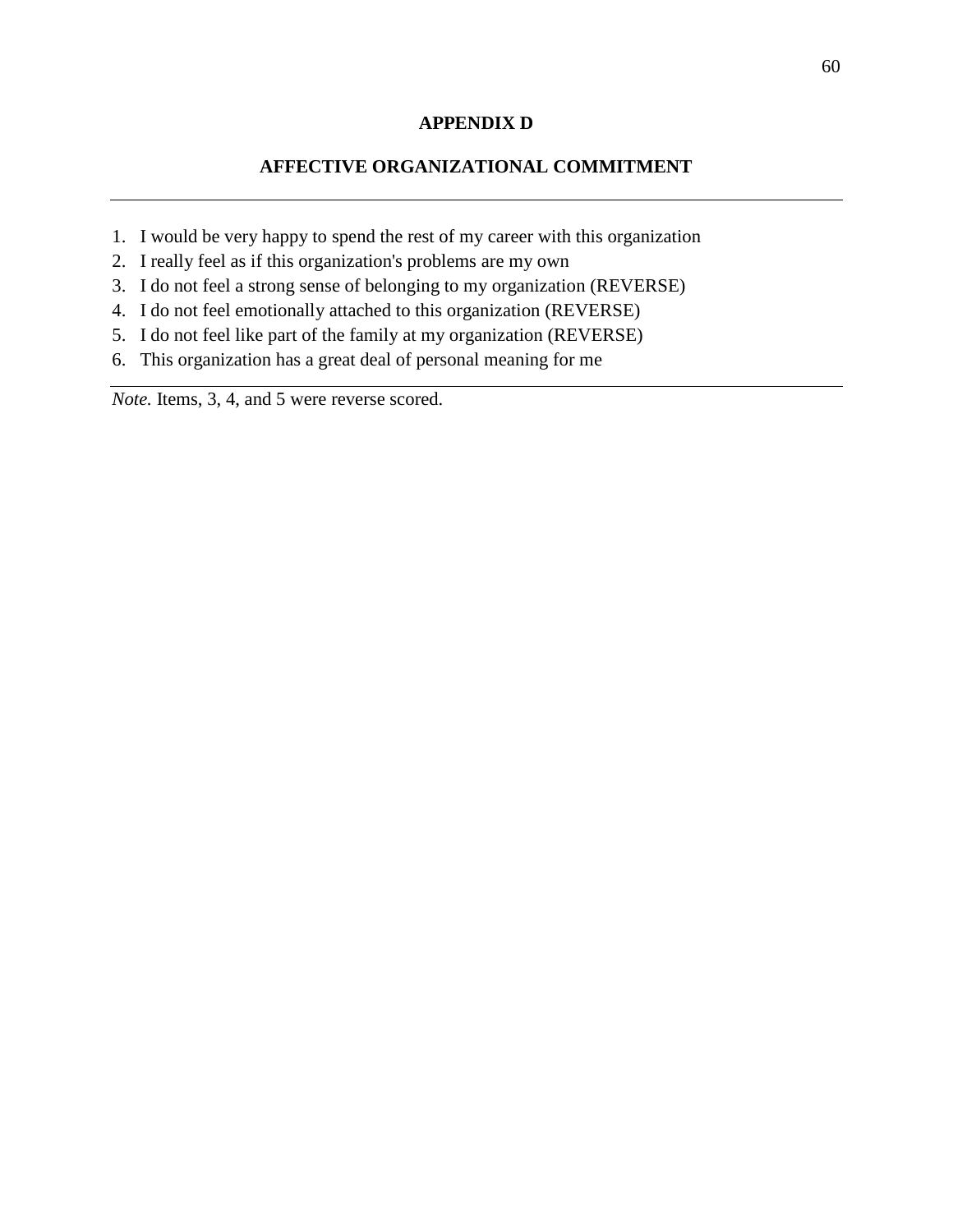# APPENDIX D

## AFFECTIVE ORGANIZATIONAL COMMITMENT

---

1. I would be very happy to spend the rest of my career with this organization
2. I really feel as if this organization's problems are my own
3. I do not feel a strong sense of belonging to my organization (REVERSE)
4. I do not feel emotionally attached to this organization (REVERSE)
5. I do not feel like part of the family at my organization (REVERSE)
6. This organization has a great deal of personal meaning for me

---

*Note.* Items, 3, 4, and 5 were reverse scored.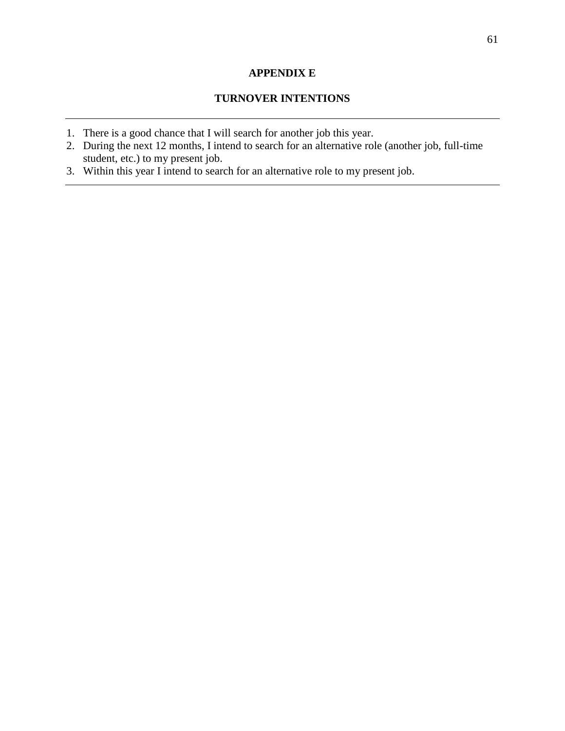# APPENDIX E

## TURNOVER INTENTIONS

1. There is a good chance that I will search for another job this year.
2. During the next 12 months, I intend to search for an alternative role (another job, full-time student, etc.) to my present job.
3. Within this year I intend to search for an alternative role to my present job.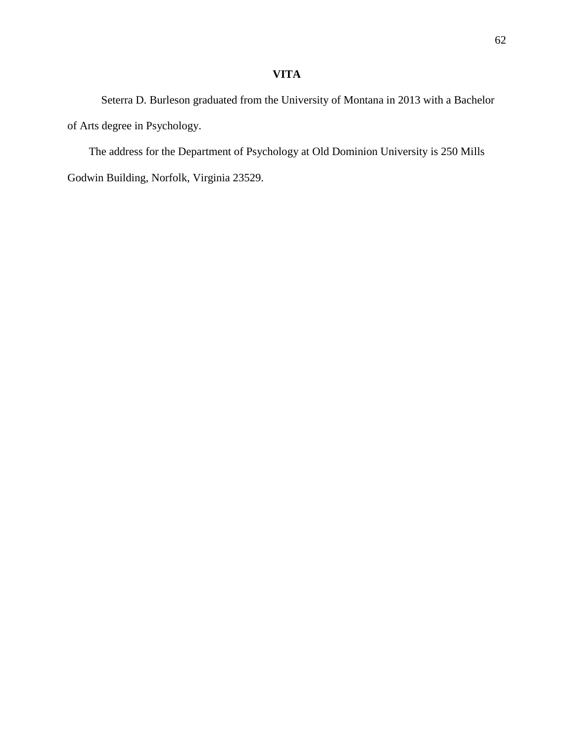# VITA

Seterra D. Burleson graduated from the University of Montana in 2013 with a Bachelor of Arts degree in Psychology.

The address for the Department of Psychology at Old Dominion University is 250 Mills Godwin Building, Norfolk, Virginia 23529.